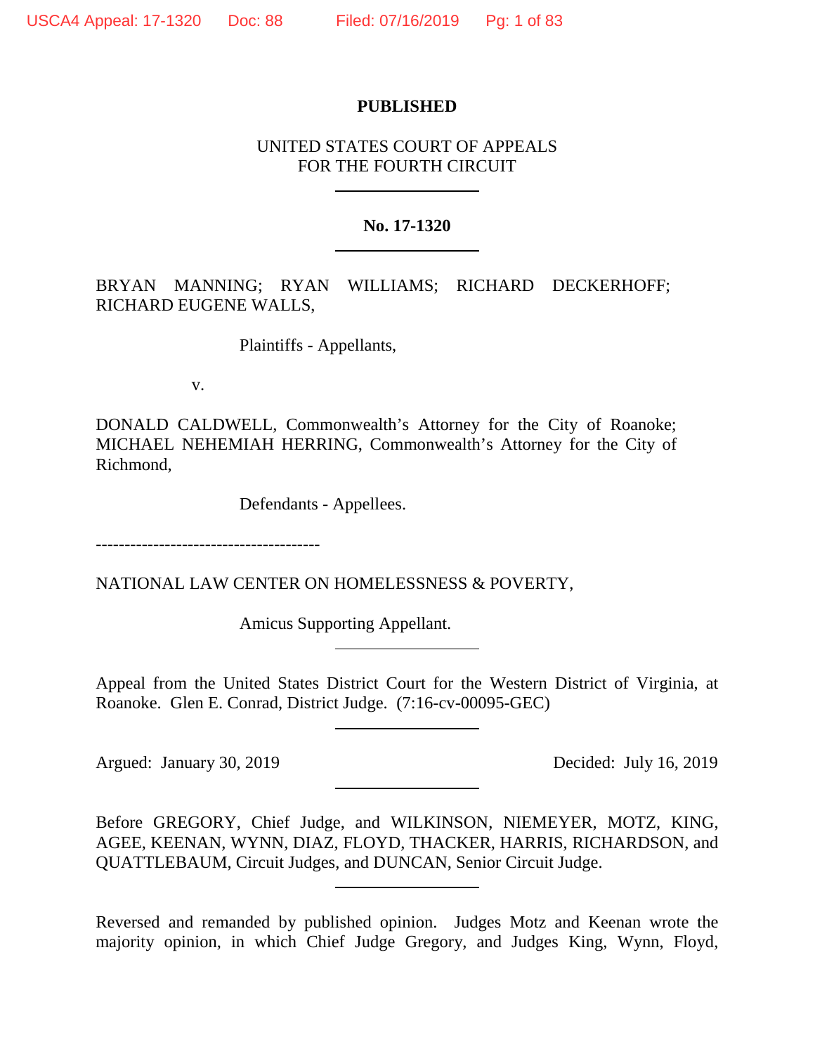**PUBLISHED**

UNITED STATES COURT OF APPEALS
FOR THE FOURTH CIRCUIT

---

**No. 17-1320**

---

BRYAN MANNING; RYAN WILLIAMS; RICHARD DECKERHOFF; RICHARD EUGENE WALLS,

Plaintiffs - Appellants,

v.

DONALD CALDWELL, Commonwealth's Attorney for the City of Roanoke; MICHAEL NEHEMIAH HERRING, Commonwealth's Attorney for the City of Richmond,

Defendants - Appellees.

---------------------------------------

NATIONAL LAW CENTER ON HOMELESSNESS & POVERTY,

Amicus Supporting Appellant.

---

Appeal from the United States District Court for the Western District of Virginia, at Roanoke. Glen E. Conrad, District Judge. (7:16-cv-00095-GEC)

---

Argued: January 30, 2019 Decided: July 16, 2019

---

Before GREGORY, Chief Judge, and WILKINSON, NIEMEYER, MOTZ, KING, AGEE, KEENAN, WYNN, DIAZ, FLOYD, THACKER, HARRIS, RICHARDSON, and QUATTLEBAUM, Circuit Judges, and DUNCAN, Senior Circuit Judge.

---

Reversed and remanded by published opinion. Judges Motz and Keenan wrote the majority opinion, in which Chief Judge Gregory, and Judges King, Wynn, Floyd,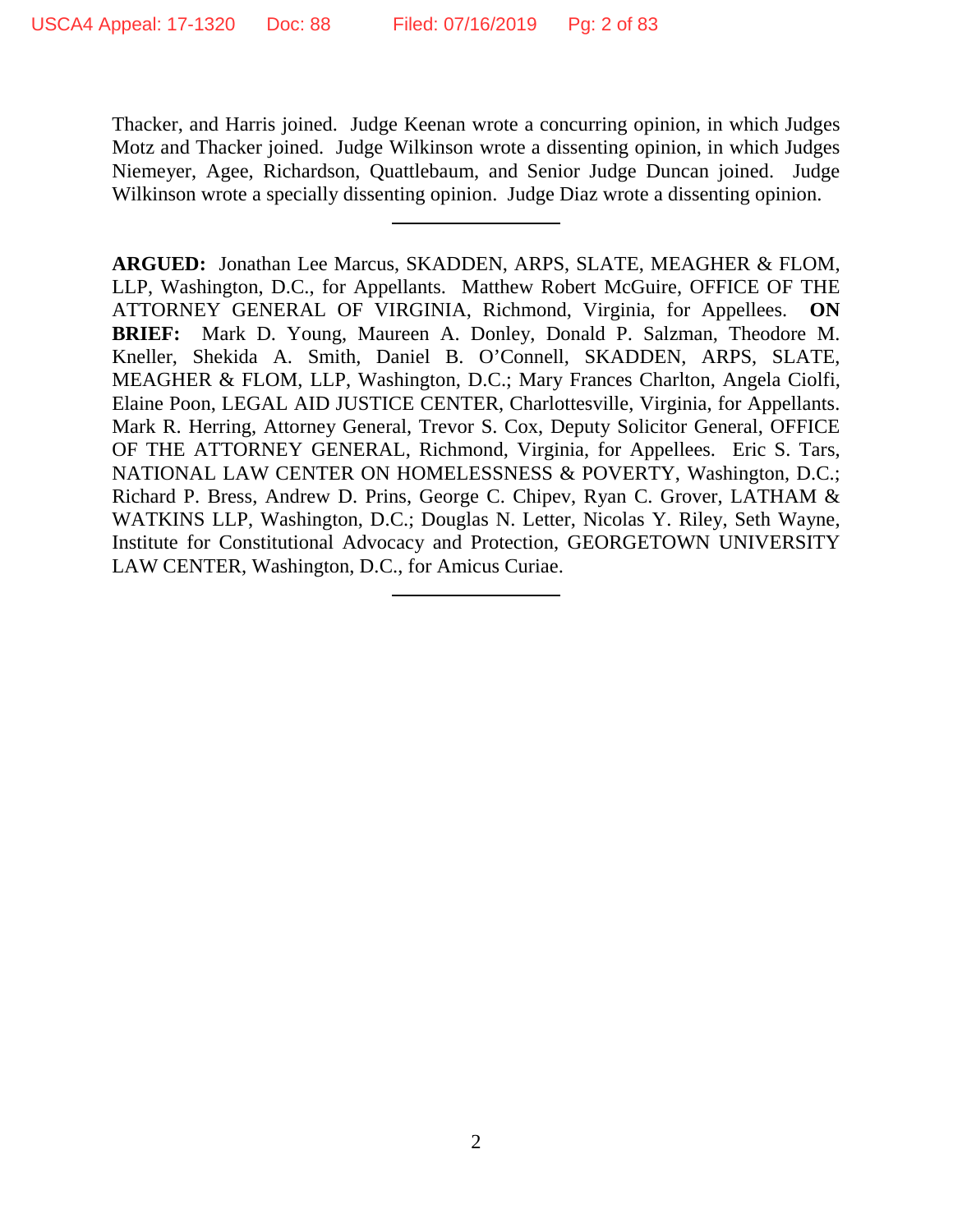Thacker, and Harris joined. Judge Keenan wrote a concurring opinion, in which Judges Motz and Thacker joined. Judge Wilkinson wrote a dissenting opinion, in which Judges Niemeyer, Agee, Richardson, Quattlebaum, and Senior Judge Duncan joined. Judge Wilkinson wrote a specially dissenting opinion. Judge Diaz wrote a dissenting opinion.

---

**ARGUED:** Jonathan Lee Marcus, SKADDEN, ARPS, SLATE, MEAGHER & FLOM, LLP, Washington, D.C., for Appellants. Matthew Robert McGuire, OFFICE OF THE ATTORNEY GENERAL OF VIRGINIA, Richmond, Virginia, for Appellees. **ON BRIEF:** Mark D. Young, Maureen A. Donley, Donald P. Salzman, Theodore M. Kneller, Shekida A. Smith, Daniel B. O'Connell, SKADDEN, ARPS, SLATE, MEAGHER & FLOM, LLP, Washington, D.C.; Mary Frances Charlton, Angela Ciolfi, Elaine Poon, LEGAL AID JUSTICE CENTER, Charlottesville, Virginia, for Appellants. Mark R. Herring, Attorney General, Trevor S. Cox, Deputy Solicitor General, OFFICE OF THE ATTORNEY GENERAL, Richmond, Virginia, for Appellees. Eric S. Tars, NATIONAL LAW CENTER ON HOMELESSNESS & POVERTY, Washington, D.C.; Richard P. Bress, Andrew D. Prins, George C. Chipev, Ryan C. Grover, LATHAM & WATKINS LLP, Washington, D.C.; Douglas N. Letter, Nicolas Y. Riley, Seth Wayne, Institute for Constitutional Advocacy and Protection, GEORGETOWN UNIVERSITY LAW CENTER, Washington, D.C., for Amicus Curiae.

---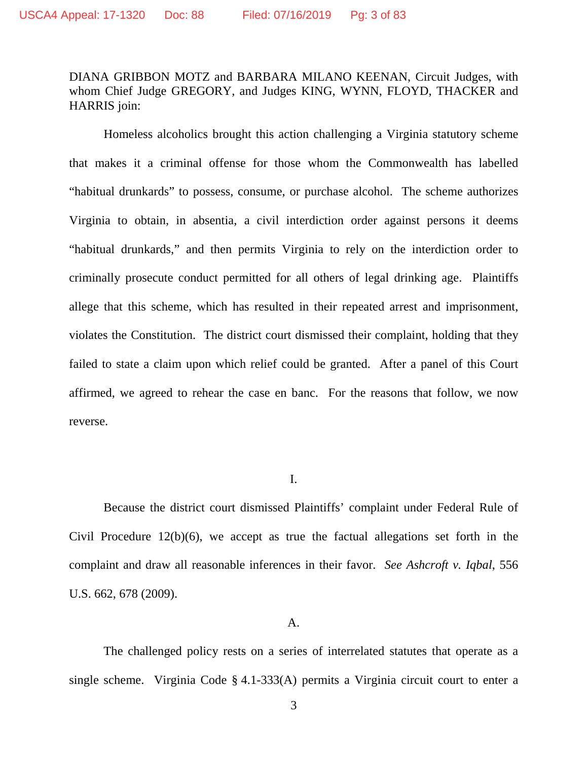DIANA GRIBBON MOTZ and BARBARA MILANO KEENAN, Circuit Judges, with whom Chief Judge GREGORY, and Judges KING, WYNN, FLOYD, THACKER and HARRIS join:

Homeless alcoholics brought this action challenging a Virginia statutory scheme that makes it a criminal offense for those whom the Commonwealth has labelled "habitual drunkards" to possess, consume, or purchase alcohol. The scheme authorizes Virginia to obtain, in absentia, a civil interdiction order against persons it deems "habitual drunkards," and then permits Virginia to rely on the interdiction order to criminally prosecute conduct permitted for all others of legal drinking age. Plaintiffs allege that this scheme, which has resulted in their repeated arrest and imprisonment, violates the Constitution. The district court dismissed their complaint, holding that they failed to state a claim upon which relief could be granted. After a panel of this Court affirmed, we agreed to rehear the case en banc. For the reasons that follow, we now reverse.

## I.

Because the district court dismissed Plaintiffs' complaint under Federal Rule of Civil Procedure 12(b)(6), we accept as true the factual allegations set forth in the complaint and draw all reasonable inferences in their favor. *See Ashcroft v. Iqbal*, 556 U.S. 662, 678 (2009).

### A.

The challenged policy rests on a series of interrelated statutes that operate as a single scheme. Virginia Code § 4.1-333(A) permits a Virginia circuit court to enter a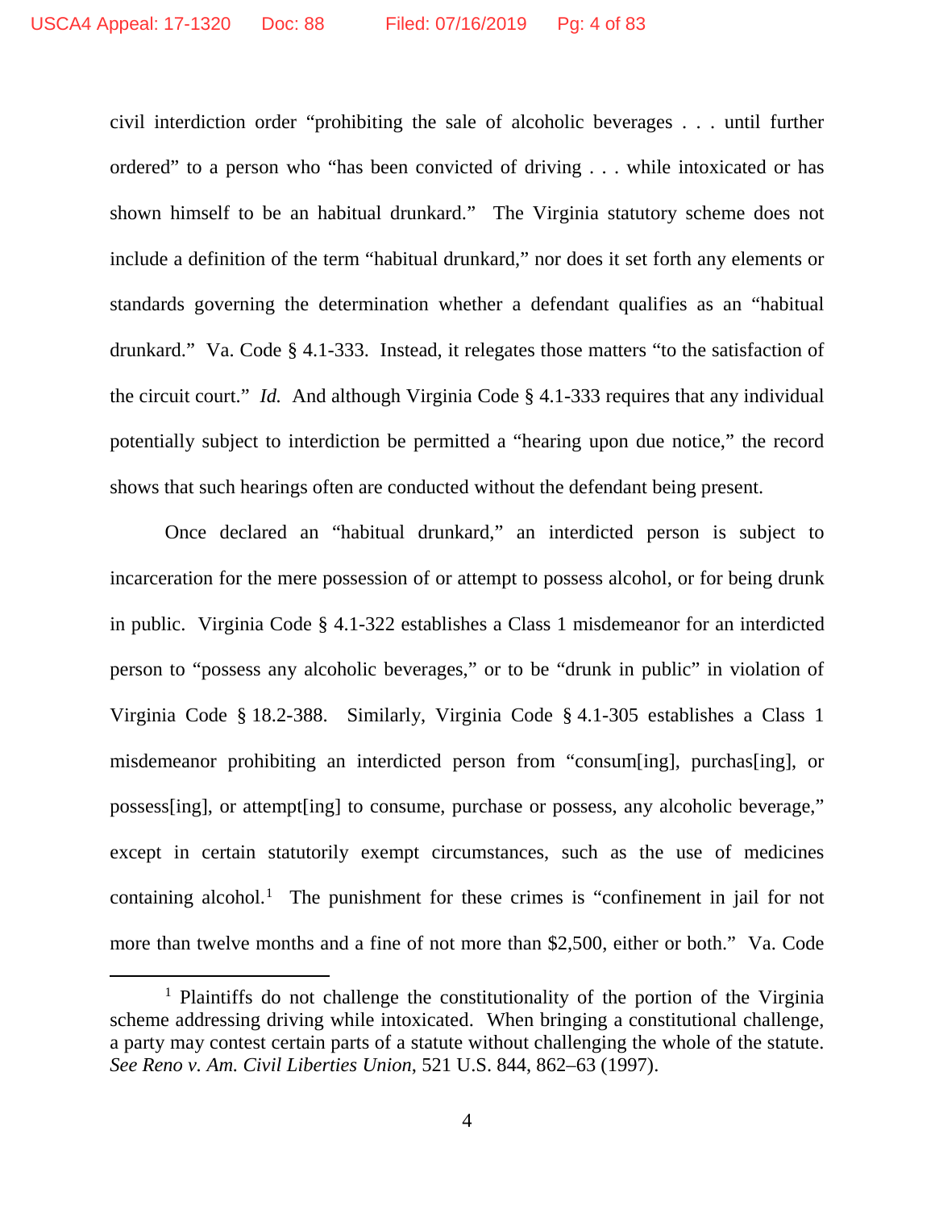civil interdiction order "prohibiting the sale of alcoholic beverages . . . until further ordered" to a person who "has been convicted of driving . . . while intoxicated or has shown himself to be an habitual drunkard." The Virginia statutory scheme does not include a definition of the term "habitual drunkard," nor does it set forth any elements or standards governing the determination whether a defendant qualifies as an "habitual drunkard." Va. Code § 4.1-333. Instead, it relegates those matters "to the satisfaction of the circuit court." *Id.* And although Virginia Code § 4.1-333 requires that any individual potentially subject to interdiction be permitted a "hearing upon due notice," the record shows that such hearings often are conducted without the defendant being present.

Once declared an "habitual drunkard," an interdicted person is subject to incarceration for the mere possession of or attempt to possess alcohol, or for being drunk in public. Virginia Code § 4.1-322 establishes a Class 1 misdemeanor for an interdicted person to "possess any alcoholic beverages," or to be "drunk in public" in violation of Virginia Code § 18.2-388. Similarly, Virginia Code § 4.1-305 establishes a Class 1 misdemeanor prohibiting an interdicted person from "consum[ing], purchas[ing], or possess[ing], or attempt[ing] to consume, purchase or possess, any alcoholic beverage," except in certain statutorily exempt circumstances, such as the use of medicines containing alcohol.[1] The punishment for these crimes is "confinement in jail for not more than twelve months and a fine of not more than $2,500, either or both." Va. Code

[1] Plaintiffs do not challenge the constitutionality of the portion of the Virginia scheme addressing driving while intoxicated. When bringing a constitutional challenge, a party may contest certain parts of a statute without challenging the whole of the statute. *See Reno v. Am. Civil Liberties Union*, 521 U.S. 844, 862–63 (1997).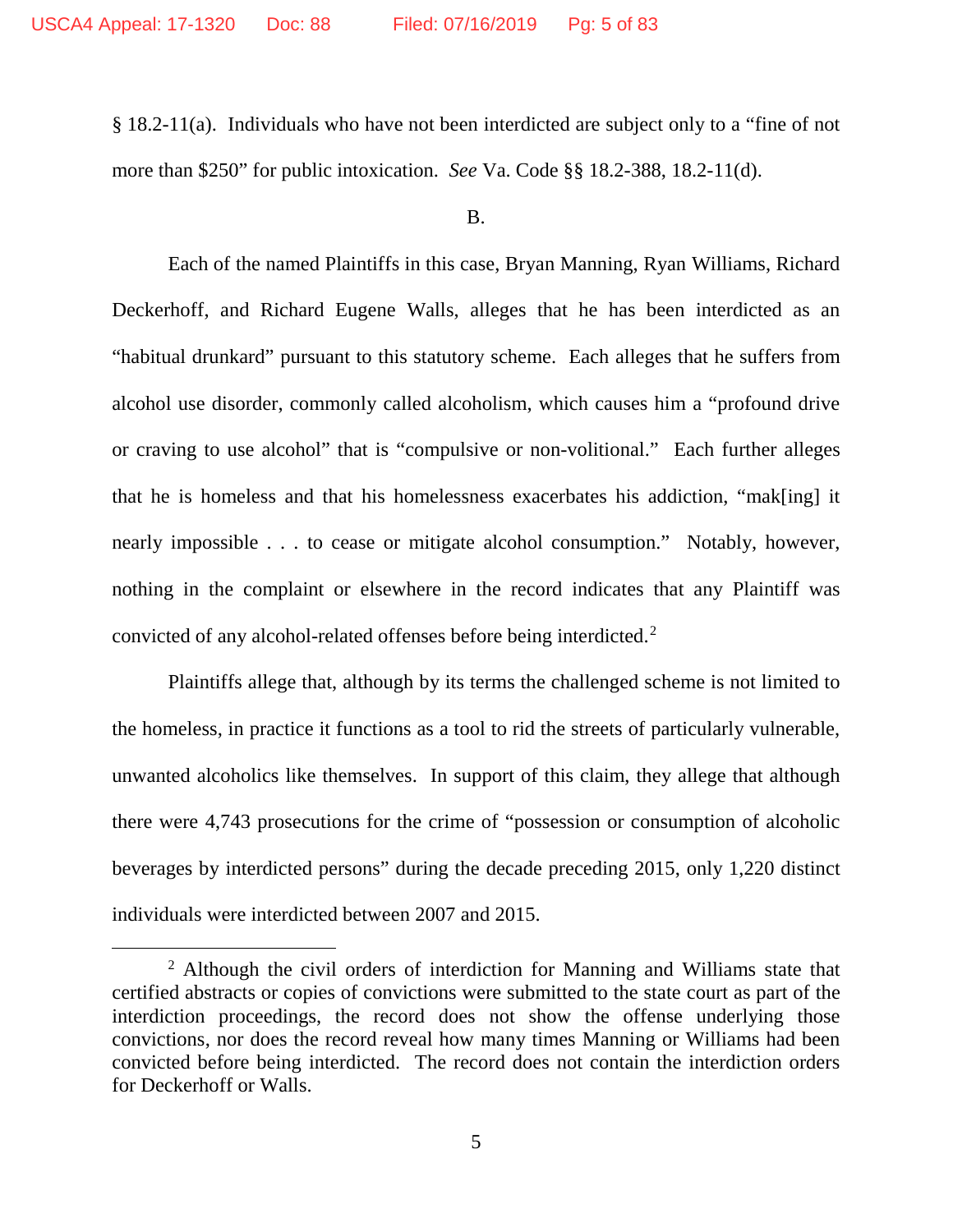§ 18.2-11(a). Individuals who have not been interdicted are subject only to a "fine of not more than $250" for public intoxication. *See* Va. Code §§ 18.2-388, 18.2-11(d).

B.

Each of the named Plaintiffs in this case, Bryan Manning, Ryan Williams, Richard Deckerhoff, and Richard Eugene Walls, alleges that he has been interdicted as an "habitual drunkard" pursuant to this statutory scheme. Each alleges that he suffers from alcohol use disorder, commonly called alcoholism, which causes him a "profound drive or craving to use alcohol" that is "compulsive or non-volitional." Each further alleges that he is homeless and that his homelessness exacerbates his addiction, "mak[ing] it nearly impossible . . . to cease or mitigate alcohol consumption." Notably, however, nothing in the complaint or elsewhere in the record indicates that any Plaintiff was convicted of any alcohol-related offenses before being interdicted.[2]

Plaintiffs allege that, although by its terms the challenged scheme is not limited to the homeless, in practice it functions as a tool to rid the streets of particularly vulnerable, unwanted alcoholics like themselves. In support of this claim, they allege that although there were 4,743 prosecutions for the crime of "possession or consumption of alcoholic beverages by interdicted persons" during the decade preceding 2015, only 1,220 distinct individuals were interdicted between 2007 and 2015.

[2] Although the civil orders of interdiction for Manning and Williams state that certified abstracts or copies of convictions were submitted to the state court as part of the interdiction proceedings, the record does not show the offense underlying those convictions, nor does the record reveal how many times Manning or Williams had been convicted before being interdicted. The record does not contain the interdiction orders for Deckerhoff or Walls.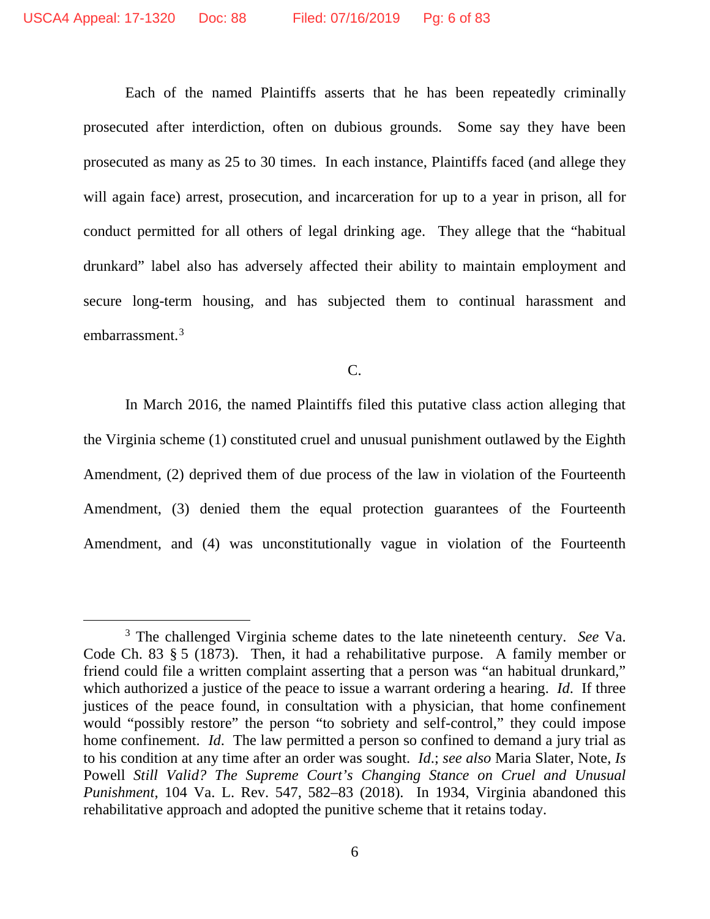Each of the named Plaintiffs asserts that he has been repeatedly criminally prosecuted after interdiction, often on dubious grounds. Some say they have been prosecuted as many as 25 to 30 times. In each instance, Plaintiffs faced (and allege they will again face) arrest, prosecution, and incarceration for up to a year in prison, all for conduct permitted for all others of legal drinking age. They allege that the "habitual drunkard" label also has adversely affected their ability to maintain employment and secure long-term housing, and has subjected them to continual harassment and embarrassment.[3]

C.

In March 2016, the named Plaintiffs filed this putative class action alleging that the Virginia scheme (1) constituted cruel and unusual punishment outlawed by the Eighth Amendment, (2) deprived them of due process of the law in violation of the Fourteenth Amendment, (3) denied them the equal protection guarantees of the Fourteenth Amendment, and (4) was unconstitutionally vague in violation of the Fourteenth

---

[3] The challenged Virginia scheme dates to the late nineteenth century. *See* Va. Code Ch. 83 § 5 (1873). Then, it had a rehabilitative purpose. A family member or friend could file a written complaint asserting that a person was "an habitual drunkard," which authorized a justice of the peace to issue a warrant ordering a hearing. *Id*. If three justices of the peace found, in consultation with a physician, that home confinement would "possibly restore" the person "to sobriety and self-control," they could impose home confinement. *Id*. The law permitted a person so confined to demand a jury trial as to his condition at any time after an order was sought. *Id*.; *see also* Maria Slater, Note, *Is* Powell *Still Valid? The Supreme Court's Changing Stance on Cruel and Unusual Punishment*, 104 Va. L. Rev. 547, 582–83 (2018). In 1934, Virginia abandoned this rehabilitative approach and adopted the punitive scheme that it retains today.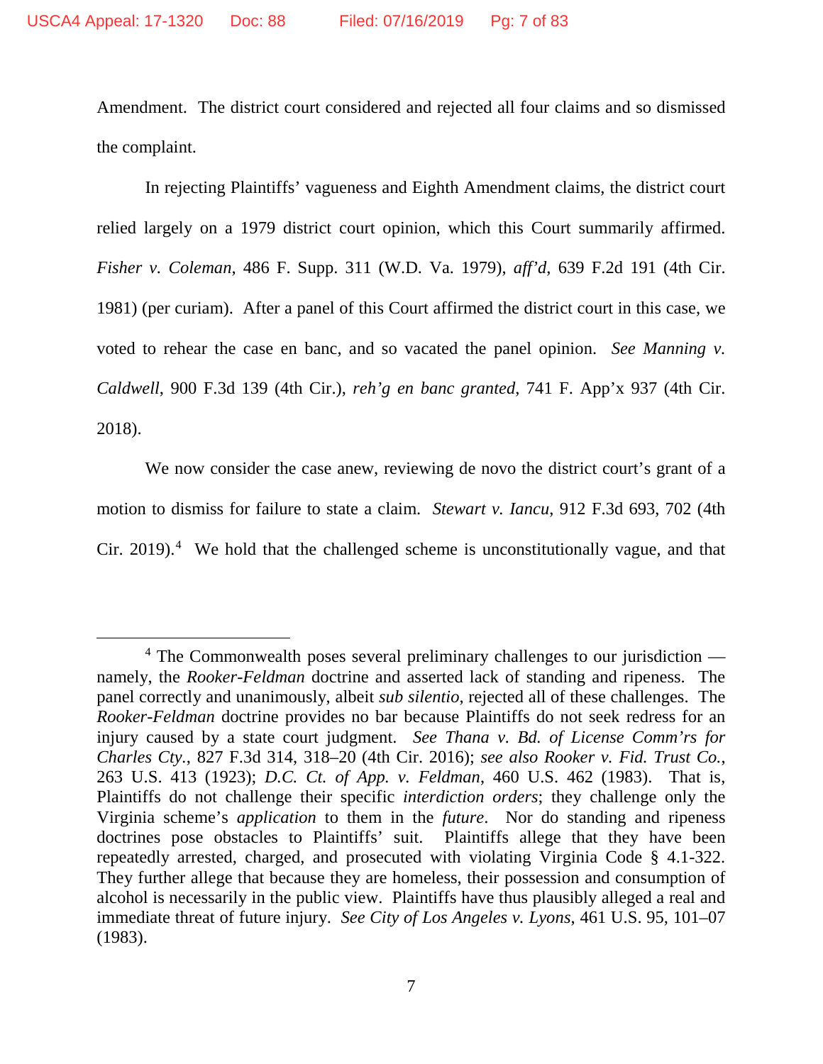Amendment. The district court considered and rejected all four claims and so dismissed the complaint.

In rejecting Plaintiffs' vagueness and Eighth Amendment claims, the district court relied largely on a 1979 district court opinion, which this Court summarily affirmed. *Fisher v. Coleman*, 486 F. Supp. 311 (W.D. Va. 1979), *aff'd*, 639 F.2d 191 (4th Cir. 1981) (per curiam). After a panel of this Court affirmed the district court in this case, we voted to rehear the case en banc, and so vacated the panel opinion. *See Manning v. Caldwell*, 900 F.3d 139 (4th Cir.), *reh'g en banc granted*, 741 F. App'x 937 (4th Cir. 2018).

We now consider the case anew, reviewing de novo the district court's grant of a motion to dismiss for failure to state a claim. *Stewart v. Iancu*, 912 F.3d 693, 702 (4th Cir. 2019).[4] We hold that the challenged scheme is unconstitutionally vague, and that

---

[4] The Commonwealth poses several preliminary challenges to our jurisdiction — namely, the *Rooker-Feldman* doctrine and asserted lack of standing and ripeness. The panel correctly and unanimously, albeit *sub silentio*, rejected all of these challenges. The *Rooker-Feldman* doctrine provides no bar because Plaintiffs do not seek redress for an injury caused by a state court judgment. *See Thana v. Bd. of License Comm'rs for Charles Cty.*, 827 F.3d 314, 318–20 (4th Cir. 2016); *see also Rooker v. Fid. Trust Co.*, 263 U.S. 413 (1923); *D.C. Ct. of App. v. Feldman*, 460 U.S. 462 (1983). That is, Plaintiffs do not challenge their specific *interdiction orders*; they challenge only the Virginia scheme's *application* to them in the *future*. Nor do standing and ripeness doctrines pose obstacles to Plaintiffs' suit. Plaintiffs allege that they have been repeatedly arrested, charged, and prosecuted with violating Virginia Code § 4.1-322. They further allege that because they are homeless, their possession and consumption of alcohol is necessarily in the public view. Plaintiffs have thus plausibly alleged a real and immediate threat of future injury. *See City of Los Angeles v. Lyons*, 461 U.S. 95, 101–07 (1983).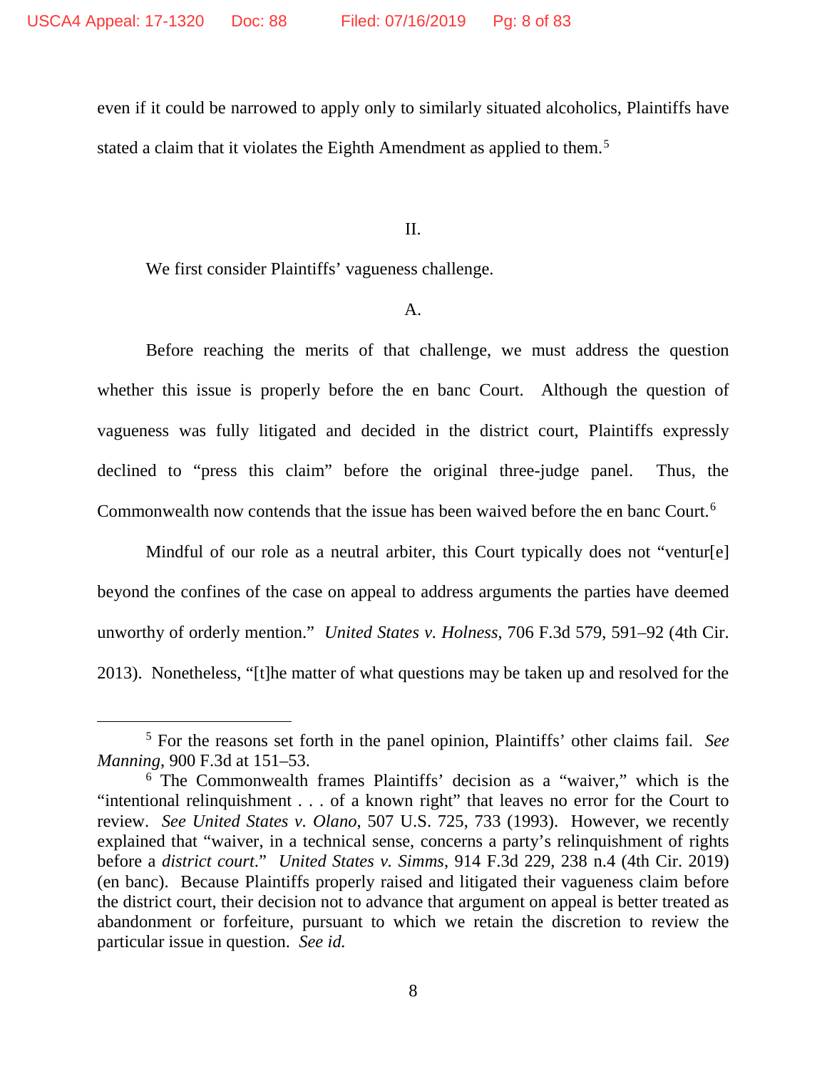even if it could be narrowed to apply only to similarly situated alcoholics, Plaintiffs have stated a claim that it violates the Eighth Amendment as applied to them.[5]

II.

We first consider Plaintiffs' vagueness challenge.

A.

Before reaching the merits of that challenge, we must address the question whether this issue is properly before the en banc Court. Although the question of vagueness was fully litigated and decided in the district court, Plaintiffs expressly declined to "press this claim" before the original three-judge panel. Thus, the Commonwealth now contends that the issue has been waived before the en banc Court.[6]

Mindful of our role as a neutral arbiter, this Court typically does not "ventur[e] beyond the confines of the case on appeal to address arguments the parties have deemed unworthy of orderly mention." *United States v. Holness*, 706 F.3d 579, 591–92 (4th Cir. 2013). Nonetheless, "[t]he matter of what questions may be taken up and resolved for the

---

[5] For the reasons set forth in the panel opinion, Plaintiffs' other claims fail. *See Manning*, 900 F.3d at 151–53.

[6] The Commonwealth frames Plaintiffs' decision as a "waiver," which is the "intentional relinquishment . . . of a known right" that leaves no error for the Court to review. *See United States v. Olano*, 507 U.S. 725, 733 (1993). However, we recently explained that "waiver, in a technical sense, concerns a party's relinquishment of rights before a *district court*." *United States v. Simms*, 914 F.3d 229, 238 n.4 (4th Cir. 2019) (en banc). Because Plaintiffs properly raised and litigated their vagueness claim before the district court, their decision not to advance that argument on appeal is better treated as abandonment or forfeiture, pursuant to which we retain the discretion to review the particular issue in question. *See id.*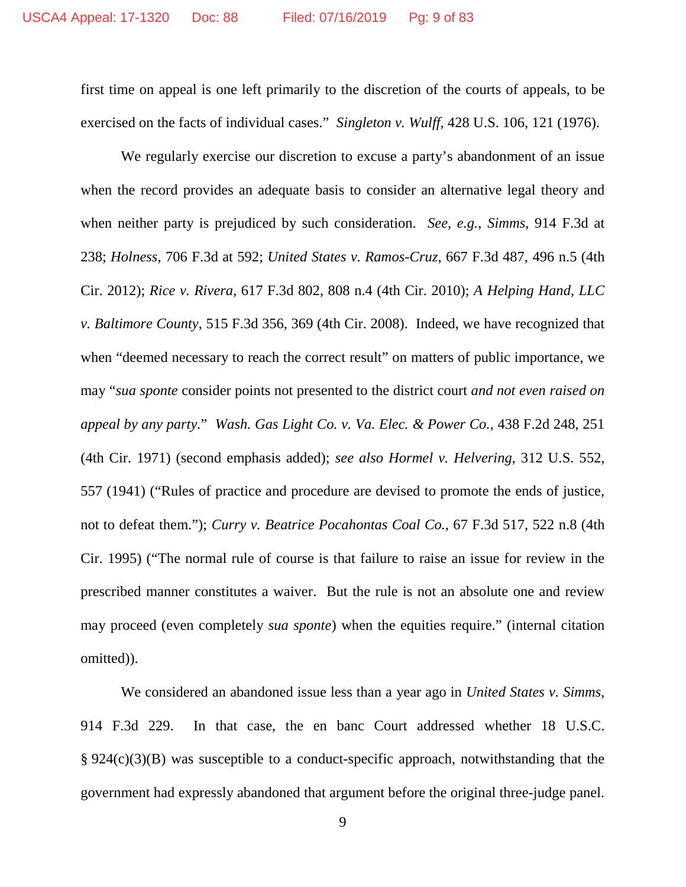first time on appeal is one left primarily to the discretion of the courts of appeals, to be exercised on the facts of individual cases." *Singleton v. Wulff*, 428 U.S. 106, 121 (1976).

We regularly exercise our discretion to excuse a party's abandonment of an issue when the record provides an adequate basis to consider an alternative legal theory and when neither party is prejudiced by such consideration. *See, e.g.*, *Simms*, 914 F.3d at 238; *Holness*, 706 F.3d at 592; *United States v. Ramos-Cruz*, 667 F.3d 487, 496 n.5 (4th Cir. 2012); *Rice v. Rivera*, 617 F.3d 802, 808 n.4 (4th Cir. 2010); *A Helping Hand, LLC v. Baltimore County*, 515 F.3d 356, 369 (4th Cir. 2008). Indeed, we have recognized that when "deemed necessary to reach the correct result" on matters of public importance, we may "*sua sponte* consider points not presented to the district court *and not even raised on appeal by any party*." *Wash. Gas Light Co. v. Va. Elec. & Power Co.*, 438 F.2d 248, 251 (4th Cir. 1971) (second emphasis added); *see also Hormel v. Helvering*, 312 U.S. 552, 557 (1941) ("Rules of practice and procedure are devised to promote the ends of justice, not to defeat them."); *Curry v. Beatrice Pocahontas Coal Co.*, 67 F.3d 517, 522 n.8 (4th Cir. 1995) ("The normal rule of course is that failure to raise an issue for review in the prescribed manner constitutes a waiver. But the rule is not an absolute one and review may proceed (even completely *sua sponte*) when the equities require." (internal citation omitted)).

We considered an abandoned issue less than a year ago in *United States v. Simms*, 914 F.3d 229. In that case, the en banc Court addressed whether 18 U.S.C. § 924(c)(3)(B) was susceptible to a conduct-specific approach, notwithstanding that the government had expressly abandoned that argument before the original three-judge panel.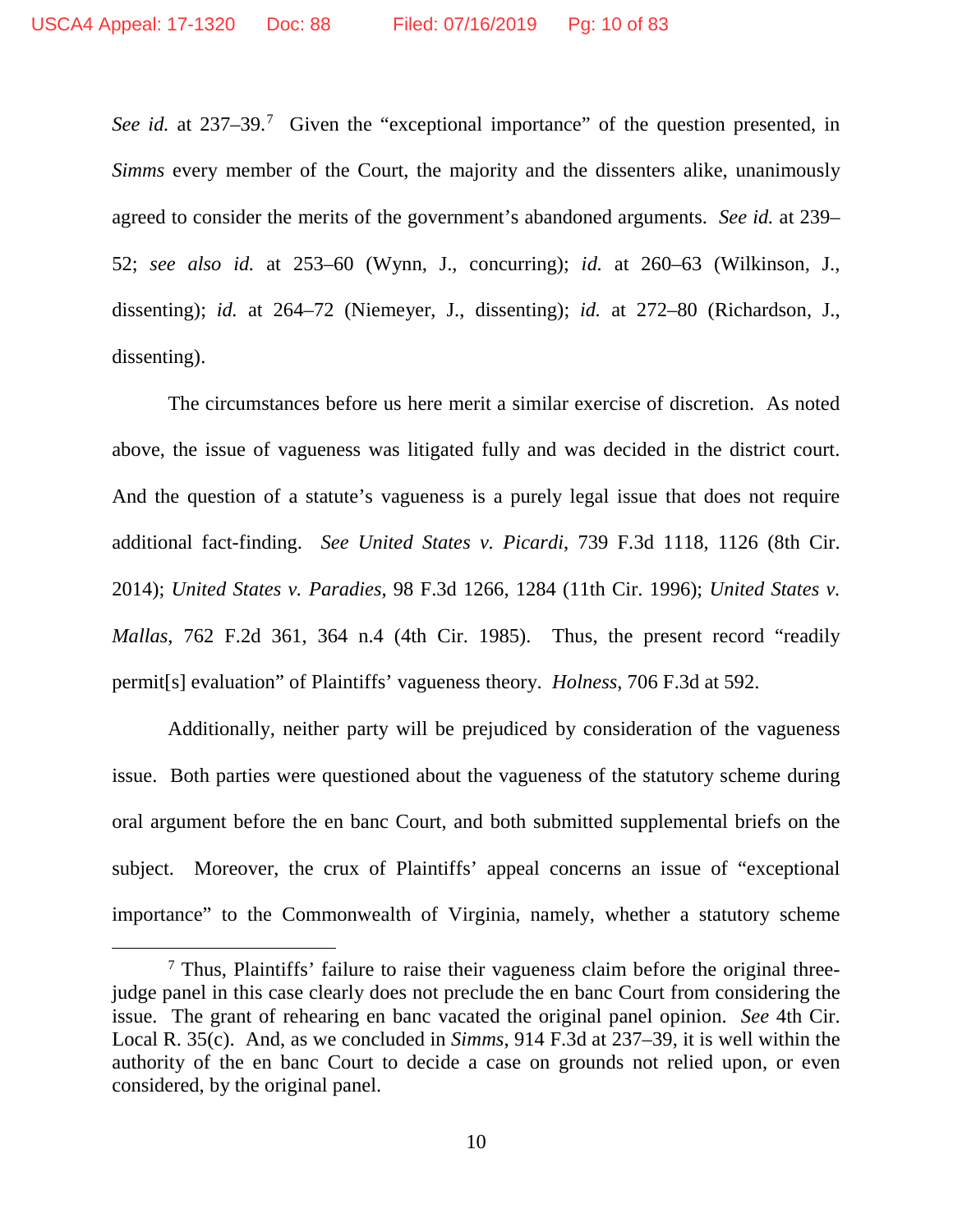*See id.* at 237–39.[7] Given the "exceptional importance" of the question presented, in *Simms* every member of the Court, the majority and the dissenters alike, unanimously agreed to consider the merits of the government's abandoned arguments. *See id.* at 239–52; *see also id.* at 253–60 (Wynn, J., concurring); *id.* at 260–63 (Wilkinson, J., dissenting); *id.* at 264–72 (Niemeyer, J., dissenting); *id.* at 272–80 (Richardson, J., dissenting).

The circumstances before us here merit a similar exercise of discretion. As noted above, the issue of vagueness was litigated fully and was decided in the district court. And the question of a statute's vagueness is a purely legal issue that does not require additional fact-finding. *See United States v. Picardi*, 739 F.3d 1118, 1126 (8th Cir. 2014); *United States v. Paradies*, 98 F.3d 1266, 1284 (11th Cir. 1996); *United States v. Mallas*, 762 F.2d 361, 364 n.4 (4th Cir. 1985). Thus, the present record "readily permit[s] evaluation" of Plaintiffs' vagueness theory. *Holness*, 706 F.3d at 592.

Additionally, neither party will be prejudiced by consideration of the vagueness issue. Both parties were questioned about the vagueness of the statutory scheme during oral argument before the en banc Court, and both submitted supplemental briefs on the subject. Moreover, the crux of Plaintiffs' appeal concerns an issue of "exceptional importance" to the Commonwealth of Virginia, namely, whether a statutory scheme

---

[7] Thus, Plaintiffs' failure to raise their vagueness claim before the original three-judge panel in this case clearly does not preclude the en banc Court from considering the issue. The grant of rehearing en banc vacated the original panel opinion. *See* 4th Cir. Local R. 35(c). And, as we concluded in *Simms*, 914 F.3d at 237–39, it is well within the authority of the en banc Court to decide a case on grounds not relied upon, or even considered, by the original panel.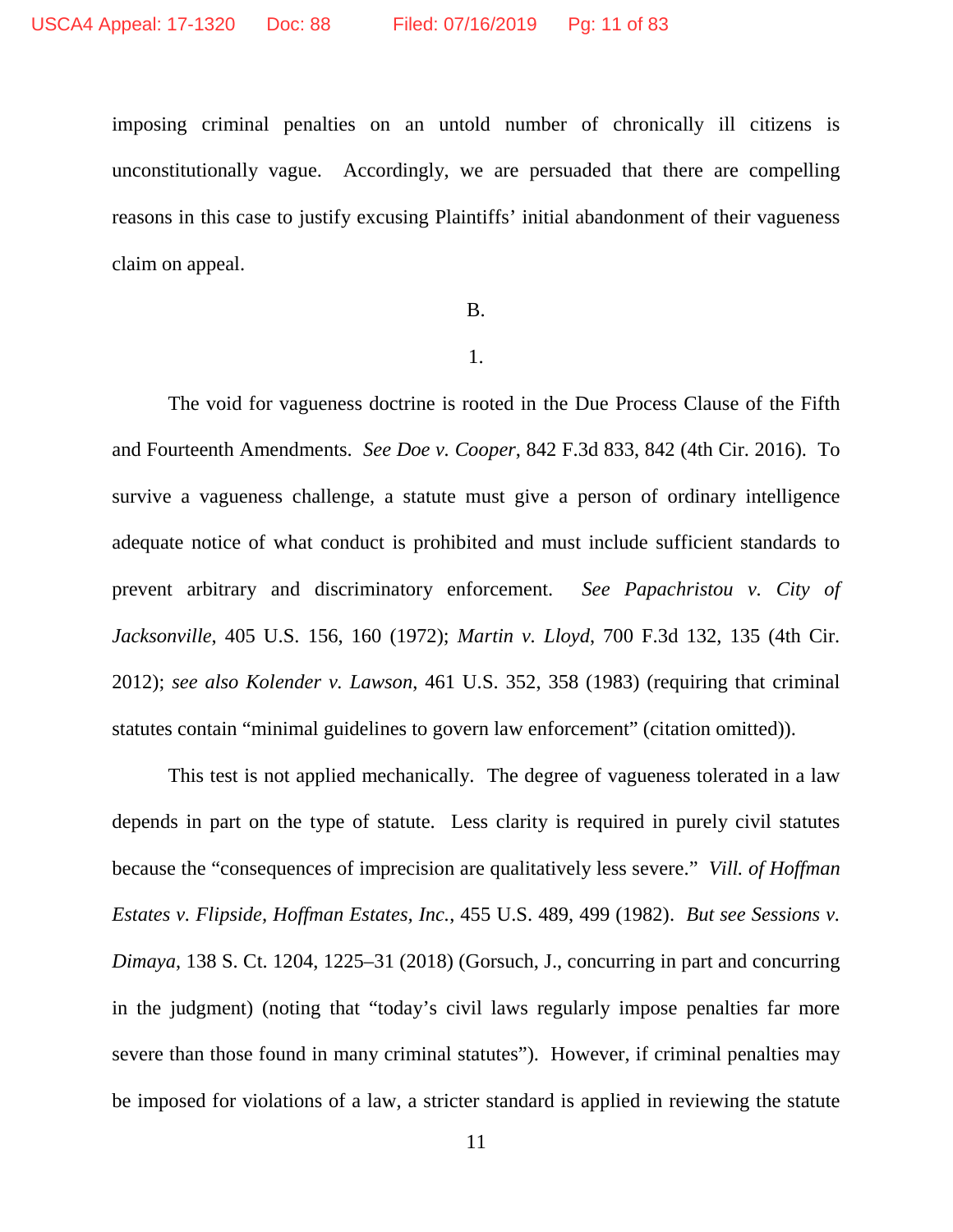imposing criminal penalties on an untold number of chronically ill citizens is unconstitutionally vague. Accordingly, we are persuaded that there are compelling reasons in this case to justify excusing Plaintiffs' initial abandonment of their vagueness claim on appeal.

B.

1.

The void for vagueness doctrine is rooted in the Due Process Clause of the Fifth and Fourteenth Amendments. *See Doe v. Cooper*, 842 F.3d 833, 842 (4th Cir. 2016). To survive a vagueness challenge, a statute must give a person of ordinary intelligence adequate notice of what conduct is prohibited and must include sufficient standards to prevent arbitrary and discriminatory enforcement. *See Papachristou v. City of Jacksonville*, 405 U.S. 156, 160 (1972); *Martin v. Lloyd*, 700 F.3d 132, 135 (4th Cir. 2012); *see also Kolender v. Lawson*, 461 U.S. 352, 358 (1983) (requiring that criminal statutes contain "minimal guidelines to govern law enforcement" (citation omitted)).

This test is not applied mechanically. The degree of vagueness tolerated in a law depends in part on the type of statute. Less clarity is required in purely civil statutes because the "consequences of imprecision are qualitatively less severe." *Vill. of Hoffman Estates v. Flipside, Hoffman Estates, Inc.*, 455 U.S. 489, 499 (1982). *But see Sessions v. Dimaya*, 138 S. Ct. 1204, 1225–31 (2018) (Gorsuch, J., concurring in part and concurring in the judgment) (noting that "today's civil laws regularly impose penalties far more severe than those found in many criminal statutes"). However, if criminal penalties may be imposed for violations of a law, a stricter standard is applied in reviewing the statute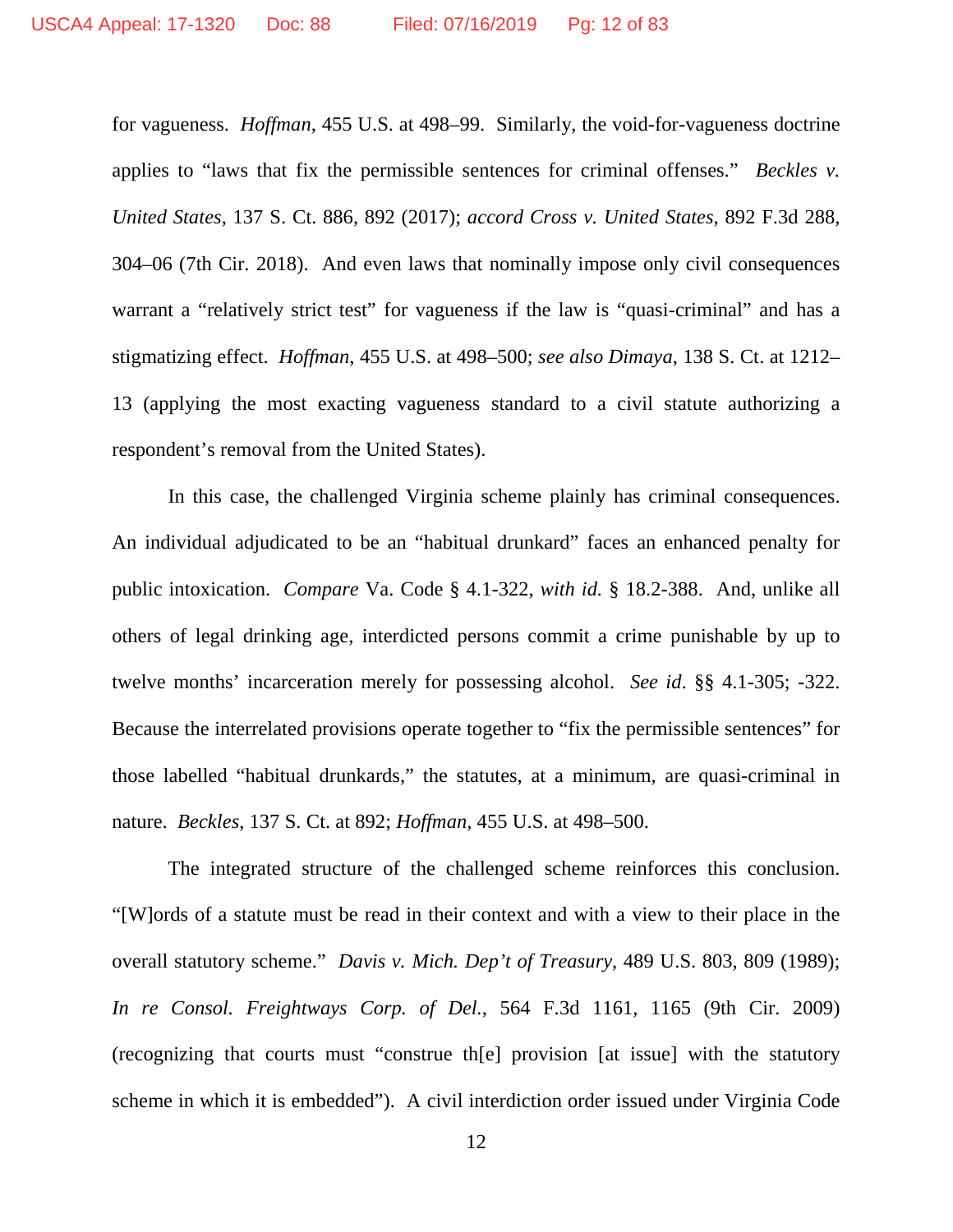for vagueness. *Hoffman*, 455 U.S. at 498–99. Similarly, the void-for-vagueness doctrine applies to "laws that fix the permissible sentences for criminal offenses." *Beckles v. United States*, 137 S. Ct. 886, 892 (2017); *accord Cross v. United States*, 892 F.3d 288, 304–06 (7th Cir. 2018). And even laws that nominally impose only civil consequences warrant a "relatively strict test" for vagueness if the law is "quasi-criminal" and has a stigmatizing effect. *Hoffman*, 455 U.S. at 498–500; *see also Dimaya*, 138 S. Ct. at 1212–13 (applying the most exacting vagueness standard to a civil statute authorizing a respondent's removal from the United States).

In this case, the challenged Virginia scheme plainly has criminal consequences. An individual adjudicated to be an "habitual drunkard" faces an enhanced penalty for public intoxication. *Compare* Va. Code § 4.1-322, *with id.* § 18.2-388. And, unlike all others of legal drinking age, interdicted persons commit a crime punishable by up to twelve months' incarceration merely for possessing alcohol. *See id*. §§ 4.1-305; -322. Because the interrelated provisions operate together to "fix the permissible sentences" for those labelled "habitual drunkards," the statutes, at a minimum, are quasi-criminal in nature. *Beckles*, 137 S. Ct. at 892; *Hoffman*, 455 U.S. at 498–500.

The integrated structure of the challenged scheme reinforces this conclusion. "[W]ords of a statute must be read in their context and with a view to their place in the overall statutory scheme." *Davis v. Mich. Dep't of Treasury*, 489 U.S. 803, 809 (1989); *In re Consol. Freightways Corp. of Del.*, 564 F.3d 1161, 1165 (9th Cir. 2009) (recognizing that courts must "construe th[e] provision [at issue] with the statutory scheme in which it is embedded"). A civil interdiction order issued under Virginia Code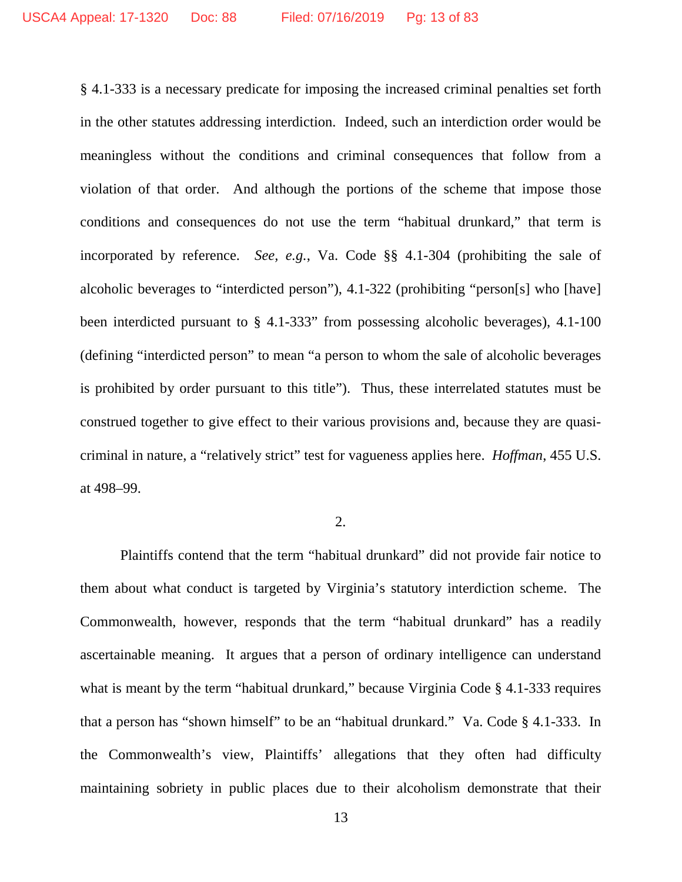§ 4.1-333 is a necessary predicate for imposing the increased criminal penalties set forth in the other statutes addressing interdiction. Indeed, such an interdiction order would be meaningless without the conditions and criminal consequences that follow from a violation of that order. And although the portions of the scheme that impose those conditions and consequences do not use the term "habitual drunkard," that term is incorporated by reference. *See, e.g.*, Va. Code §§ 4.1-304 (prohibiting the sale of alcoholic beverages to "interdicted person"), 4.1-322 (prohibiting "person[s] who [have] been interdicted pursuant to § 4.1-333" from possessing alcoholic beverages), 4.1-100 (defining "interdicted person" to mean "a person to whom the sale of alcoholic beverages is prohibited by order pursuant to this title"). Thus, these interrelated statutes must be construed together to give effect to their various provisions and, because they are quasi-criminal in nature, a "relatively strict" test for vagueness applies here. *Hoffman*, 455 U.S. at 498–99.

2.

Plaintiffs contend that the term "habitual drunkard" did not provide fair notice to them about what conduct is targeted by Virginia's statutory interdiction scheme. The Commonwealth, however, responds that the term "habitual drunkard" has a readily ascertainable meaning. It argues that a person of ordinary intelligence can understand what is meant by the term "habitual drunkard," because Virginia Code § 4.1-333 requires that a person has "shown himself" to be an "habitual drunkard." Va. Code § 4.1-333. In the Commonwealth's view, Plaintiffs' allegations that they often had difficulty maintaining sobriety in public places due to their alcoholism demonstrate that their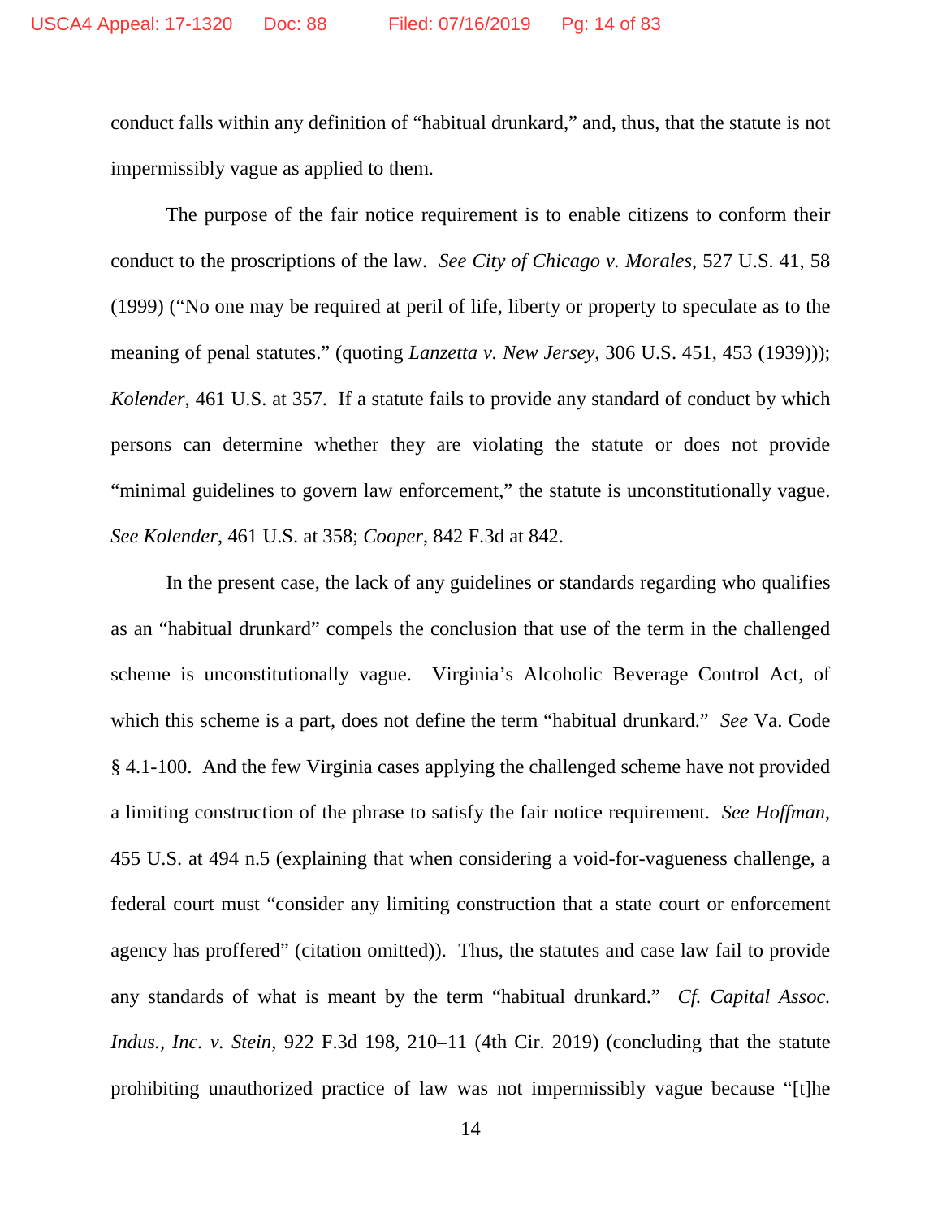conduct falls within any definition of "habitual drunkard," and, thus, that the statute is not impermissibly vague as applied to them.

The purpose of the fair notice requirement is to enable citizens to conform their conduct to the proscriptions of the law. *See City of Chicago v. Morales*, 527 U.S. 41, 58 (1999) ("No one may be required at peril of life, liberty or property to speculate as to the meaning of penal statutes." (quoting *Lanzetta v. New Jersey*, 306 U.S. 451, 453 (1939))); *Kolender*, 461 U.S. at 357. If a statute fails to provide any standard of conduct by which persons can determine whether they are violating the statute or does not provide "minimal guidelines to govern law enforcement," the statute is unconstitutionally vague. *See Kolender*, 461 U.S. at 358; *Cooper*, 842 F.3d at 842.

In the present case, the lack of any guidelines or standards regarding who qualifies as an "habitual drunkard" compels the conclusion that use of the term in the challenged scheme is unconstitutionally vague. Virginia's Alcoholic Beverage Control Act, of which this scheme is a part, does not define the term "habitual drunkard." *See* Va. Code § 4.1-100. And the few Virginia cases applying the challenged scheme have not provided a limiting construction of the phrase to satisfy the fair notice requirement. *See Hoffman*, 455 U.S. at 494 n.5 (explaining that when considering a void-for-vagueness challenge, a federal court must "consider any limiting construction that a state court or enforcement agency has proffered" (citation omitted)). Thus, the statutes and case law fail to provide any standards of what is meant by the term "habitual drunkard." *Cf. Capital Assoc. Indus., Inc. v. Stein*, 922 F.3d 198, 210–11 (4th Cir. 2019) (concluding that the statute prohibiting unauthorized practice of law was not impermissibly vague because "[t]he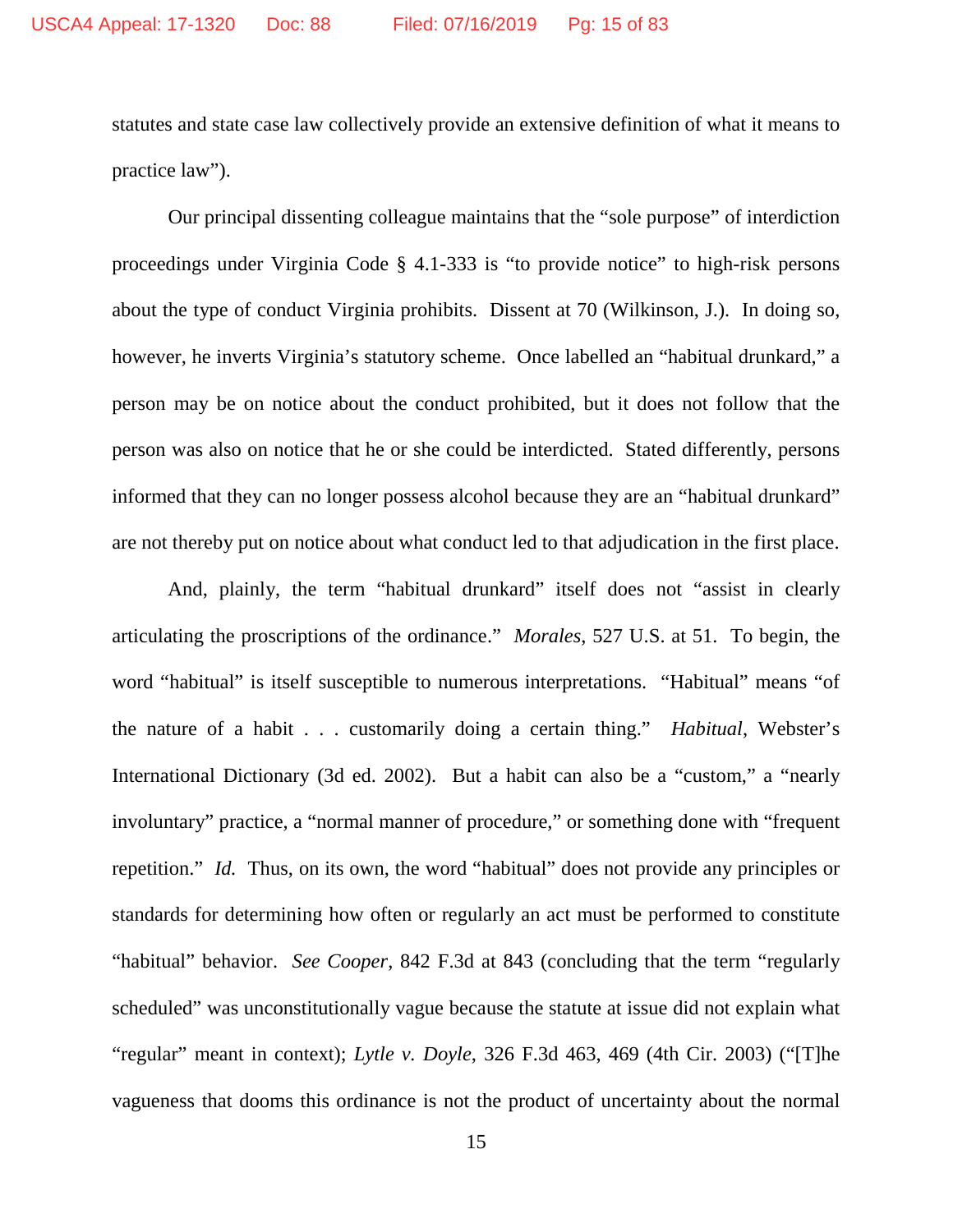statutes and state case law collectively provide an extensive definition of what it means to practice law").

Our principal dissenting colleague maintains that the "sole purpose" of interdiction proceedings under Virginia Code § 4.1-333 is "to provide notice" to high-risk persons about the type of conduct Virginia prohibits. Dissent at 70 (Wilkinson, J.). In doing so, however, he inverts Virginia's statutory scheme. Once labelled an "habitual drunkard," a person may be on notice about the conduct prohibited, but it does not follow that the person was also on notice that he or she could be interdicted. Stated differently, persons informed that they can no longer possess alcohol because they are an "habitual drunkard" are not thereby put on notice about what conduct led to that adjudication in the first place.

And, plainly, the term "habitual drunkard" itself does not "assist in clearly articulating the proscriptions of the ordinance." *Morales*, 527 U.S. at 51. To begin, the word "habitual" is itself susceptible to numerous interpretations. "Habitual" means "of the nature of a habit . . . customarily doing a certain thing." *Habitual*, Webster's International Dictionary (3d ed. 2002). But a habit can also be a "custom," a "nearly involuntary" practice, a "normal manner of procedure," or something done with "frequent repetition." *Id.* Thus, on its own, the word "habitual" does not provide any principles or standards for determining how often or regularly an act must be performed to constitute "habitual" behavior. *See Cooper*, 842 F.3d at 843 (concluding that the term "regularly scheduled" was unconstitutionally vague because the statute at issue did not explain what "regular" meant in context); *Lytle v. Doyle*, 326 F.3d 463, 469 (4th Cir. 2003) ("[T]he vagueness that dooms this ordinance is not the product of uncertainty about the normal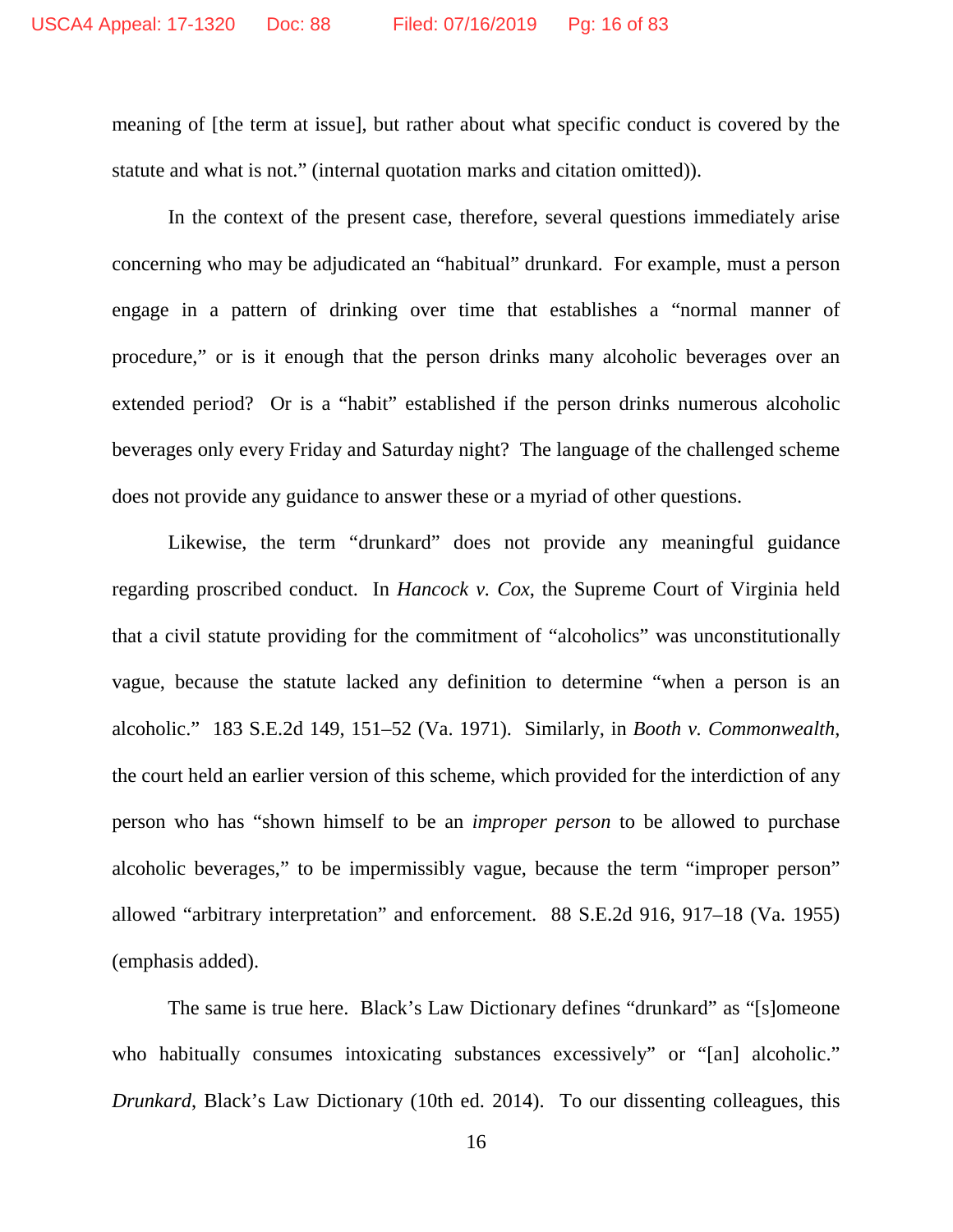meaning of [the term at issue], but rather about what specific conduct is covered by the statute and what is not." (internal quotation marks and citation omitted)).

In the context of the present case, therefore, several questions immediately arise concerning who may be adjudicated an "habitual" drunkard. For example, must a person engage in a pattern of drinking over time that establishes a "normal manner of procedure," or is it enough that the person drinks many alcoholic beverages over an extended period? Or is a "habit" established if the person drinks numerous alcoholic beverages only every Friday and Saturday night? The language of the challenged scheme does not provide any guidance to answer these or a myriad of other questions.

Likewise, the term "drunkard" does not provide any meaningful guidance regarding proscribed conduct. In *Hancock v. Cox*, the Supreme Court of Virginia held that a civil statute providing for the commitment of "alcoholics" was unconstitutionally vague, because the statute lacked any definition to determine "when a person is an alcoholic." 183 S.E.2d 149, 151–52 (Va. 1971). Similarly, in *Booth v. Commonwealth*, the court held an earlier version of this scheme, which provided for the interdiction of any person who has "shown himself to be an *improper person* to be allowed to purchase alcoholic beverages," to be impermissibly vague, because the term "improper person" allowed "arbitrary interpretation" and enforcement. 88 S.E.2d 916, 917–18 (Va. 1955) (emphasis added).

The same is true here. Black's Law Dictionary defines "drunkard" as "[s]omeone who habitually consumes intoxicating substances excessively" or "[an] alcoholic." *Drunkard*, Black's Law Dictionary (10th ed. 2014). To our dissenting colleagues, this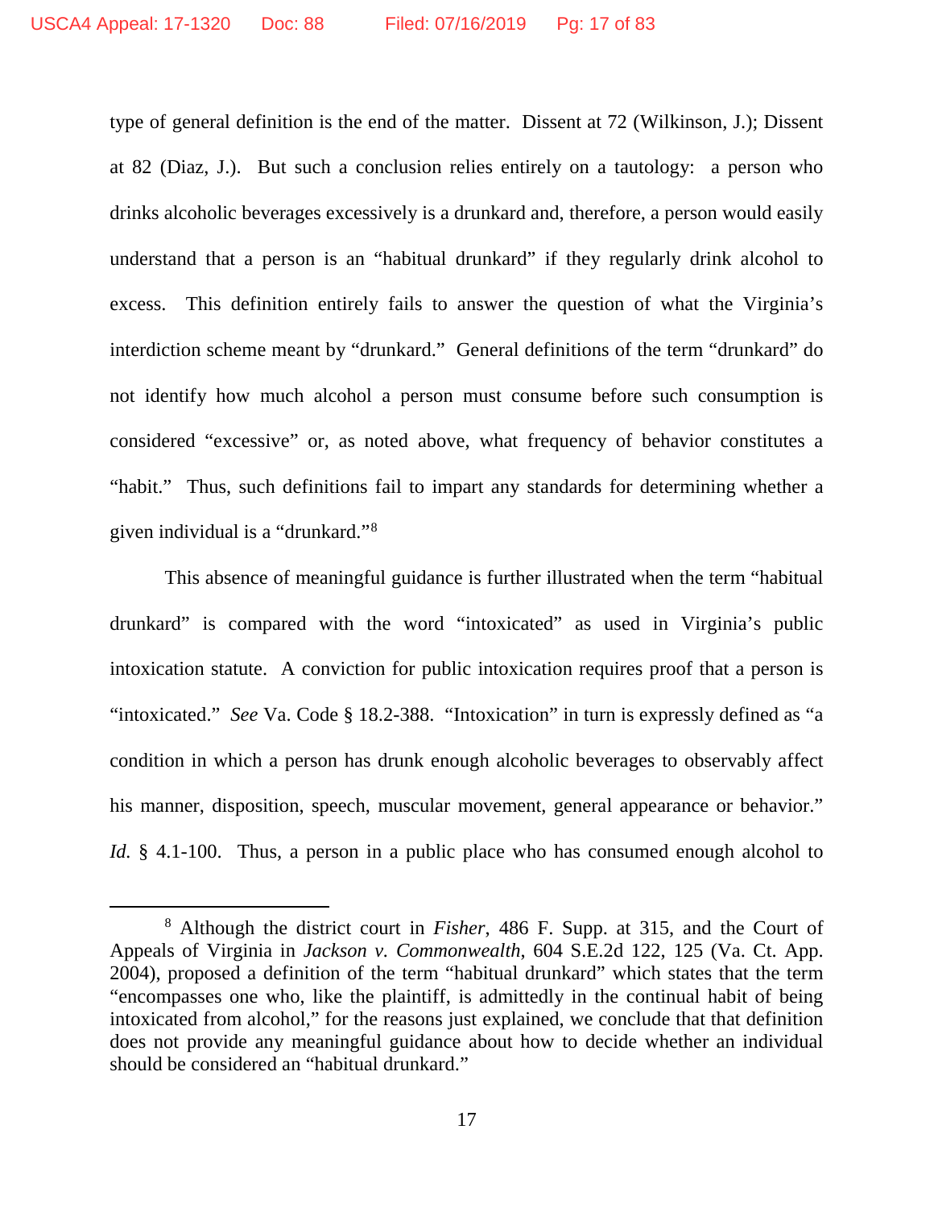type of general definition is the end of the matter. Dissent at 72 (Wilkinson, J.); Dissent at 82 (Diaz, J.). But such a conclusion relies entirely on a tautology: a person who drinks alcoholic beverages excessively is a drunkard and, therefore, a person would easily understand that a person is an "habitual drunkard" if they regularly drink alcohol to excess. This definition entirely fails to answer the question of what the Virginia's interdiction scheme meant by "drunkard." General definitions of the term "drunkard" do not identify how much alcohol a person must consume before such consumption is considered "excessive" or, as noted above, what frequency of behavior constitutes a "habit." Thus, such definitions fail to impart any standards for determining whether a given individual is a "drunkard."[8]

This absence of meaningful guidance is further illustrated when the term "habitual drunkard" is compared with the word "intoxicated" as used in Virginia's public intoxication statute. A conviction for public intoxication requires proof that a person is "intoxicated." *See* Va. Code § 18.2-388. "Intoxication" in turn is expressly defined as "a condition in which a person has drunk enough alcoholic beverages to observably affect his manner, disposition, speech, muscular movement, general appearance or behavior." *Id.* § 4.1-100. Thus, a person in a public place who has consumed enough alcohol to

---

[8] Although the district court in *Fisher*, 486 F. Supp. at 315, and the Court of Appeals of Virginia in *Jackson v. Commonwealth*, 604 S.E.2d 122, 125 (Va. Ct. App. 2004), proposed a definition of the term "habitual drunkard" which states that the term "encompasses one who, like the plaintiff, is admittedly in the continual habit of being intoxicated from alcohol," for the reasons just explained, we conclude that that definition does not provide any meaningful guidance about how to decide whether an individual should be considered an "habitual drunkard."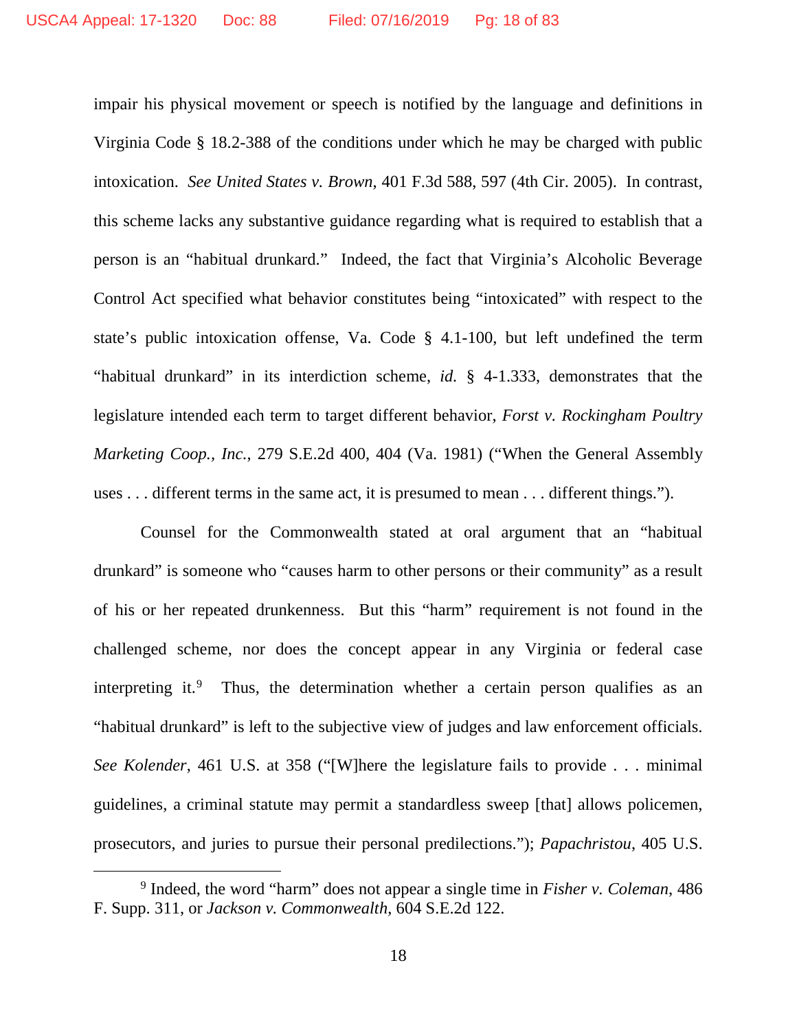impair his physical movement or speech is notified by the language and definitions in Virginia Code § 18.2-388 of the conditions under which he may be charged with public intoxication. *See United States v. Brown*, 401 F.3d 588, 597 (4th Cir. 2005). In contrast, this scheme lacks any substantive guidance regarding what is required to establish that a person is an "habitual drunkard." Indeed, the fact that Virginia's Alcoholic Beverage Control Act specified what behavior constitutes being "intoxicated" with respect to the state's public intoxication offense, Va. Code § 4.1-100, but left undefined the term "habitual drunkard" in its interdiction scheme, *id.* § 4-1.333, demonstrates that the legislature intended each term to target different behavior, *Forst v. Rockingham Poultry Marketing Coop., Inc.*, 279 S.E.2d 400, 404 (Va. 1981) ("When the General Assembly uses . . . different terms in the same act, it is presumed to mean . . . different things.").

Counsel for the Commonwealth stated at oral argument that an "habitual drunkard" is someone who "causes harm to other persons or their community" as a result of his or her repeated drunkenness. But this "harm" requirement is not found in the challenged scheme, nor does the concept appear in any Virginia or federal case interpreting it.[9] Thus, the determination whether a certain person qualifies as an "habitual drunkard" is left to the subjective view of judges and law enforcement officials. *See Kolender*, 461 U.S. at 358 ("[W]here the legislature fails to provide . . . minimal guidelines, a criminal statute may permit a standardless sweep [that] allows policemen, prosecutors, and juries to pursue their personal predilections."); *Papachristou*, 405 U.S.

[9] Indeed, the word "harm" does not appear a single time in *Fisher v. Coleman*, 486 F. Supp. 311, or *Jackson v. Commonwealth*, 604 S.E.2d 122.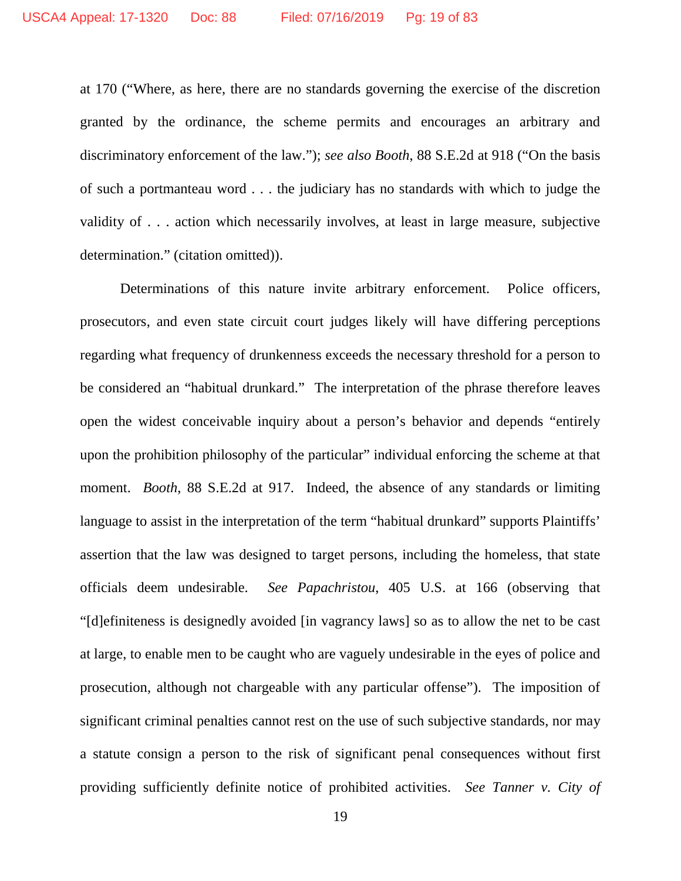at 170 ("Where, as here, there are no standards governing the exercise of the discretion granted by the ordinance, the scheme permits and encourages an arbitrary and discriminatory enforcement of the law."); *see also Booth*, 88 S.E.2d at 918 ("On the basis of such a portmanteau word . . . the judiciary has no standards with which to judge the validity of . . . action which necessarily involves, at least in large measure, subjective determination." (citation omitted)).

Determinations of this nature invite arbitrary enforcement. Police officers, prosecutors, and even state circuit court judges likely will have differing perceptions regarding what frequency of drunkenness exceeds the necessary threshold for a person to be considered an "habitual drunkard." The interpretation of the phrase therefore leaves open the widest conceivable inquiry about a person's behavior and depends "entirely upon the prohibition philosophy of the particular" individual enforcing the scheme at that moment. *Booth*, 88 S.E.2d at 917. Indeed, the absence of any standards or limiting language to assist in the interpretation of the term "habitual drunkard" supports Plaintiffs' assertion that the law was designed to target persons, including the homeless, that state officials deem undesirable. *See Papachristou*, 405 U.S. at 166 (observing that "[d]efiniteness is designedly avoided [in vagrancy laws] so as to allow the net to be cast at large, to enable men to be caught who are vaguely undesirable in the eyes of police and prosecution, although not chargeable with any particular offense"). The imposition of significant criminal penalties cannot rest on the use of such subjective standards, nor may a statute consign a person to the risk of significant penal consequences without first providing sufficiently definite notice of prohibited activities. *See Tanner v. City of*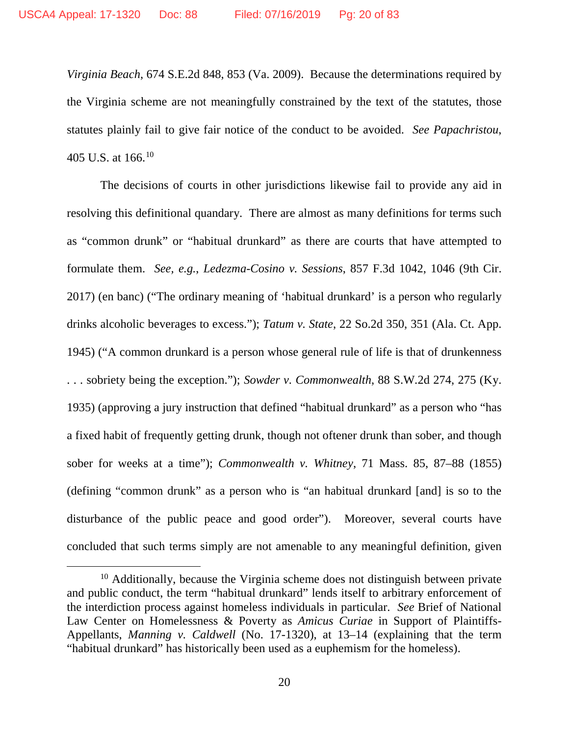*Virginia Beach*, 674 S.E.2d 848, 853 (Va. 2009). Because the determinations required by the Virginia scheme are not meaningfully constrained by the text of the statutes, those statutes plainly fail to give fair notice of the conduct to be avoided. *See Papachristou*, 405 U.S. at 166.[10]

The decisions of courts in other jurisdictions likewise fail to provide any aid in resolving this definitional quandary. There are almost as many definitions for terms such as "common drunk" or "habitual drunkard" as there are courts that have attempted to formulate them. *See, e.g.*, *Ledezma-Cosino v. Sessions*, 857 F.3d 1042, 1046 (9th Cir. 2017) (en banc) ("The ordinary meaning of 'habitual drunkard' is a person who regularly drinks alcoholic beverages to excess."); *Tatum v. State*, 22 So.2d 350, 351 (Ala. Ct. App. 1945) ("A common drunkard is a person whose general rule of life is that of drunkenness . . . sobriety being the exception."); *Sowder v. Commonwealth*, 88 S.W.2d 274, 275 (Ky. 1935) (approving a jury instruction that defined "habitual drunkard" as a person who "has a fixed habit of frequently getting drunk, though not oftener drunk than sober, and though sober for weeks at a time"); *Commonwealth v. Whitney*, 71 Mass. 85, 87–88 (1855) (defining "common drunk" as a person who is "an habitual drunkard [and] is so to the disturbance of the public peace and good order"). Moreover, several courts have concluded that such terms simply are not amenable to any meaningful definition, given

---

[10] Additionally, because the Virginia scheme does not distinguish between private and public conduct, the term "habitual drunkard" lends itself to arbitrary enforcement of the interdiction process against homeless individuals in particular. *See* Brief of National Law Center on Homelessness & Poverty as *Amicus Curiae* in Support of Plaintiffs-Appellants, *Manning v. Caldwell* (No. 17-1320), at 13–14 (explaining that the term "habitual drunkard" has historically been used as a euphemism for the homeless).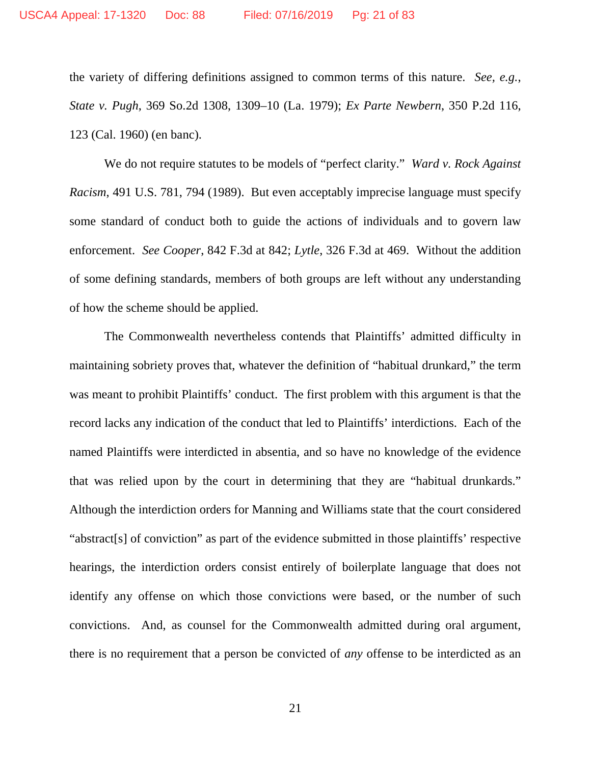the variety of differing definitions assigned to common terms of this nature. *See, e.g.*, *State v. Pugh*, 369 So.2d 1308, 1309–10 (La. 1979); *Ex Parte Newbern*, 350 P.2d 116, 123 (Cal. 1960) (en banc).

We do not require statutes to be models of "perfect clarity." *Ward v. Rock Against Racism*, 491 U.S. 781, 794 (1989). But even acceptably imprecise language must specify some standard of conduct both to guide the actions of individuals and to govern law enforcement. *See Cooper*, 842 F.3d at 842; *Lytle*, 326 F.3d at 469. Without the addition of some defining standards, members of both groups are left without any understanding of how the scheme should be applied.

The Commonwealth nevertheless contends that Plaintiffs' admitted difficulty in maintaining sobriety proves that, whatever the definition of "habitual drunkard," the term was meant to prohibit Plaintiffs' conduct. The first problem with this argument is that the record lacks any indication of the conduct that led to Plaintiffs' interdictions. Each of the named Plaintiffs were interdicted in absentia, and so have no knowledge of the evidence that was relied upon by the court in determining that they are "habitual drunkards." Although the interdiction orders for Manning and Williams state that the court considered "abstract[s] of conviction" as part of the evidence submitted in those plaintiffs' respective hearings, the interdiction orders consist entirely of boilerplate language that does not identify any offense on which those convictions were based, or the number of such convictions. And, as counsel for the Commonwealth admitted during oral argument, there is no requirement that a person be convicted of *any* offense to be interdicted as an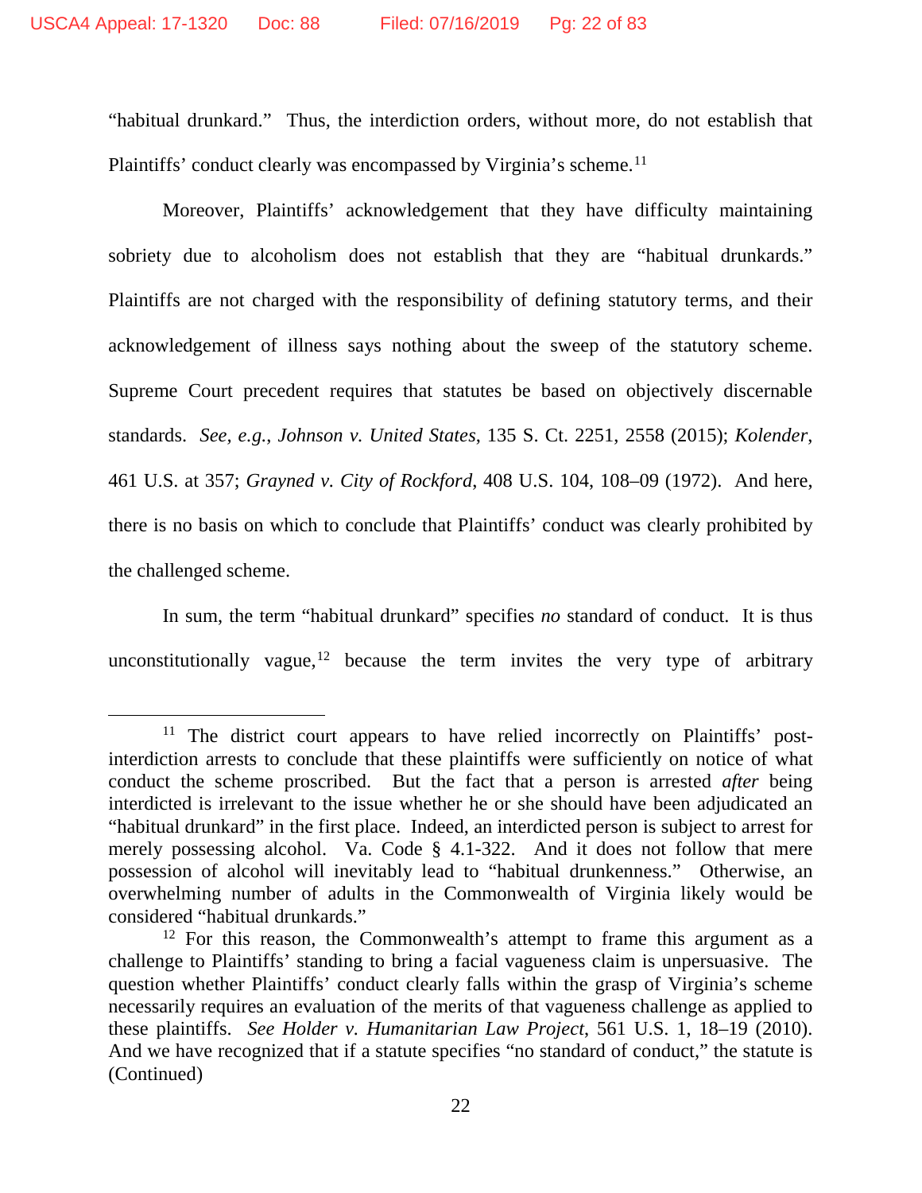"habitual drunkard." Thus, the interdiction orders, without more, do not establish that Plaintiffs' conduct clearly was encompassed by Virginia's scheme.[11]

Moreover, Plaintiffs' acknowledgement that they have difficulty maintaining sobriety due to alcoholism does not establish that they are "habitual drunkards." Plaintiffs are not charged with the responsibility of defining statutory terms, and their acknowledgement of illness says nothing about the sweep of the statutory scheme. Supreme Court precedent requires that statutes be based on objectively discernable standards. *See*, *e.g.*, *Johnson v. United States*, 135 S. Ct. 2251, 2558 (2015); *Kolender*, 461 U.S. at 357; *Grayned v. City of Rockford*, 408 U.S. 104, 108–09 (1972). And here, there is no basis on which to conclude that Plaintiffs' conduct was clearly prohibited by the challenged scheme.

In sum, the term "habitual drunkard" specifies *no* standard of conduct. It is thus unconstitutionally vague,[12] because the term invites the very type of arbitrary

---

[11] The district court appears to have relied incorrectly on Plaintiffs' post-interdiction arrests to conclude that these plaintiffs were sufficiently on notice of what conduct the scheme proscribed. But the fact that a person is arrested *after* being interdicted is irrelevant to the issue whether he or she should have been adjudicated an "habitual drunkard" in the first place. Indeed, an interdicted person is subject to arrest for merely possessing alcohol. Va. Code § 4.1-322. And it does not follow that mere possession of alcohol will inevitably lead to "habitual drunkenness." Otherwise, an overwhelming number of adults in the Commonwealth of Virginia likely would be considered "habitual drunkards."

[12] For this reason, the Commonwealth's attempt to frame this argument as a challenge to Plaintiffs' standing to bring a facial vagueness claim is unpersuasive. The question whether Plaintiffs' conduct clearly falls within the grasp of Virginia's scheme necessarily requires an evaluation of the merits of that vagueness challenge as applied to these plaintiffs. *See Holder v. Humanitarian Law Project*, 561 U.S. 1, 18–19 (2010). And we have recognized that if a statute specifies "no standard of conduct," the statute is (Continued)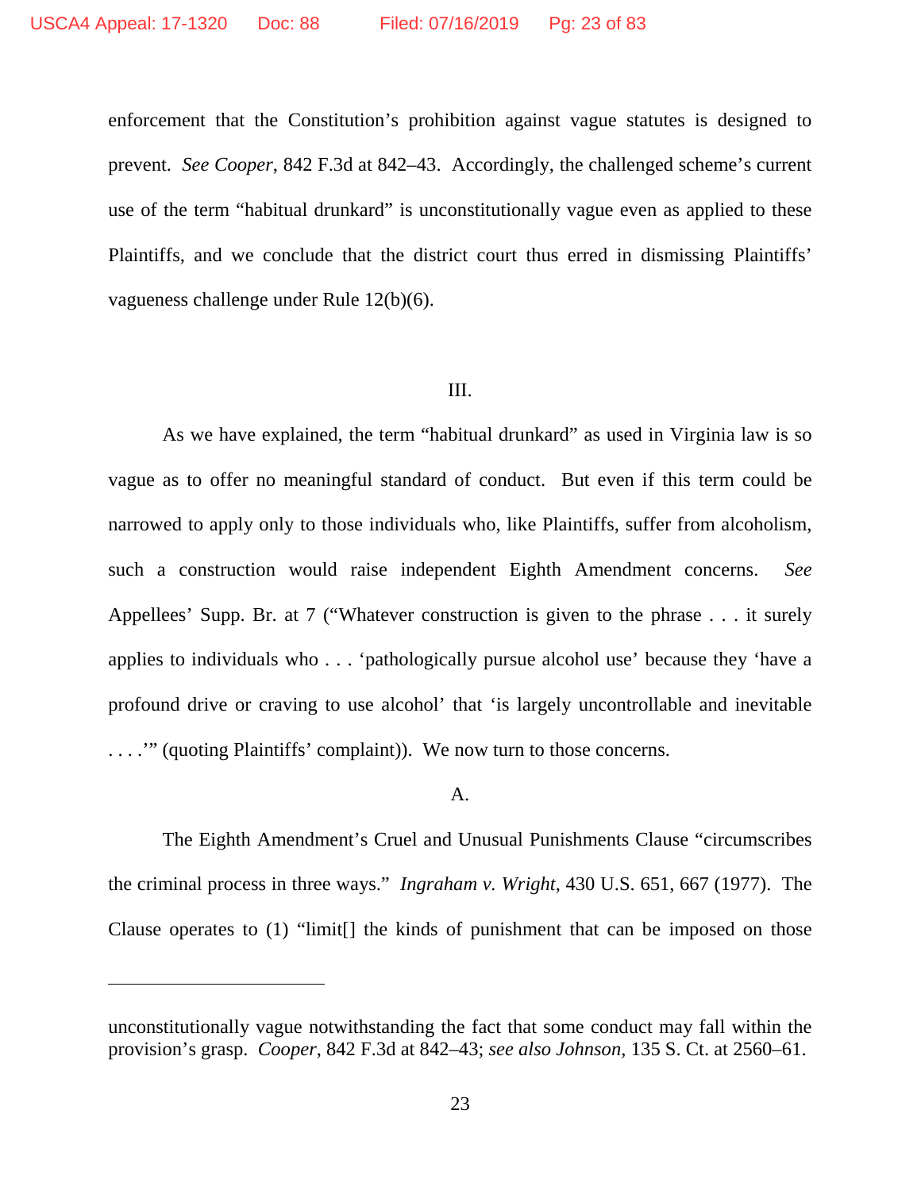enforcement that the Constitution's prohibition against vague statutes is designed to prevent. *See Cooper*, 842 F.3d at 842–43. Accordingly, the challenged scheme's current use of the term "habitual drunkard" is unconstitutionally vague even as applied to these Plaintiffs, and we conclude that the district court thus erred in dismissing Plaintiffs' vagueness challenge under Rule 12(b)(6).

## III.

As we have explained, the term "habitual drunkard" as used in Virginia law is so vague as to offer no meaningful standard of conduct. But even if this term could be narrowed to apply only to those individuals who, like Plaintiffs, suffer from alcoholism, such a construction would raise independent Eighth Amendment concerns. *See* Appellees' Supp. Br. at 7 ("Whatever construction is given to the phrase . . . it surely applies to individuals who . . . 'pathologically pursue alcohol use' because they 'have a profound drive or craving to use alcohol' that 'is largely uncontrollable and inevitable . . . .'" (quoting Plaintiffs' complaint)). We now turn to those concerns.

### A.

The Eighth Amendment's Cruel and Unusual Punishments Clause "circumscribes the criminal process in three ways." *Ingraham v. Wright*, 430 U.S. 651, 667 (1977). The Clause operates to (1) "limit[] the kinds of punishment that can be imposed on those

---

unconstitutionally vague notwithstanding the fact that some conduct may fall within the provision's grasp. *Cooper*, 842 F.3d at 842–43; *see also Johnson*, 135 S. Ct. at 2560–61.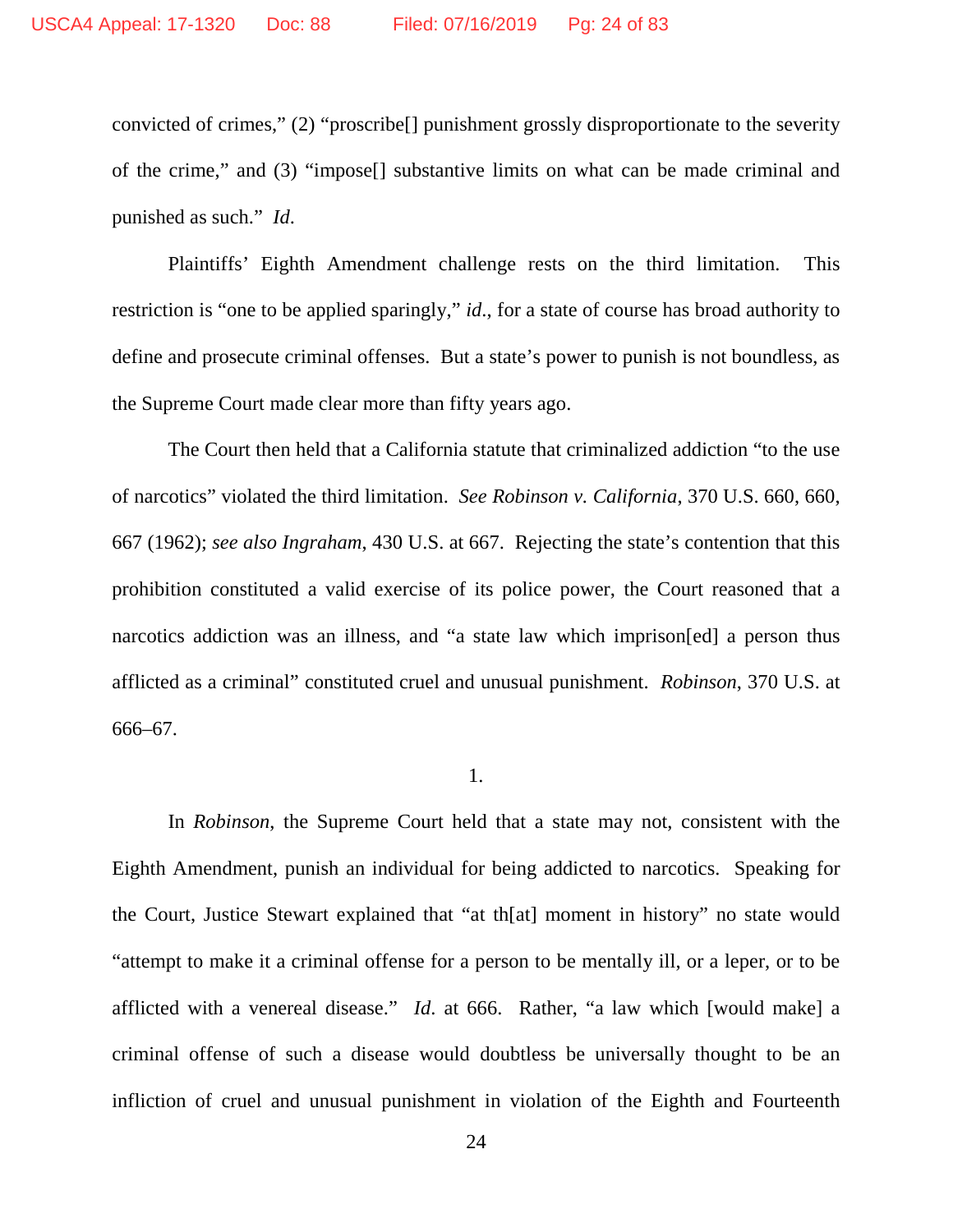convicted of crimes," (2) "proscribe[] punishment grossly disproportionate to the severity of the crime," and (3) "impose[] substantive limits on what can be made criminal and punished as such." *Id*.

Plaintiffs' Eighth Amendment challenge rests on the third limitation. This restriction is "one to be applied sparingly," *id*., for a state of course has broad authority to define and prosecute criminal offenses. But a state's power to punish is not boundless, as the Supreme Court made clear more than fifty years ago.

The Court then held that a California statute that criminalized addiction "to the use of narcotics" violated the third limitation. *See Robinson v. California*, 370 U.S. 660, 660, 667 (1962); *see also Ingraham*, 430 U.S. at 667. Rejecting the state's contention that this prohibition constituted a valid exercise of its police power, the Court reasoned that a narcotics addiction was an illness, and "a state law which imprison[ed] a person thus afflicted as a criminal" constituted cruel and unusual punishment. *Robinson*, 370 U.S. at 666–67.

1.

In *Robinson,* the Supreme Court held that a state may not, consistent with the Eighth Amendment, punish an individual for being addicted to narcotics. Speaking for the Court, Justice Stewart explained that "at th[at] moment in history" no state would "attempt to make it a criminal offense for a person to be mentally ill, or a leper, or to be afflicted with a venereal disease." *Id*. at 666. Rather, "a law which [would make] a criminal offense of such a disease would doubtless be universally thought to be an infliction of cruel and unusual punishment in violation of the Eighth and Fourteenth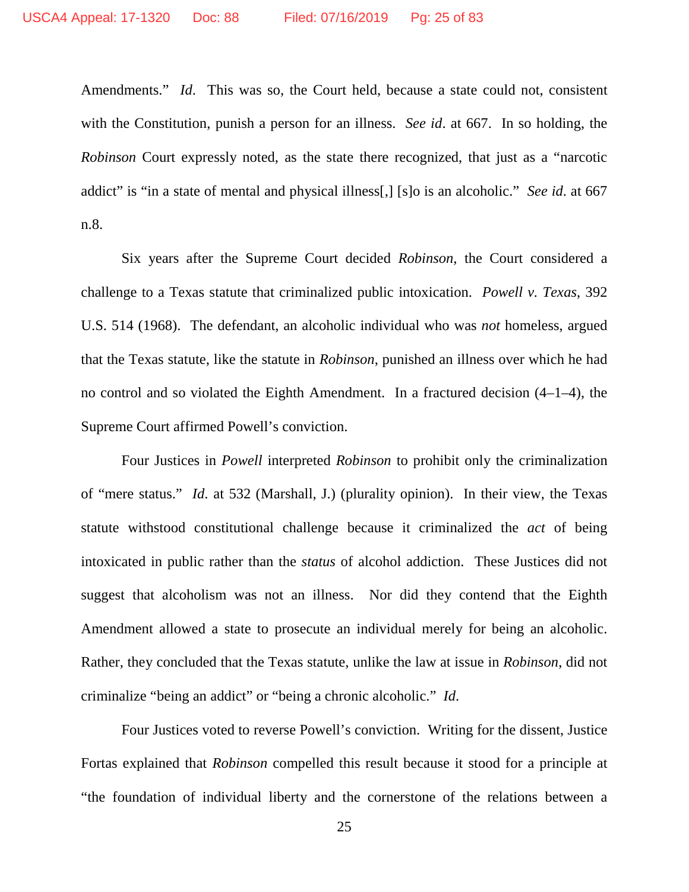Amendments." *Id*. This was so, the Court held, because a state could not, consistent with the Constitution, punish a person for an illness. *See id*. at 667. In so holding, the *Robinson* Court expressly noted, as the state there recognized, that just as a "narcotic addict" is "in a state of mental and physical illness[,] [s]o is an alcoholic." *See id*. at 667 n.8.

Six years after the Supreme Court decided *Robinson*, the Court considered a challenge to a Texas statute that criminalized public intoxication. *Powell v. Texas*, 392 U.S. 514 (1968). The defendant, an alcoholic individual who was *not* homeless, argued that the Texas statute, like the statute in *Robinson*, punished an illness over which he had no control and so violated the Eighth Amendment. In a fractured decision (4–1–4), the Supreme Court affirmed Powell's conviction.

Four Justices in *Powell* interpreted *Robinson* to prohibit only the criminalization of "mere status." *Id*. at 532 (Marshall, J.) (plurality opinion). In their view, the Texas statute withstood constitutional challenge because it criminalized the *act* of being intoxicated in public rather than the *status* of alcohol addiction. These Justices did not suggest that alcoholism was not an illness. Nor did they contend that the Eighth Amendment allowed a state to prosecute an individual merely for being an alcoholic. Rather, they concluded that the Texas statute, unlike the law at issue in *Robinson*, did not criminalize "being an addict" or "being a chronic alcoholic." *Id*.

Four Justices voted to reverse Powell's conviction. Writing for the dissent, Justice Fortas explained that *Robinson* compelled this result because it stood for a principle at "the foundation of individual liberty and the cornerstone of the relations between a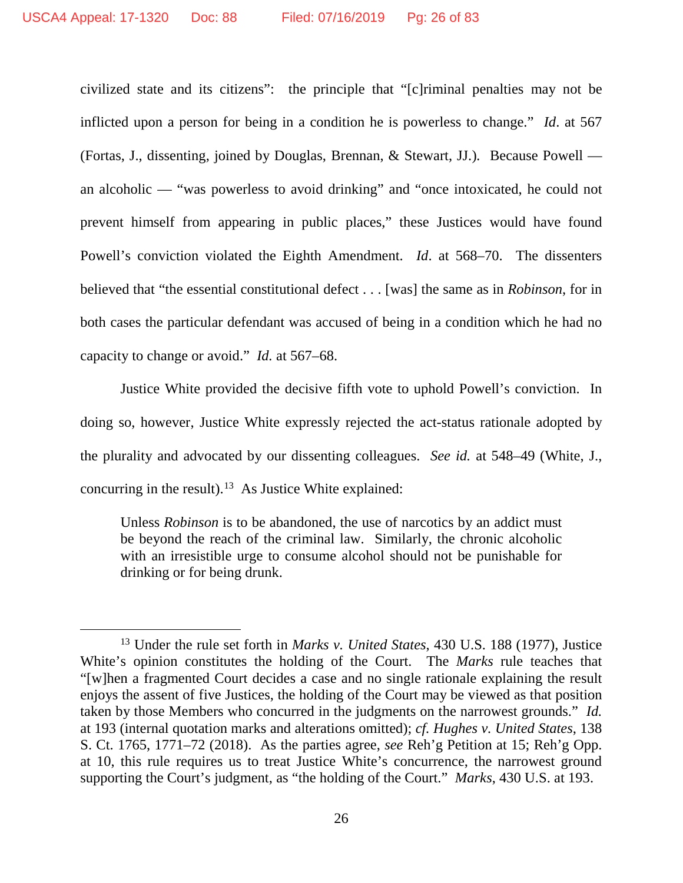civilized state and its citizens": the principle that "[c]riminal penalties may not be inflicted upon a person for being in a condition he is powerless to change." *Id*. at 567 (Fortas, J., dissenting, joined by Douglas, Brennan, & Stewart, JJ.). Because Powell — an alcoholic — "was powerless to avoid drinking" and "once intoxicated, he could not prevent himself from appearing in public places," these Justices would have found Powell's conviction violated the Eighth Amendment. *Id*. at 568–70. The dissenters believed that "the essential constitutional defect . . . [was] the same as in *Robinson*, for in both cases the particular defendant was accused of being in a condition which he had no capacity to change or avoid." *Id.* at 567–68.

Justice White provided the decisive fifth vote to uphold Powell's conviction. In doing so, however, Justice White expressly rejected the act-status rationale adopted by the plurality and advocated by our dissenting colleagues. *See id.* at 548–49 (White, J., concurring in the result).[13] As Justice White explained:

> Unless *Robinson* is to be abandoned, the use of narcotics by an addict must be beyond the reach of the criminal law. Similarly, the chronic alcoholic with an irresistible urge to consume alcohol should not be punishable for drinking or for being drunk.

---

[13] Under the rule set forth in *Marks v. United States*, 430 U.S. 188 (1977), Justice White's opinion constitutes the holding of the Court. The *Marks* rule teaches that "[w]hen a fragmented Court decides a case and no single rationale explaining the result enjoys the assent of five Justices, the holding of the Court may be viewed as that position taken by those Members who concurred in the judgments on the narrowest grounds." *Id.* at 193 (internal quotation marks and alterations omitted); *cf. Hughes v. United States*, 138 S. Ct. 1765, 1771–72 (2018). As the parties agree, *see* Reh'g Petition at 15; Reh'g Opp. at 10, this rule requires us to treat Justice White's concurrence, the narrowest ground supporting the Court's judgment, as "the holding of the Court." *Marks*, 430 U.S. at 193.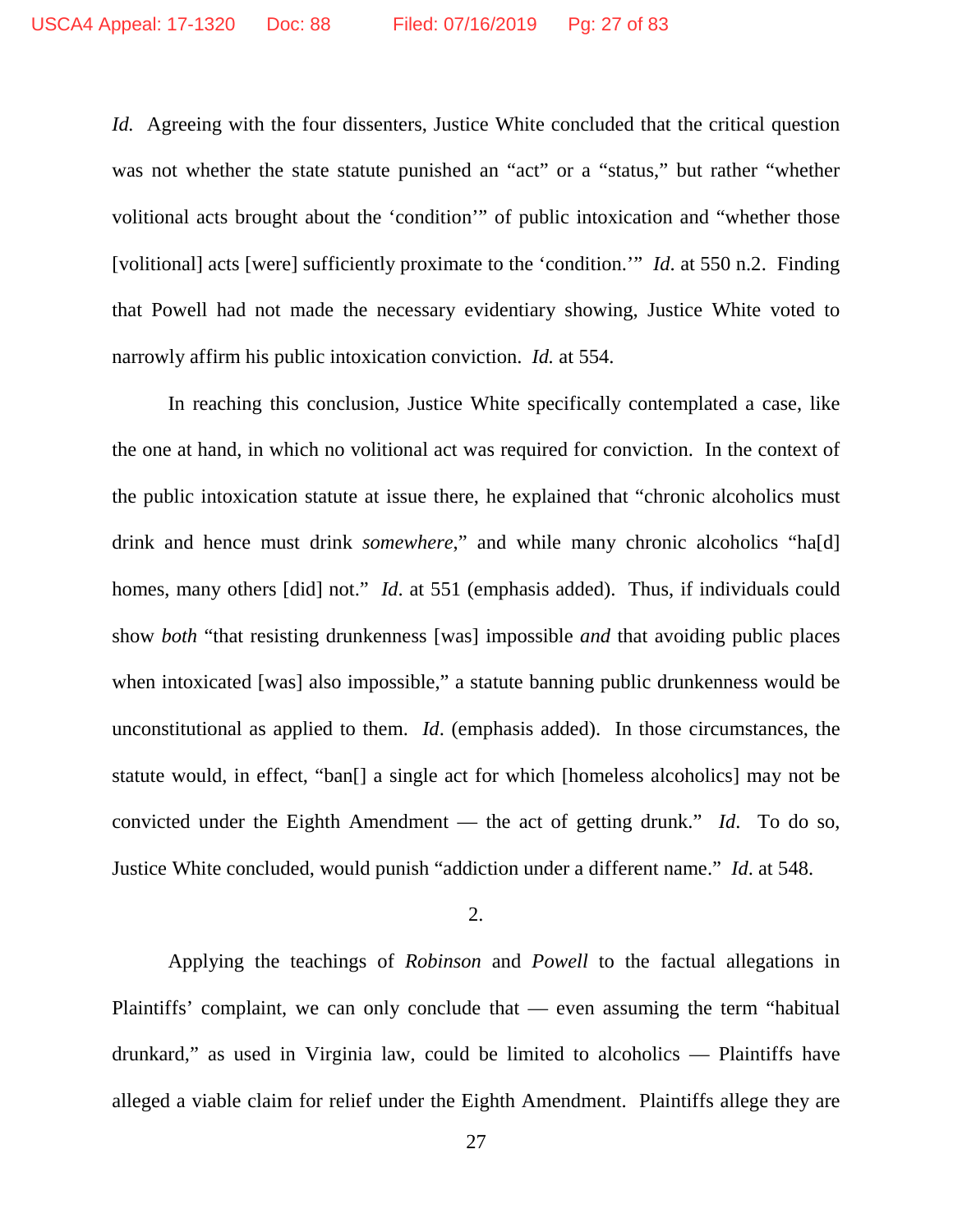*Id.* Agreeing with the four dissenters, Justice White concluded that the critical question was not whether the state statute punished an "act" or a "status," but rather "whether volitional acts brought about the 'condition'" of public intoxication and "whether those [volitional] acts [were] sufficiently proximate to the 'condition.'" *Id*. at 550 n.2. Finding that Powell had not made the necessary evidentiary showing, Justice White voted to narrowly affirm his public intoxication conviction. *Id.* at 554.

In reaching this conclusion, Justice White specifically contemplated a case, like the one at hand, in which no volitional act was required for conviction. In the context of the public intoxication statute at issue there, he explained that "chronic alcoholics must drink and hence must drink *somewhere*," and while many chronic alcoholics "ha[d] homes, many others [did] not." *Id*. at 551 (emphasis added). Thus, if individuals could show *both* "that resisting drunkenness [was] impossible *and* that avoiding public places when intoxicated [was] also impossible," a statute banning public drunkenness would be unconstitutional as applied to them. *Id*. (emphasis added). In those circumstances, the statute would, in effect, "ban[] a single act for which [homeless alcoholics] may not be convicted under the Eighth Amendment — the act of getting drunk." *Id*. To do so, Justice White concluded, would punish "addiction under a different name." *Id*. at 548.

2.

Applying the teachings of *Robinson* and *Powell* to the factual allegations in Plaintiffs' complaint, we can only conclude that — even assuming the term "habitual drunkard," as used in Virginia law, could be limited to alcoholics — Plaintiffs have alleged a viable claim for relief under the Eighth Amendment. Plaintiffs allege they are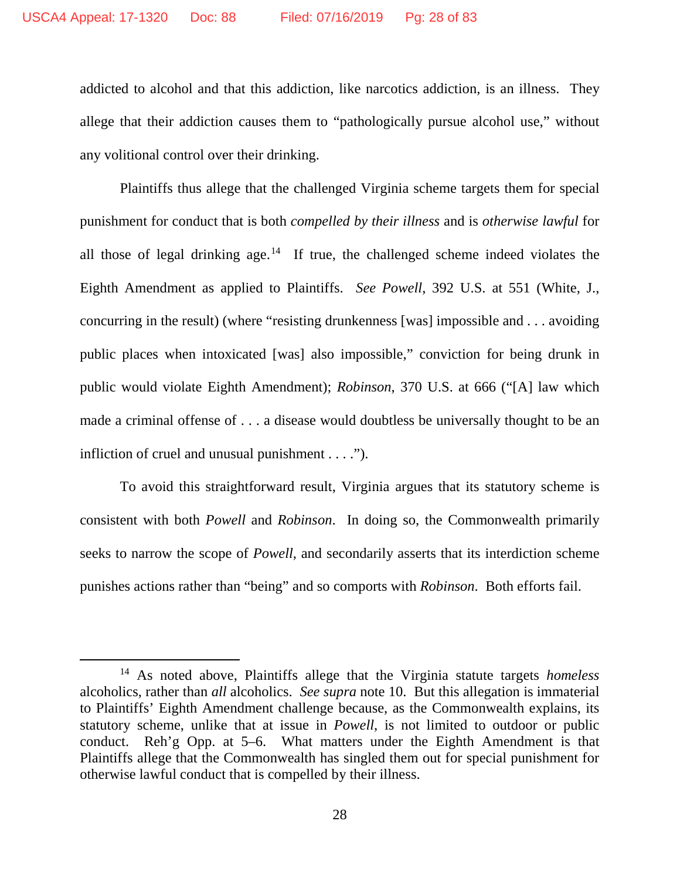addicted to alcohol and that this addiction, like narcotics addiction, is an illness. They allege that their addiction causes them to "pathologically pursue alcohol use," without any volitional control over their drinking.

Plaintiffs thus allege that the challenged Virginia scheme targets them for special punishment for conduct that is both *compelled by their illness* and is *otherwise lawful* for all those of legal drinking age.[14] If true, the challenged scheme indeed violates the Eighth Amendment as applied to Plaintiffs. *See Powell*, 392 U.S. at 551 (White, J., concurring in the result) (where "resisting drunkenness [was] impossible and . . . avoiding public places when intoxicated [was] also impossible," conviction for being drunk in public would violate Eighth Amendment); *Robinson*, 370 U.S. at 666 ("[A] law which made a criminal offense of . . . a disease would doubtless be universally thought to be an infliction of cruel and unusual punishment . . . .").

To avoid this straightforward result, Virginia argues that its statutory scheme is consistent with both *Powell* and *Robinson*. In doing so, the Commonwealth primarily seeks to narrow the scope of *Powell*, and secondarily asserts that its interdiction scheme punishes actions rather than "being" and so comports with *Robinson*. Both efforts fail.

---

[14] As noted above, Plaintiffs allege that the Virginia statute targets *homeless* alcoholics, rather than *all* alcoholics. *See supra* note 10. But this allegation is immaterial to Plaintiffs' Eighth Amendment challenge because, as the Commonwealth explains, its statutory scheme, unlike that at issue in *Powell*, is not limited to outdoor or public conduct. Reh'g Opp. at 5–6. What matters under the Eighth Amendment is that Plaintiffs allege that the Commonwealth has singled them out for special punishment for otherwise lawful conduct that is compelled by their illness.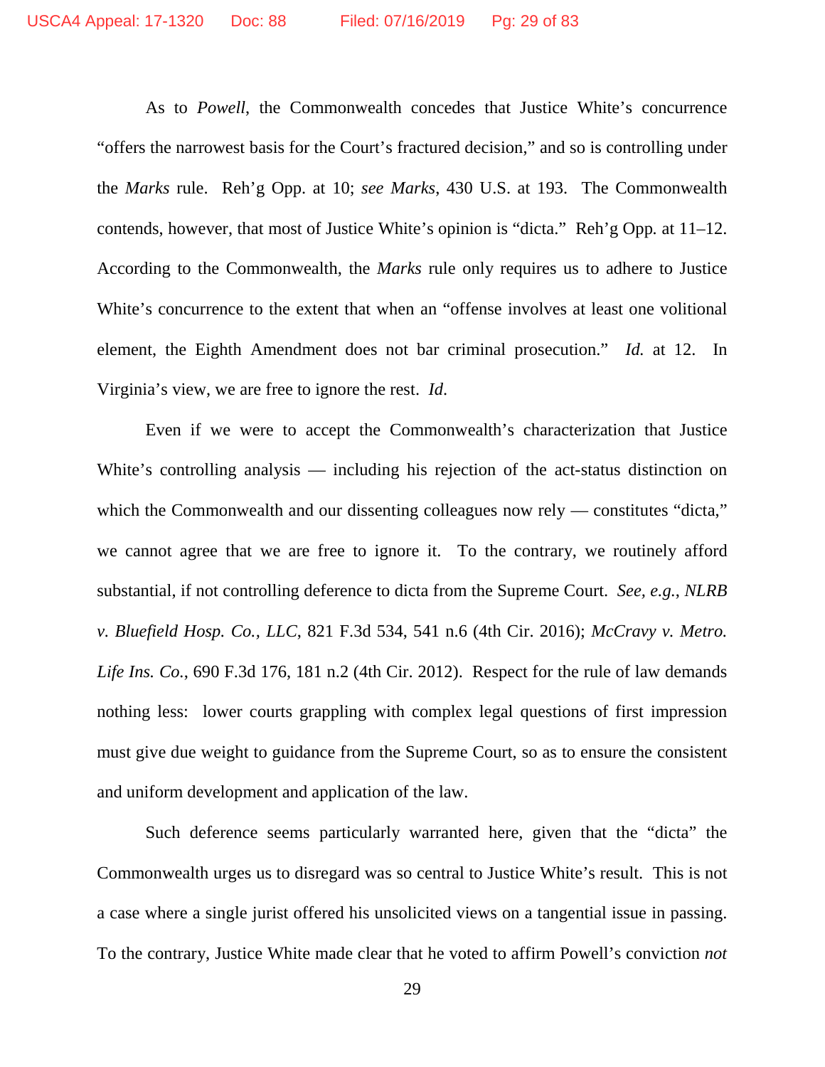As to *Powell*, the Commonwealth concedes that Justice White's concurrence "offers the narrowest basis for the Court's fractured decision," and so is controlling under the *Marks* rule. Reh'g Opp. at 10; *see Marks*, 430 U.S. at 193. The Commonwealth contends, however, that most of Justice White's opinion is "dicta." Reh'g Opp. at 11–12. According to the Commonwealth, the *Marks* rule only requires us to adhere to Justice White's concurrence to the extent that when an "offense involves at least one volitional element, the Eighth Amendment does not bar criminal prosecution." *Id.* at 12. In Virginia's view, we are free to ignore the rest. *Id*.

Even if we were to accept the Commonwealth's characterization that Justice White's controlling analysis — including his rejection of the act-status distinction on which the Commonwealth and our dissenting colleagues now rely — constitutes "dicta," we cannot agree that we are free to ignore it. To the contrary, we routinely afford substantial, if not controlling deference to dicta from the Supreme Court. *See, e.g.*, *NLRB v. Bluefield Hosp. Co., LLC*, 821 F.3d 534, 541 n.6 (4th Cir. 2016); *McCravy v. Metro. Life Ins. Co.*, 690 F.3d 176, 181 n.2 (4th Cir. 2012). Respect for the rule of law demands nothing less: lower courts grappling with complex legal questions of first impression must give due weight to guidance from the Supreme Court, so as to ensure the consistent and uniform development and application of the law.

Such deference seems particularly warranted here, given that the "dicta" the Commonwealth urges us to disregard was so central to Justice White's result. This is not a case where a single jurist offered his unsolicited views on a tangential issue in passing. To the contrary, Justice White made clear that he voted to affirm Powell's conviction *not*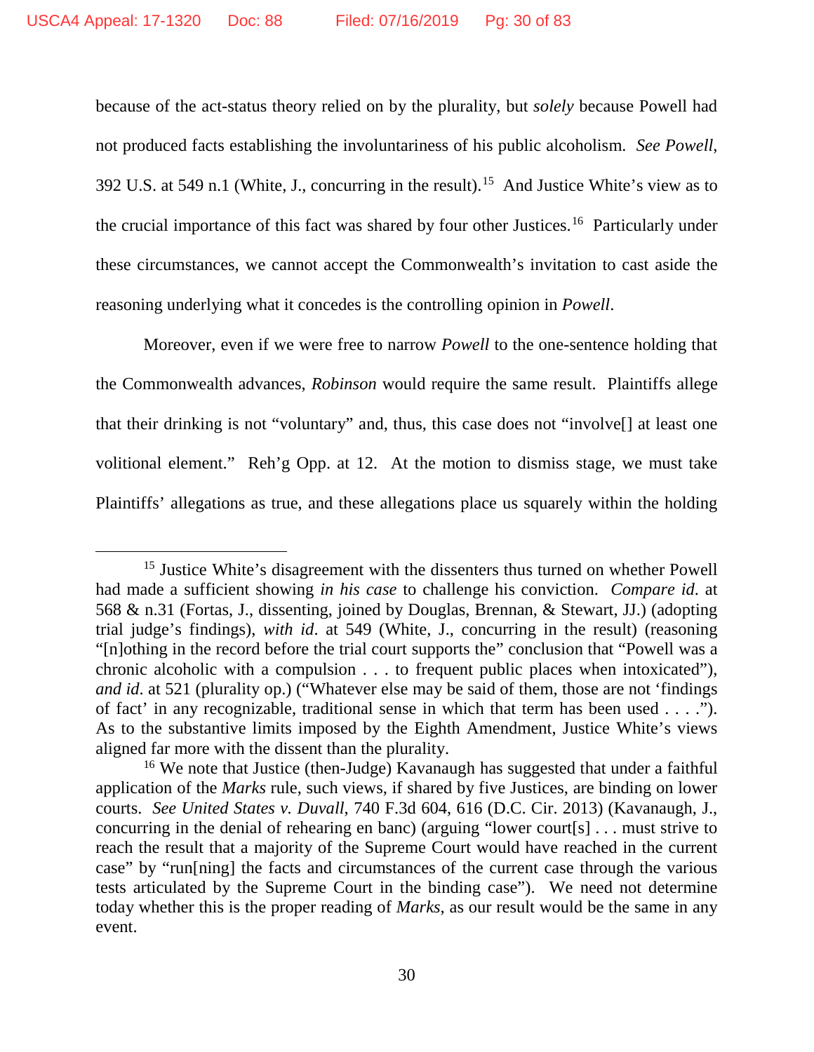because of the act-status theory relied on by the plurality, but *solely* because Powell had not produced facts establishing the involuntariness of his public alcoholism. *See Powell*, 392 U.S. at 549 n.1 (White, J., concurring in the result).[15] And Justice White's view as to the crucial importance of this fact was shared by four other Justices.[16] Particularly under these circumstances, we cannot accept the Commonwealth's invitation to cast aside the reasoning underlying what it concedes is the controlling opinion in *Powell*.

Moreover, even if we were free to narrow *Powell* to the one-sentence holding that the Commonwealth advances, *Robinson* would require the same result. Plaintiffs allege that their drinking is not "voluntary" and, thus, this case does not "involve[] at least one volitional element." Reh'g Opp. at 12. At the motion to dismiss stage, we must take Plaintiffs' allegations as true, and these allegations place us squarely within the holding

---

[15] Justice White's disagreement with the dissenters thus turned on whether Powell had made a sufficient showing *in his case* to challenge his conviction. *Compare id*. at 568 & n.31 (Fortas, J., dissenting, joined by Douglas, Brennan, & Stewart, JJ.) (adopting trial judge's findings), *with id*. at 549 (White, J., concurring in the result) (reasoning "[n]othing in the record before the trial court supports the" conclusion that "Powell was a chronic alcoholic with a compulsion . . . to frequent public places when intoxicated"), *and id*. at 521 (plurality op.) ("Whatever else may be said of them, those are not 'findings of fact' in any recognizable, traditional sense in which that term has been used . . . ."). As to the substantive limits imposed by the Eighth Amendment, Justice White's views aligned far more with the dissent than the plurality.

[16] We note that Justice (then-Judge) Kavanaugh has suggested that under a faithful application of the *Marks* rule, such views, if shared by five Justices, are binding on lower courts. *See United States v. Duvall*, 740 F.3d 604, 616 (D.C. Cir. 2013) (Kavanaugh, J., concurring in the denial of rehearing en banc) (arguing "lower court[s] . . . must strive to reach the result that a majority of the Supreme Court would have reached in the current case" by "run[ning] the facts and circumstances of the current case through the various tests articulated by the Supreme Court in the binding case"). We need not determine today whether this is the proper reading of *Marks*, as our result would be the same in any event.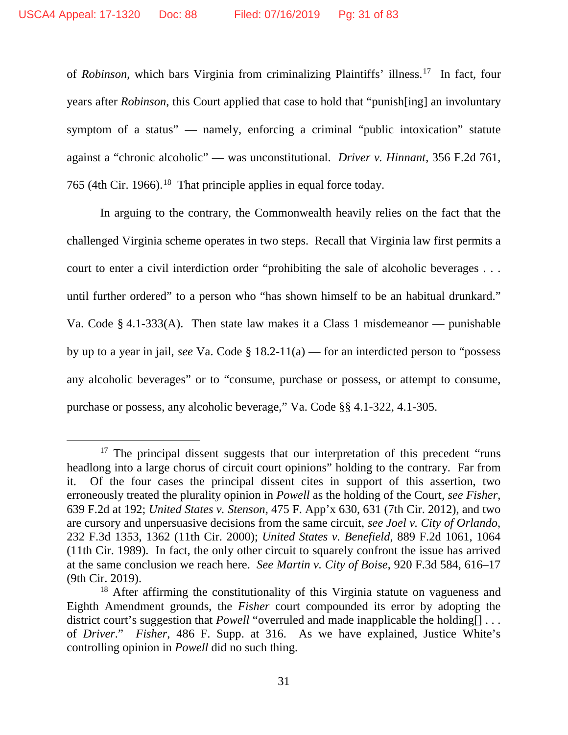of *Robinson*, which bars Virginia from criminalizing Plaintiffs' illness.[17] In fact, four years after *Robinson*, this Court applied that case to hold that "punish[ing] an involuntary symptom of a status" — namely, enforcing a criminal "public intoxication" statute against a "chronic alcoholic" — was unconstitutional. *Driver v. Hinnant*, 356 F.2d 761, 765 (4th Cir. 1966).[18] That principle applies in equal force today.

In arguing to the contrary, the Commonwealth heavily relies on the fact that the challenged Virginia scheme operates in two steps. Recall that Virginia law first permits a court to enter a civil interdiction order "prohibiting the sale of alcoholic beverages . . . until further ordered" to a person who "has shown himself to be an habitual drunkard." Va. Code § 4.1-333(A). Then state law makes it a Class 1 misdemeanor — punishable by up to a year in jail, *see* Va. Code § 18.2-11(a) — for an interdicted person to "possess any alcoholic beverages" or to "consume, purchase or possess, or attempt to consume, purchase or possess, any alcoholic beverage," Va. Code §§ 4.1-322, 4.1-305.

---

[17] The principal dissent suggests that our interpretation of this precedent "runs headlong into a large chorus of circuit court opinions" holding to the contrary. Far from it. Of the four cases the principal dissent cites in support of this assertion, two erroneously treated the plurality opinion in *Powell* as the holding of the Court, *see Fisher*, 639 F.2d at 192; *United States v. Stenson*, 475 F. App'x 630, 631 (7th Cir. 2012), and two are cursory and unpersuasive decisions from the same circuit, *see Joel v. City of Orlando*, 232 F.3d 1353, 1362 (11th Cir. 2000); *United States v. Benefield*, 889 F.2d 1061, 1064 (11th Cir. 1989). In fact, the only other circuit to squarely confront the issue has arrived at the same conclusion we reach here. *See Martin v. City of Boise*, 920 F.3d 584, 616–17 (9th Cir. 2019).

[18] After affirming the constitutionality of this Virginia statute on vagueness and Eighth Amendment grounds, the *Fisher* court compounded its error by adopting the district court's suggestion that *Powell* "overruled and made inapplicable the holding[] . . . of *Driver*." *Fisher*, 486 F. Supp. at 316. As we have explained, Justice White's controlling opinion in *Powell* did no such thing.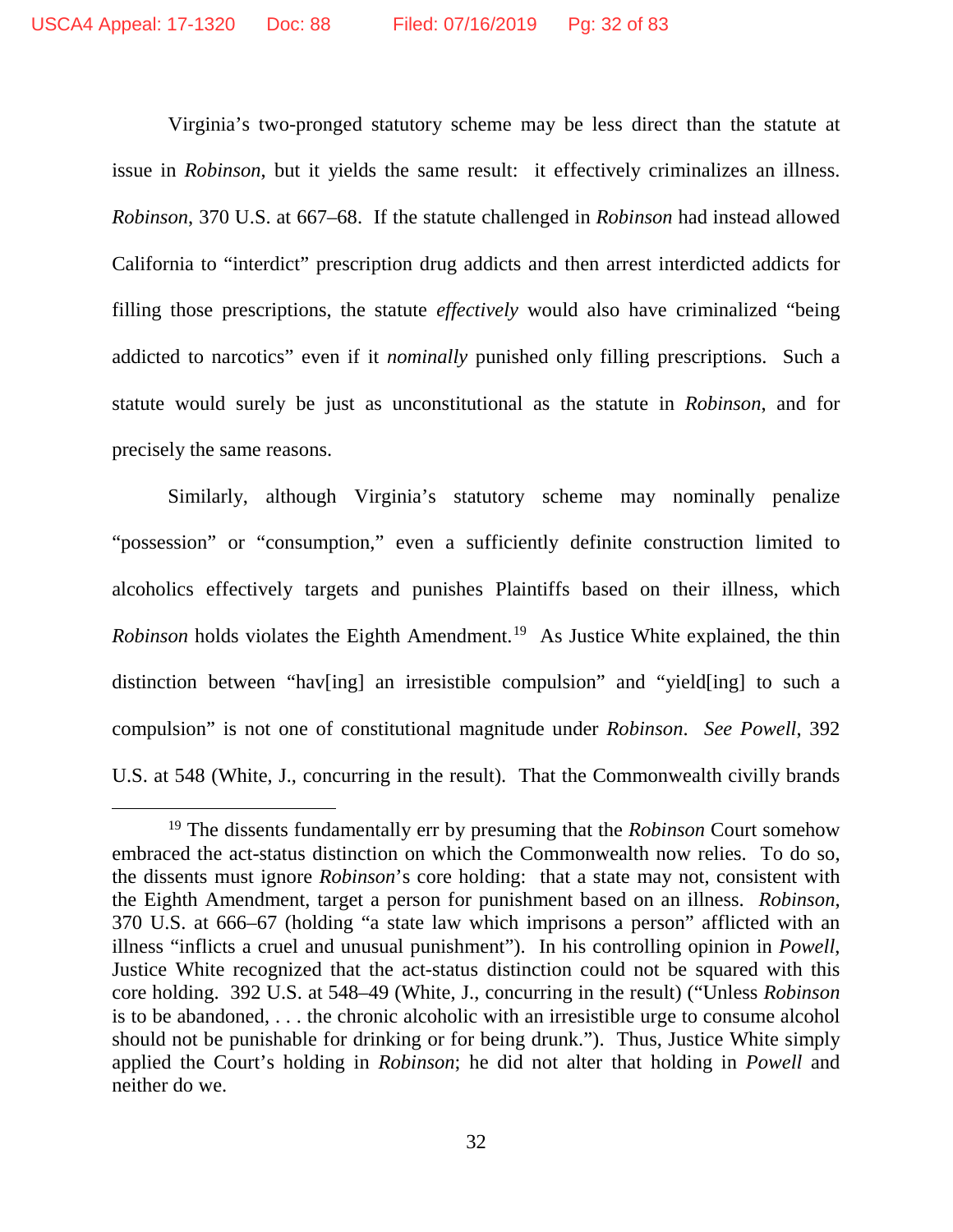Virginia's two-pronged statutory scheme may be less direct than the statute at issue in *Robinson*, but it yields the same result: it effectively criminalizes an illness. *Robinson*, 370 U.S. at 667–68. If the statute challenged in *Robinson* had instead allowed California to "interdict" prescription drug addicts and then arrest interdicted addicts for filling those prescriptions, the statute *effectively* would also have criminalized "being addicted to narcotics" even if it *nominally* punished only filling prescriptions. Such a statute would surely be just as unconstitutional as the statute in *Robinson*, and for precisely the same reasons.

Similarly, although Virginia's statutory scheme may nominally penalize "possession" or "consumption," even a sufficiently definite construction limited to alcoholics effectively targets and punishes Plaintiffs based on their illness, which *Robinson* holds violates the Eighth Amendment.[19] As Justice White explained, the thin distinction between "hav[ing] an irresistible compulsion" and "yield[ing] to such a compulsion" is not one of constitutional magnitude under *Robinson*. *See Powell*, 392 U.S. at 548 (White, J., concurring in the result). That the Commonwealth civilly brands

---

[19] The dissents fundamentally err by presuming that the *Robinson* Court somehow embraced the act-status distinction on which the Commonwealth now relies. To do so, the dissents must ignore *Robinson*'s core holding: that a state may not, consistent with the Eighth Amendment, target a person for punishment based on an illness. *Robinson*, 370 U.S. at 666–67 (holding "a state law which imprisons a person" afflicted with an illness "inflicts a cruel and unusual punishment"). In his controlling opinion in *Powell*, Justice White recognized that the act-status distinction could not be squared with this core holding. 392 U.S. at 548–49 (White, J., concurring in the result) ("Unless *Robinson* is to be abandoned, . . . the chronic alcoholic with an irresistible urge to consume alcohol should not be punishable for drinking or for being drunk."). Thus, Justice White simply applied the Court's holding in *Robinson*; he did not alter that holding in *Powell* and neither do we.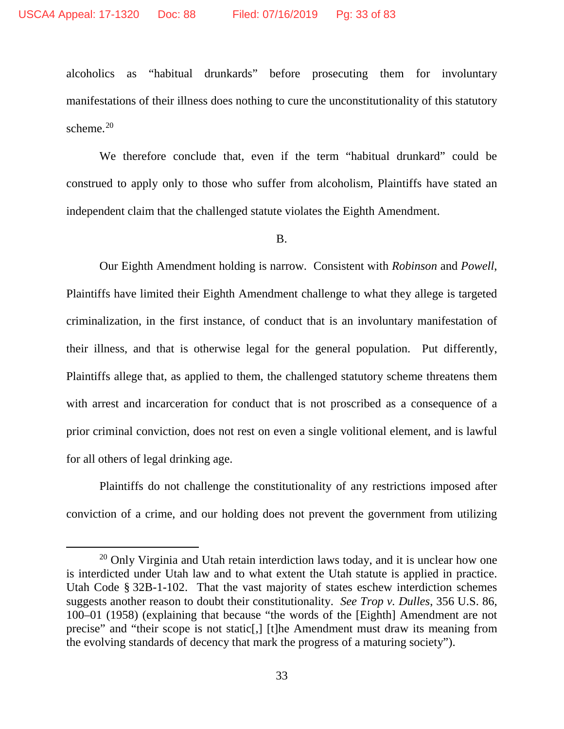alcoholics as "habitual drunkards" before prosecuting them for involuntary manifestations of their illness does nothing to cure the unconstitutionality of this statutory scheme.[20]

We therefore conclude that, even if the term "habitual drunkard" could be construed to apply only to those who suffer from alcoholism, Plaintiffs have stated an independent claim that the challenged statute violates the Eighth Amendment.

B.

Our Eighth Amendment holding is narrow. Consistent with *Robinson* and *Powell*, Plaintiffs have limited their Eighth Amendment challenge to what they allege is targeted criminalization, in the first instance, of conduct that is an involuntary manifestation of their illness, and that is otherwise legal for the general population. Put differently, Plaintiffs allege that, as applied to them, the challenged statutory scheme threatens them with arrest and incarceration for conduct that is not proscribed as a consequence of a prior criminal conviction, does not rest on even a single volitional element, and is lawful for all others of legal drinking age.

Plaintiffs do not challenge the constitutionality of any restrictions imposed after conviction of a crime, and our holding does not prevent the government from utilizing

---

[20] Only Virginia and Utah retain interdiction laws today, and it is unclear how one is interdicted under Utah law and to what extent the Utah statute is applied in practice. Utah Code § 32B-1-102. That the vast majority of states eschew interdiction schemes suggests another reason to doubt their constitutionality. *See Trop v. Dulles*, 356 U.S. 86, 100–01 (1958) (explaining that because "the words of the [Eighth] Amendment are not precise" and "their scope is not static[,] [t]he Amendment must draw its meaning from the evolving standards of decency that mark the progress of a maturing society").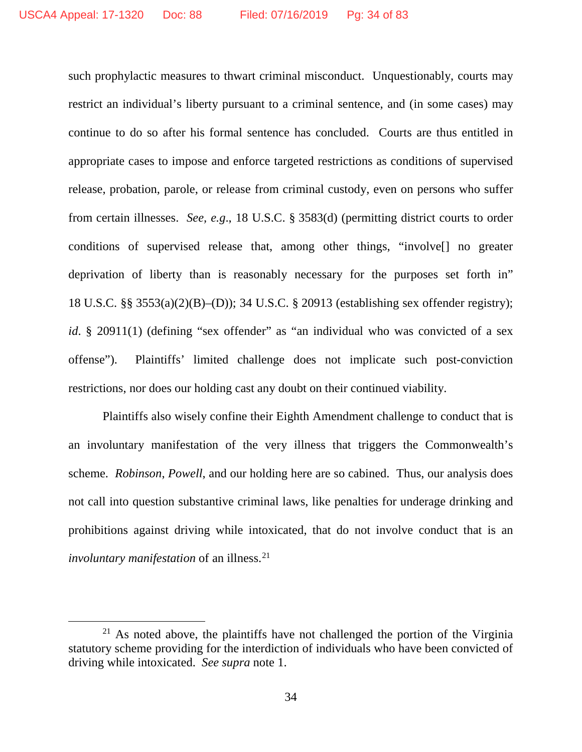such prophylactic measures to thwart criminal misconduct. Unquestionably, courts may restrict an individual's liberty pursuant to a criminal sentence, and (in some cases) may continue to do so after his formal sentence has concluded. Courts are thus entitled in appropriate cases to impose and enforce targeted restrictions as conditions of supervised release, probation, parole, or release from criminal custody, even on persons who suffer from certain illnesses. *See, e.g.*, 18 U.S.C. § 3583(d) (permitting district courts to order conditions of supervised release that, among other things, "involve[] no greater deprivation of liberty than is reasonably necessary for the purposes set forth in" 18 U.S.C. §§ 3553(a)(2)(B)–(D)); 34 U.S.C. § 20913 (establishing sex offender registry); *id*. § 20911(1) (defining "sex offender" as "an individual who was convicted of a sex offense"). Plaintiffs' limited challenge does not implicate such post-conviction restrictions, nor does our holding cast any doubt on their continued viability.

Plaintiffs also wisely confine their Eighth Amendment challenge to conduct that is an involuntary manifestation of the very illness that triggers the Commonwealth's scheme. *Robinson*, *Powell*, and our holding here are so cabined. Thus, our analysis does not call into question substantive criminal laws, like penalties for underage drinking and prohibitions against driving while intoxicated, that do not involve conduct that is an *involuntary manifestation* of an illness.[21]

[21] As noted above, the plaintiffs have not challenged the portion of the Virginia statutory scheme providing for the interdiction of individuals who have been convicted of driving while intoxicated. *See supra* note 1.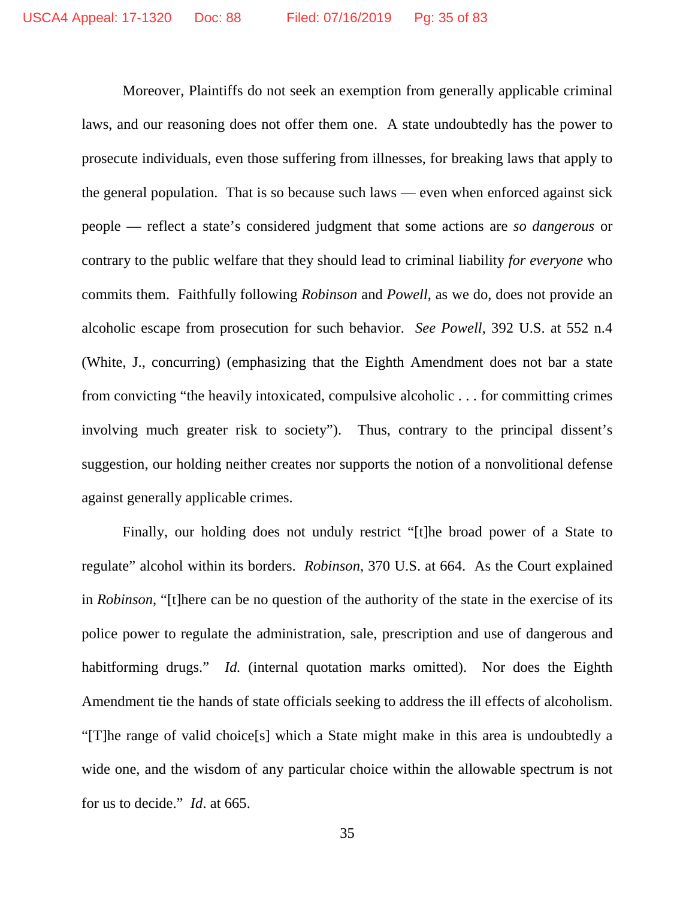Moreover, Plaintiffs do not seek an exemption from generally applicable criminal laws, and our reasoning does not offer them one. A state undoubtedly has the power to prosecute individuals, even those suffering from illnesses, for breaking laws that apply to the general population. That is so because such laws — even when enforced against sick people — reflect a state's considered judgment that some actions are *so dangerous* or contrary to the public welfare that they should lead to criminal liability *for everyone* who commits them. Faithfully following *Robinson* and *Powell*, as we do, does not provide an alcoholic escape from prosecution for such behavior. *See Powell*, 392 U.S. at 552 n.4 (White, J., concurring) (emphasizing that the Eighth Amendment does not bar a state from convicting "the heavily intoxicated, compulsive alcoholic . . . for committing crimes involving much greater risk to society"). Thus, contrary to the principal dissent's suggestion, our holding neither creates nor supports the notion of a nonvolitional defense against generally applicable crimes.

Finally, our holding does not unduly restrict "[t]he broad power of a State to regulate" alcohol within its borders. *Robinson*, 370 U.S. at 664. As the Court explained in *Robinson*, "[t]here can be no question of the authority of the state in the exercise of its police power to regulate the administration, sale, prescription and use of dangerous and habitforming drugs." *Id.* (internal quotation marks omitted). Nor does the Eighth Amendment tie the hands of state officials seeking to address the ill effects of alcoholism. "[T]he range of valid choice[s] which a State might make in this area is undoubtedly a wide one, and the wisdom of any particular choice within the allowable spectrum is not for us to decide." *Id*. at 665.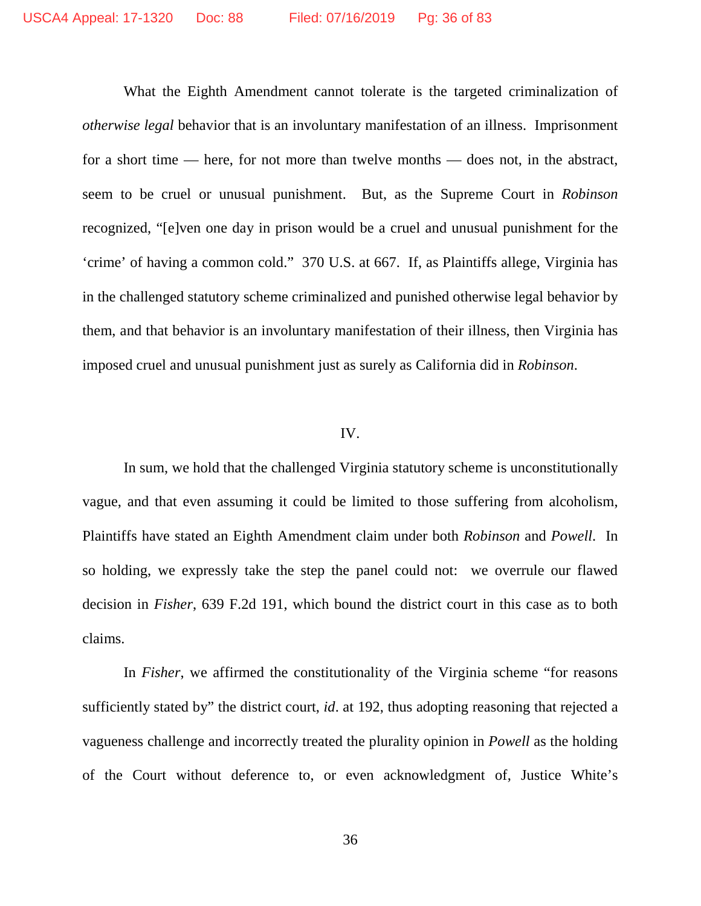What the Eighth Amendment cannot tolerate is the targeted criminalization of *otherwise legal* behavior that is an involuntary manifestation of an illness. Imprisonment for a short time — here, for not more than twelve months — does not, in the abstract, seem to be cruel or unusual punishment. But, as the Supreme Court in *Robinson* recognized, "[e]ven one day in prison would be a cruel and unusual punishment for the 'crime' of having a common cold." 370 U.S. at 667. If, as Plaintiffs allege, Virginia has in the challenged statutory scheme criminalized and punished otherwise legal behavior by them, and that behavior is an involuntary manifestation of their illness, then Virginia has imposed cruel and unusual punishment just as surely as California did in *Robinson*.

## IV.

In sum, we hold that the challenged Virginia statutory scheme is unconstitutionally vague, and that even assuming it could be limited to those suffering from alcoholism, Plaintiffs have stated an Eighth Amendment claim under both *Robinson* and *Powell*. In so holding, we expressly take the step the panel could not: we overrule our flawed decision in *Fisher*, 639 F.2d 191, which bound the district court in this case as to both claims.

In *Fisher*, we affirmed the constitutionality of the Virginia scheme "for reasons sufficiently stated by" the district court, *id*. at 192, thus adopting reasoning that rejected a vagueness challenge and incorrectly treated the plurality opinion in *Powell* as the holding of the Court without deference to, or even acknowledgment of, Justice White's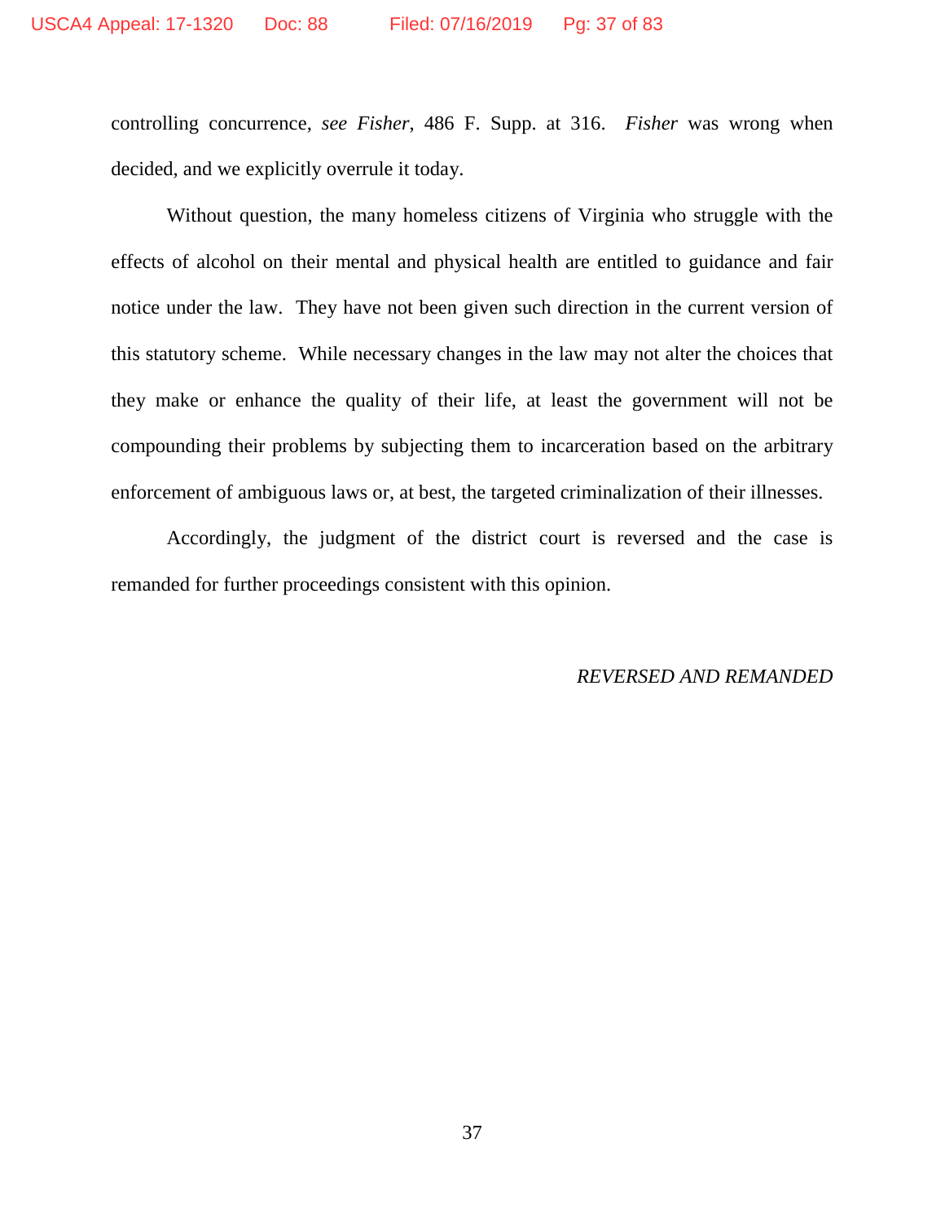controlling concurrence, *see Fisher*, 486 F. Supp. at 316. *Fisher* was wrong when decided, and we explicitly overrule it today.

Without question, the many homeless citizens of Virginia who struggle with the effects of alcohol on their mental and physical health are entitled to guidance and fair notice under the law. They have not been given such direction in the current version of this statutory scheme. While necessary changes in the law may not alter the choices that they make or enhance the quality of their life, at least the government will not be compounding their problems by subjecting them to incarceration based on the arbitrary enforcement of ambiguous laws or, at best, the targeted criminalization of their illnesses.

Accordingly, the judgment of the district court is reversed and the case is remanded for further proceedings consistent with this opinion.

*REVERSED AND REMANDED*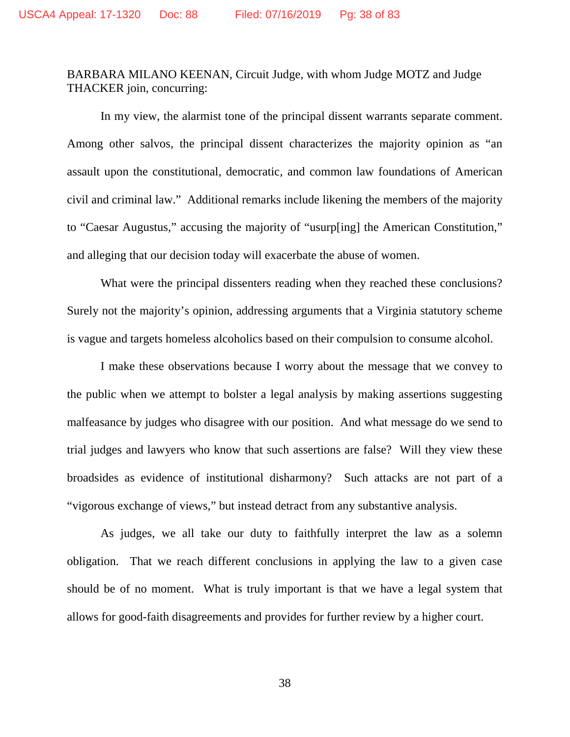BARBARA MILANO KEENAN, Circuit Judge, with whom Judge MOTZ and Judge THACKER join, concurring:

In my view, the alarmist tone of the principal dissent warrants separate comment. Among other salvos, the principal dissent characterizes the majority opinion as "an assault upon the constitutional, democratic, and common law foundations of American civil and criminal law." Additional remarks include likening the members of the majority to "Caesar Augustus," accusing the majority of "usurp[ing] the American Constitution," and alleging that our decision today will exacerbate the abuse of women.

What were the principal dissenters reading when they reached these conclusions? Surely not the majority's opinion, addressing arguments that a Virginia statutory scheme is vague and targets homeless alcoholics based on their compulsion to consume alcohol.

I make these observations because I worry about the message that we convey to the public when we attempt to bolster a legal analysis by making assertions suggesting malfeasance by judges who disagree with our position. And what message do we send to trial judges and lawyers who know that such assertions are false? Will they view these broadsides as evidence of institutional disharmony? Such attacks are not part of a "vigorous exchange of views," but instead detract from any substantive analysis.

As judges, we all take our duty to faithfully interpret the law as a solemn obligation. That we reach different conclusions in applying the law to a given case should be of no moment. What is truly important is that we have a legal system that allows for good-faith disagreements and provides for further review by a higher court.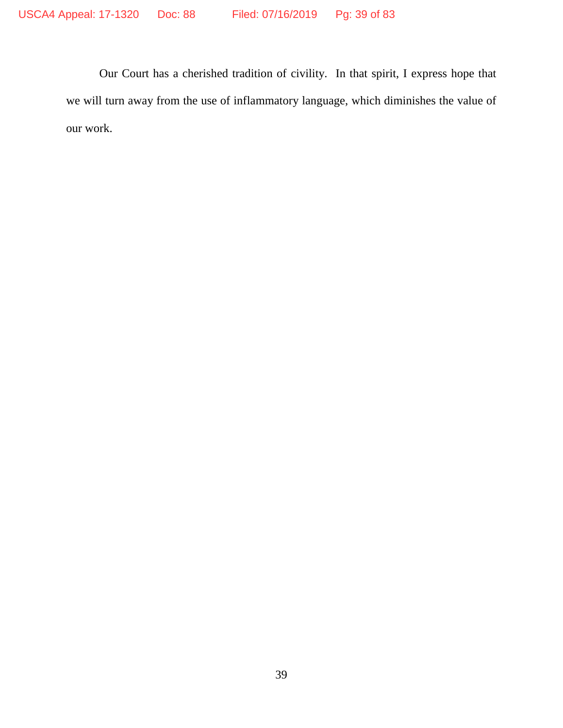Our Court has a cherished tradition of civility. In that spirit, I express hope that we will turn away from the use of inflammatory language, which diminishes the value of our work.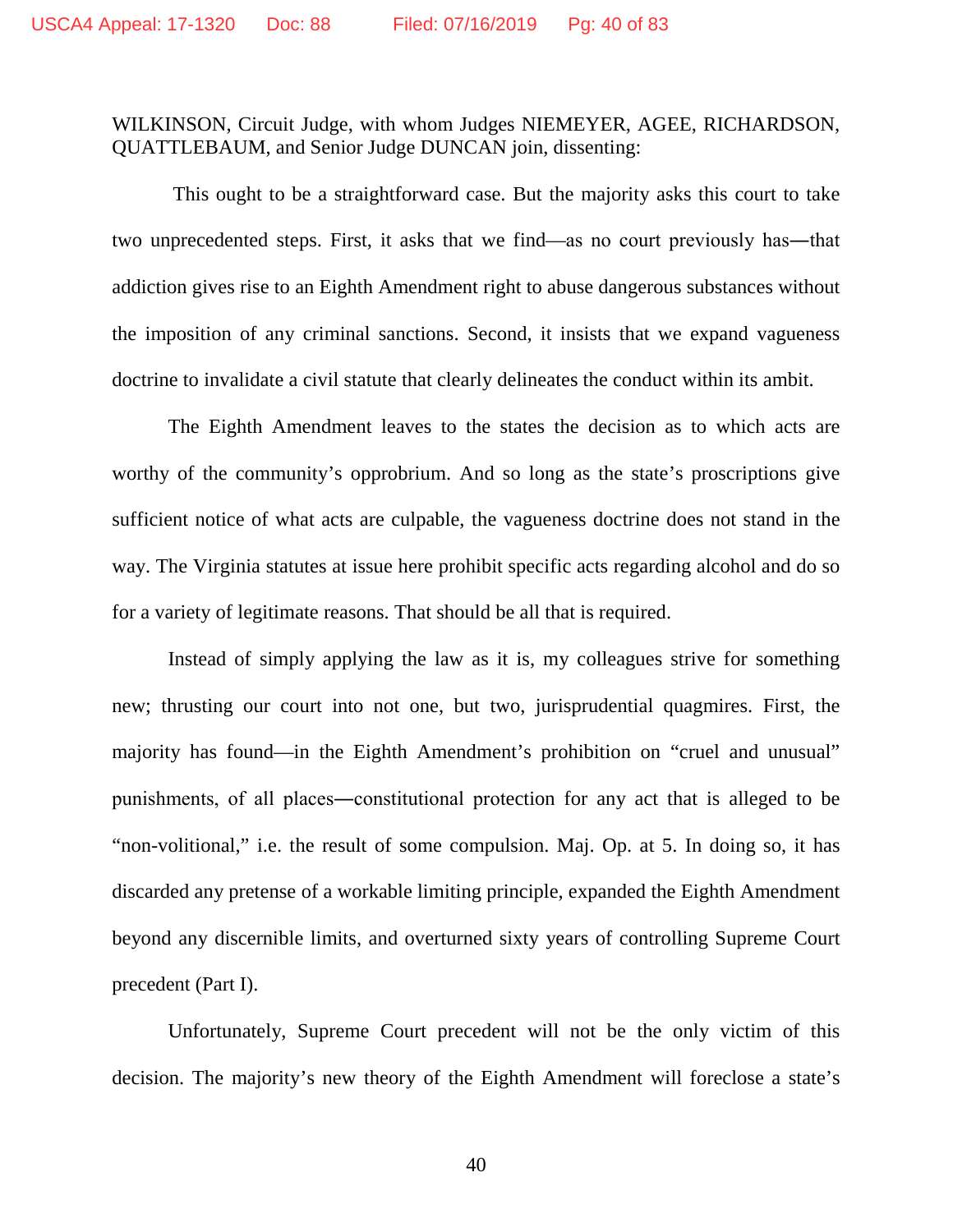WILKINSON, Circuit Judge, with whom Judges NIEMEYER, AGEE, RICHARDSON, QUATTLEBAUM, and Senior Judge DUNCAN join, dissenting:

This ought to be a straightforward case. But the majority asks this court to take two unprecedented steps. First, it asks that we find—as no court previously has—that addiction gives rise to an Eighth Amendment right to abuse dangerous substances without the imposition of any criminal sanctions. Second, it insists that we expand vagueness doctrine to invalidate a civil statute that clearly delineates the conduct within its ambit.

The Eighth Amendment leaves to the states the decision as to which acts are worthy of the community's opprobrium. And so long as the state's proscriptions give sufficient notice of what acts are culpable, the vagueness doctrine does not stand in the way. The Virginia statutes at issue here prohibit specific acts regarding alcohol and do so for a variety of legitimate reasons. That should be all that is required.

Instead of simply applying the law as it is, my colleagues strive for something new; thrusting our court into not one, but two, jurisprudential quagmires. First, the majority has found—in the Eighth Amendment's prohibition on "cruel and unusual" punishments, of all places—constitutional protection for any act that is alleged to be "non-volitional," i.e. the result of some compulsion. Maj. Op. at 5. In doing so, it has discarded any pretense of a workable limiting principle, expanded the Eighth Amendment beyond any discernible limits, and overturned sixty years of controlling Supreme Court precedent (Part I).

Unfortunately, Supreme Court precedent will not be the only victim of this decision. The majority's new theory of the Eighth Amendment will foreclose a state's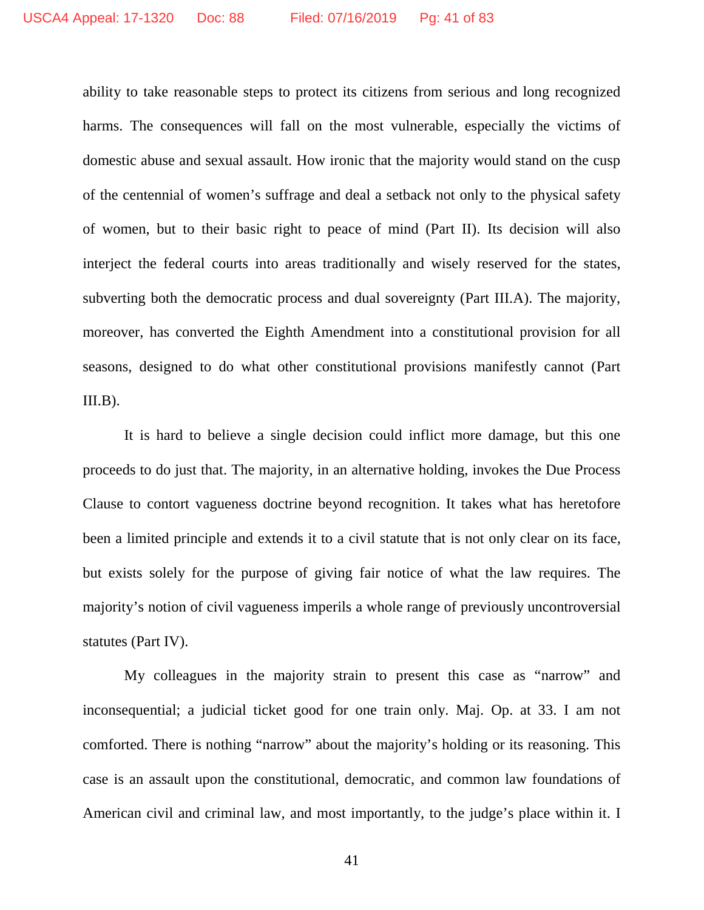ability to take reasonable steps to protect its citizens from serious and long recognized harms. The consequences will fall on the most vulnerable, especially the victims of domestic abuse and sexual assault. How ironic that the majority would stand on the cusp of the centennial of women's suffrage and deal a setback not only to the physical safety of women, but to their basic right to peace of mind (Part II). Its decision will also interject the federal courts into areas traditionally and wisely reserved for the states, subverting both the democratic process and dual sovereignty (Part III.A). The majority, moreover, has converted the Eighth Amendment into a constitutional provision for all seasons, designed to do what other constitutional provisions manifestly cannot (Part III.B).

It is hard to believe a single decision could inflict more damage, but this one proceeds to do just that. The majority, in an alternative holding, invokes the Due Process Clause to contort vagueness doctrine beyond recognition. It takes what has heretofore been a limited principle and extends it to a civil statute that is not only clear on its face, but exists solely for the purpose of giving fair notice of what the law requires. The majority's notion of civil vagueness imperils a whole range of previously uncontroversial statutes (Part IV).

My colleagues in the majority strain to present this case as "narrow" and inconsequential; a judicial ticket good for one train only. Maj. Op. at 33. I am not comforted. There is nothing "narrow" about the majority's holding or its reasoning. This case is an assault upon the constitutional, democratic, and common law foundations of American civil and criminal law, and most importantly, to the judge's place within it. I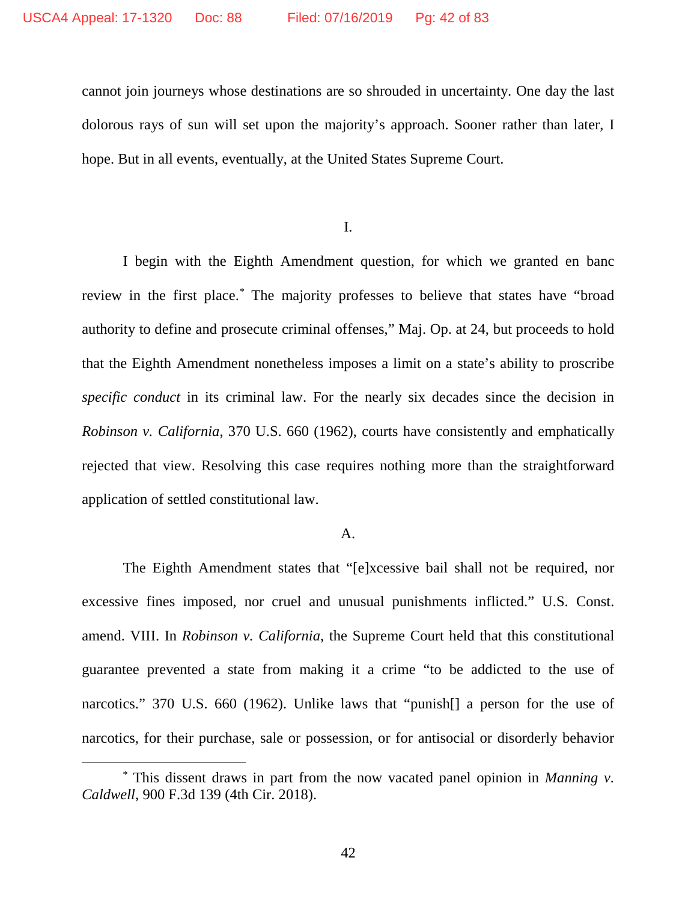cannot join journeys whose destinations are so shrouded in uncertainty. One day the last dolorous rays of sun will set upon the majority's approach. Sooner rather than later, I hope. But in all events, eventually, at the United States Supreme Court.

I.

I begin with the Eighth Amendment question, for which we granted en banc review in the first place.[*] The majority professes to believe that states have "broad authority to define and prosecute criminal offenses," Maj. Op. at 24, but proceeds to hold that the Eighth Amendment nonetheless imposes a limit on a state's ability to proscribe *specific conduct* in its criminal law. For the nearly six decades since the decision in *Robinson v. California*, 370 U.S. 660 (1962), courts have consistently and emphatically rejected that view. Resolving this case requires nothing more than the straightforward application of settled constitutional law.

A.

The Eighth Amendment states that "[e]xcessive bail shall not be required, nor excessive fines imposed, nor cruel and unusual punishments inflicted." U.S. Const. amend. VIII. In *Robinson v. California*, the Supreme Court held that this constitutional guarantee prevented a state from making it a crime "to be addicted to the use of narcotics." 370 U.S. 660 (1962). Unlike laws that "punish[] a person for the use of narcotics, for their purchase, sale or possession, or for antisocial or disorderly behavior

[*] This dissent draws in part from the now vacated panel opinion in *Manning v. Caldwell*, 900 F.3d 139 (4th Cir. 2018).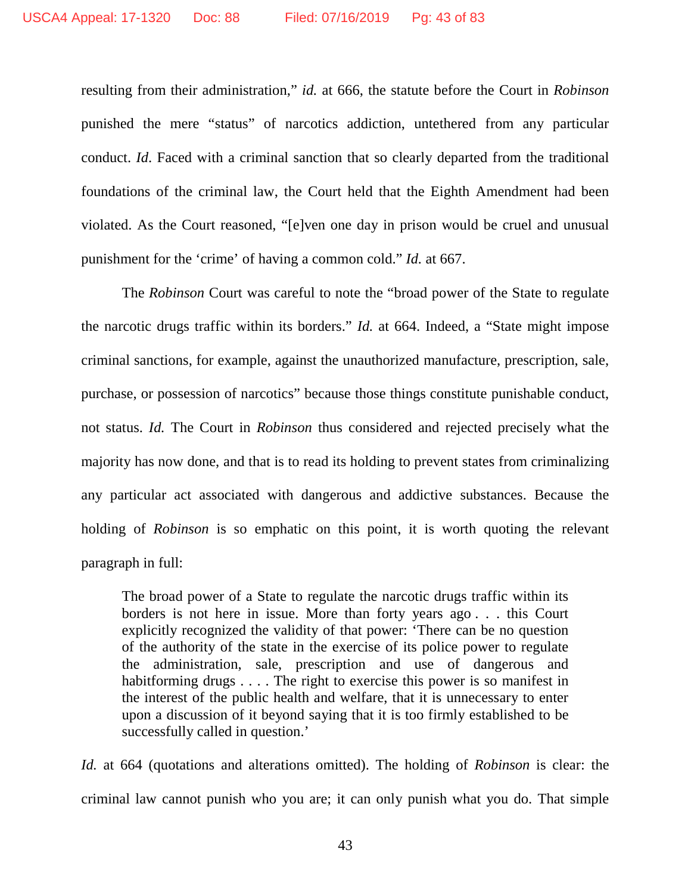resulting from their administration," *id.* at 666, the statute before the Court in *Robinson* punished the mere "status" of narcotics addiction, untethered from any particular conduct. *Id*. Faced with a criminal sanction that so clearly departed from the traditional foundations of the criminal law, the Court held that the Eighth Amendment had been violated. As the Court reasoned, "[e]ven one day in prison would be cruel and unusual punishment for the 'crime' of having a common cold." *Id.* at 667.

The *Robinson* Court was careful to note the "broad power of the State to regulate the narcotic drugs traffic within its borders." *Id.* at 664. Indeed, a "State might impose criminal sanctions, for example, against the unauthorized manufacture, prescription, sale, purchase, or possession of narcotics" because those things constitute punishable conduct, not status. *Id.* The Court in *Robinson* thus considered and rejected precisely what the majority has now done, and that is to read its holding to prevent states from criminalizing any particular act associated with dangerous and addictive substances. Because the holding of *Robinson* is so emphatic on this point, it is worth quoting the relevant paragraph in full:

> The broad power of a State to regulate the narcotic drugs traffic within its borders is not here in issue. More than forty years ago . . . this Court explicitly recognized the validity of that power: 'There can be no question of the authority of the state in the exercise of its police power to regulate the administration, sale, prescription and use of dangerous and habitforming drugs . . . . The right to exercise this power is so manifest in the interest of the public health and welfare, that it is unnecessary to enter upon a discussion of it beyond saying that it is too firmly established to be successfully called in question.'

*Id.* at 664 (quotations and alterations omitted). The holding of *Robinson* is clear: the criminal law cannot punish who you are; it can only punish what you do. That simple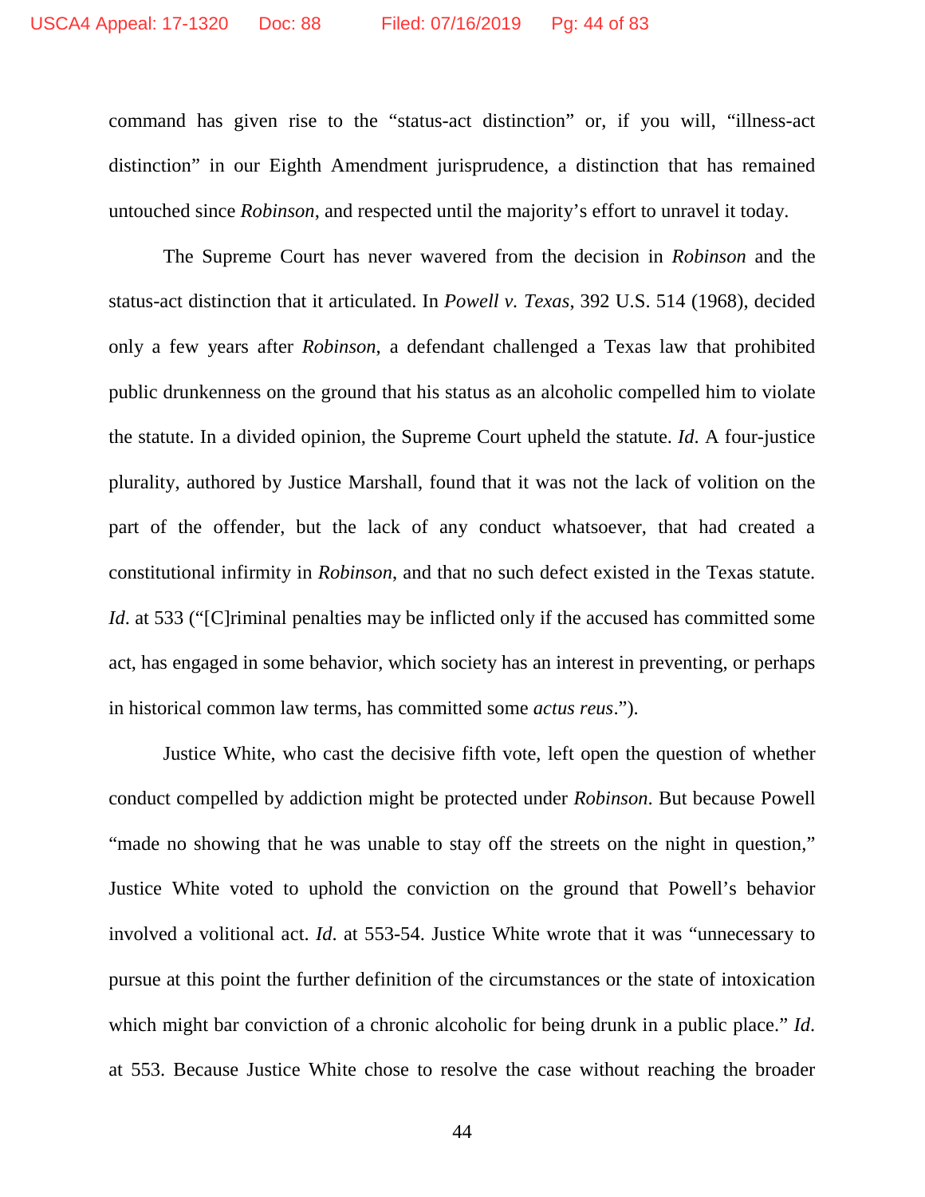command has given rise to the "status-act distinction" or, if you will, "illness-act distinction" in our Eighth Amendment jurisprudence, a distinction that has remained untouched since *Robinson*, and respected until the majority's effort to unravel it today.

The Supreme Court has never wavered from the decision in *Robinson* and the status-act distinction that it articulated. In *Powell v. Texas*, 392 U.S. 514 (1968), decided only a few years after *Robinson*, a defendant challenged a Texas law that prohibited public drunkenness on the ground that his status as an alcoholic compelled him to violate the statute. In a divided opinion, the Supreme Court upheld the statute. *Id*. A four-justice plurality, authored by Justice Marshall, found that it was not the lack of volition on the part of the offender, but the lack of any conduct whatsoever, that had created a constitutional infirmity in *Robinson*, and that no such defect existed in the Texas statute. *Id*. at 533 ("[C]riminal penalties may be inflicted only if the accused has committed some act, has engaged in some behavior, which society has an interest in preventing, or perhaps in historical common law terms, has committed some *actus reus*.").

Justice White, who cast the decisive fifth vote, left open the question of whether conduct compelled by addiction might be protected under *Robinson*. But because Powell "made no showing that he was unable to stay off the streets on the night in question," Justice White voted to uphold the conviction on the ground that Powell's behavior involved a volitional act. *Id*. at 553-54. Justice White wrote that it was "unnecessary to pursue at this point the further definition of the circumstances or the state of intoxication which might bar conviction of a chronic alcoholic for being drunk in a public place." *Id*. at 553. Because Justice White chose to resolve the case without reaching the broader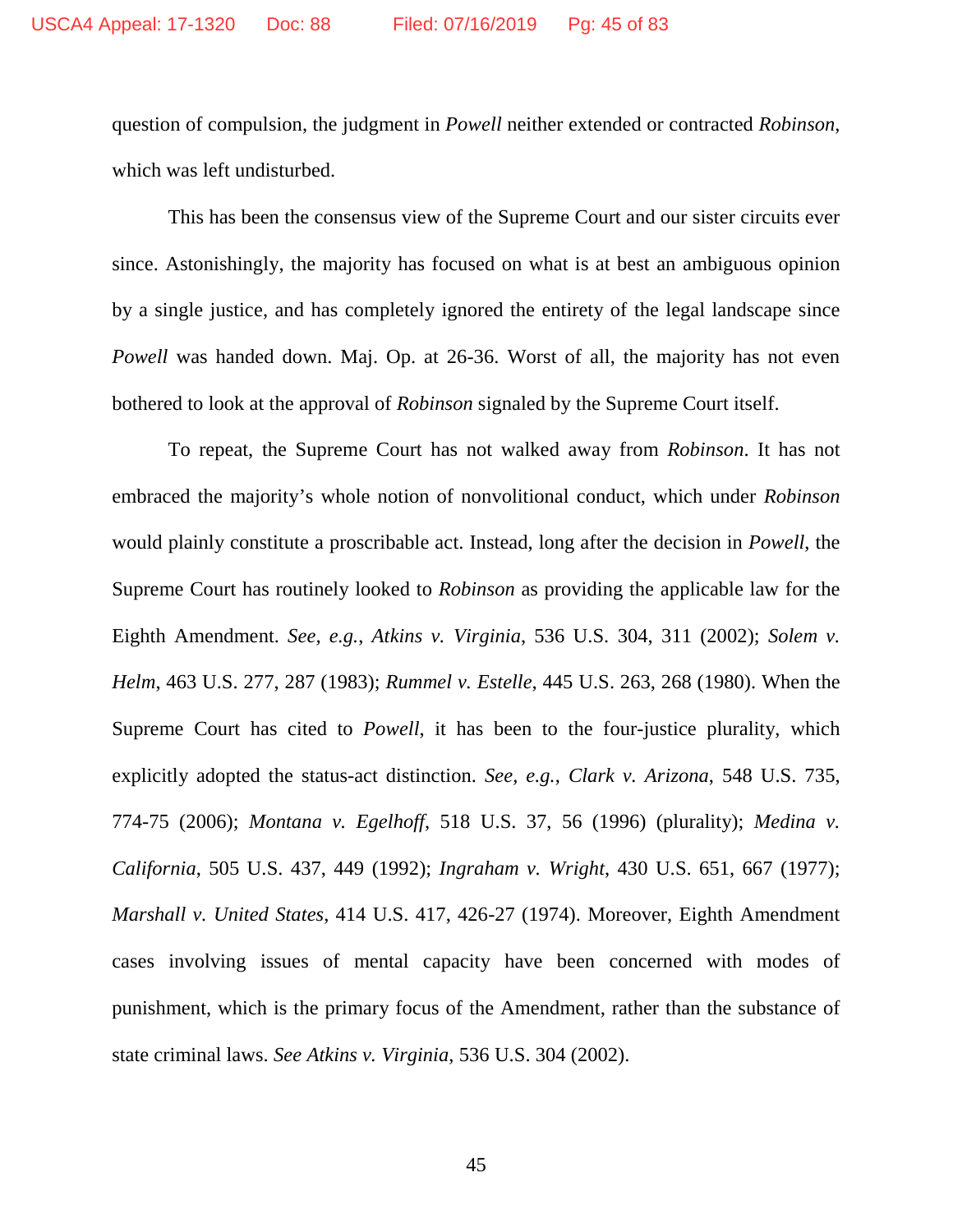question of compulsion, the judgment in *Powell* neither extended or contracted *Robinson*, which was left undisturbed.

This has been the consensus view of the Supreme Court and our sister circuits ever since. Astonishingly, the majority has focused on what is at best an ambiguous opinion by a single justice, and has completely ignored the entirety of the legal landscape since *Powell* was handed down. Maj. Op. at 26-36. Worst of all, the majority has not even bothered to look at the approval of *Robinson* signaled by the Supreme Court itself.

To repeat, the Supreme Court has not walked away from *Robinson*. It has not embraced the majority's whole notion of nonvolitional conduct, which under *Robinson* would plainly constitute a proscribable act. Instead, long after the decision in *Powell*, the Supreme Court has routinely looked to *Robinson* as providing the applicable law for the Eighth Amendment. *See, e.g.*, *Atkins v. Virginia*, 536 U.S. 304, 311 (2002); *Solem v. Helm*, 463 U.S. 277, 287 (1983); *Rummel v. Estelle*, 445 U.S. 263, 268 (1980). When the Supreme Court has cited to *Powell*, it has been to the four-justice plurality, which explicitly adopted the status-act distinction. *See, e.g.*, *Clark v. Arizona*, 548 U.S. 735, 774-75 (2006); *Montana v. Egelhoff*, 518 U.S. 37, 56 (1996) (plurality); *Medina v. California*, 505 U.S. 437, 449 (1992); *Ingraham v. Wright*, 430 U.S. 651, 667 (1977); *Marshall v. United States*, 414 U.S. 417, 426-27 (1974). Moreover, Eighth Amendment cases involving issues of mental capacity have been concerned with modes of punishment, which is the primary focus of the Amendment, rather than the substance of state criminal laws. *See Atkins v. Virginia*, 536 U.S. 304 (2002).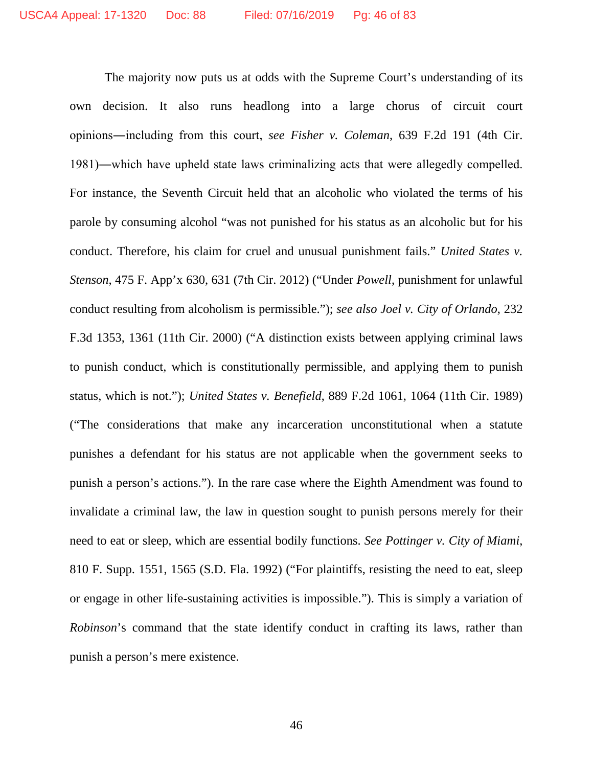The majority now puts us at odds with the Supreme Court's understanding of its own decision. It also runs headlong into a large chorus of circuit court opinions—including from this court, *see Fisher v. Coleman*, 639 F.2d 191 (4th Cir. 1981)—which have upheld state laws criminalizing acts that were allegedly compelled. For instance, the Seventh Circuit held that an alcoholic who violated the terms of his parole by consuming alcohol "was not punished for his status as an alcoholic but for his conduct. Therefore, his claim for cruel and unusual punishment fails." *United States v. Stenson*, 475 F. App'x 630, 631 (7th Cir. 2012) ("Under *Powell*, punishment for unlawful conduct resulting from alcoholism is permissible."); *see also Joel v. City of Orlando*, 232 F.3d 1353, 1361 (11th Cir. 2000) ("A distinction exists between applying criminal laws to punish conduct, which is constitutionally permissible, and applying them to punish status, which is not."); *United States v. Benefield*, 889 F.2d 1061, 1064 (11th Cir. 1989) ("The considerations that make any incarceration unconstitutional when a statute punishes a defendant for his status are not applicable when the government seeks to punish a person's actions."). In the rare case where the Eighth Amendment was found to invalidate a criminal law, the law in question sought to punish persons merely for their need to eat or sleep, which are essential bodily functions. *See Pottinger v. City of Miami*, 810 F. Supp. 1551, 1565 (S.D. Fla. 1992) ("For plaintiffs, resisting the need to eat, sleep or engage in other life-sustaining activities is impossible."). This is simply a variation of *Robinson*'s command that the state identify conduct in crafting its laws, rather than punish a person's mere existence.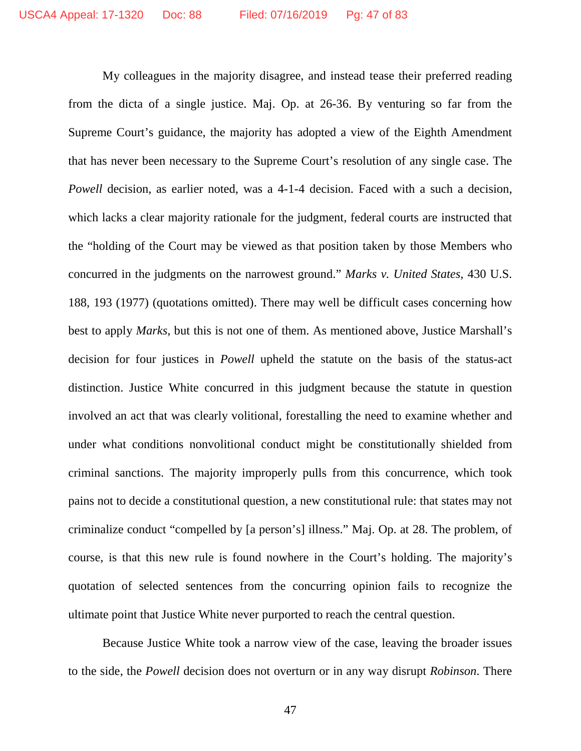My colleagues in the majority disagree, and instead tease their preferred reading from the dicta of a single justice. Maj. Op. at 26-36. By venturing so far from the Supreme Court's guidance, the majority has adopted a view of the Eighth Amendment that has never been necessary to the Supreme Court's resolution of any single case. The *Powell* decision, as earlier noted, was a 4-1-4 decision. Faced with a such a decision, which lacks a clear majority rationale for the judgment, federal courts are instructed that the "holding of the Court may be viewed as that position taken by those Members who concurred in the judgments on the narrowest ground." *Marks v. United States*, 430 U.S. 188, 193 (1977) (quotations omitted). There may well be difficult cases concerning how best to apply *Marks*, but this is not one of them. As mentioned above, Justice Marshall's decision for four justices in *Powell* upheld the statute on the basis of the status-act distinction. Justice White concurred in this judgment because the statute in question involved an act that was clearly volitional, forestalling the need to examine whether and under what conditions nonvolitional conduct might be constitutionally shielded from criminal sanctions. The majority improperly pulls from this concurrence, which took pains not to decide a constitutional question, a new constitutional rule: that states may not criminalize conduct "compelled by [a person's] illness." Maj. Op. at 28. The problem, of course, is that this new rule is found nowhere in the Court's holding. The majority's quotation of selected sentences from the concurring opinion fails to recognize the ultimate point that Justice White never purported to reach the central question.

Because Justice White took a narrow view of the case, leaving the broader issues to the side, the *Powell* decision does not overturn or in any way disrupt *Robinson*. There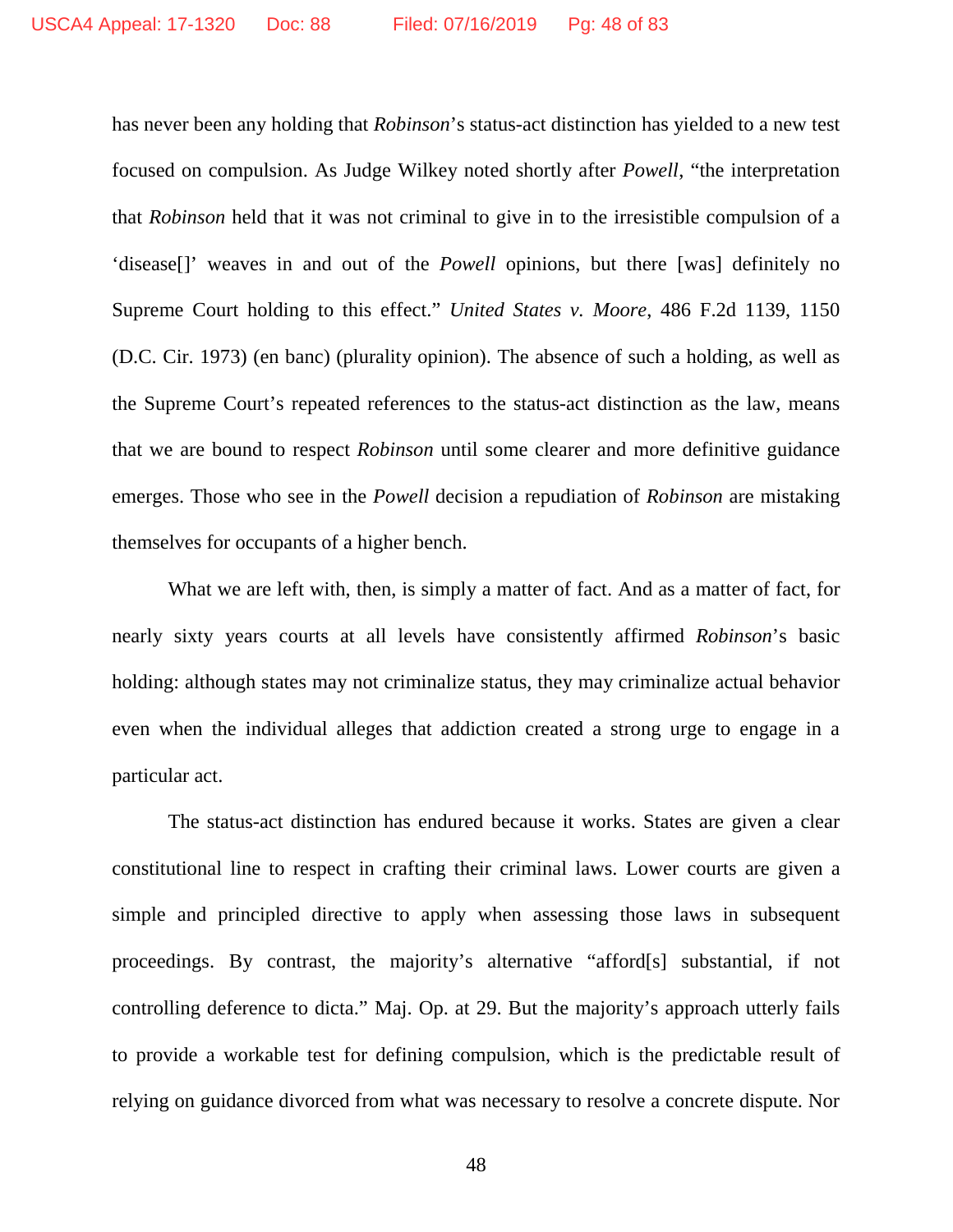has never been any holding that *Robinson*'s status-act distinction has yielded to a new test focused on compulsion. As Judge Wilkey noted shortly after *Powell*, "the interpretation that *Robinson* held that it was not criminal to give in to the irresistible compulsion of a 'disease[]' weaves in and out of the *Powell* opinions, but there [was] definitely no Supreme Court holding to this effect." *United States v. Moore*, 486 F.2d 1139, 1150 (D.C. Cir. 1973) (en banc) (plurality opinion). The absence of such a holding, as well as the Supreme Court's repeated references to the status-act distinction as the law, means that we are bound to respect *Robinson* until some clearer and more definitive guidance emerges. Those who see in the *Powell* decision a repudiation of *Robinson* are mistaking themselves for occupants of a higher bench.

What we are left with, then, is simply a matter of fact. And as a matter of fact, for nearly sixty years courts at all levels have consistently affirmed *Robinson*'s basic holding: although states may not criminalize status, they may criminalize actual behavior even when the individual alleges that addiction created a strong urge to engage in a particular act.

The status-act distinction has endured because it works. States are given a clear constitutional line to respect in crafting their criminal laws. Lower courts are given a simple and principled directive to apply when assessing those laws in subsequent proceedings. By contrast, the majority's alternative "afford[s] substantial, if not controlling deference to dicta." Maj. Op. at 29. But the majority's approach utterly fails to provide a workable test for defining compulsion, which is the predictable result of relying on guidance divorced from what was necessary to resolve a concrete dispute. Nor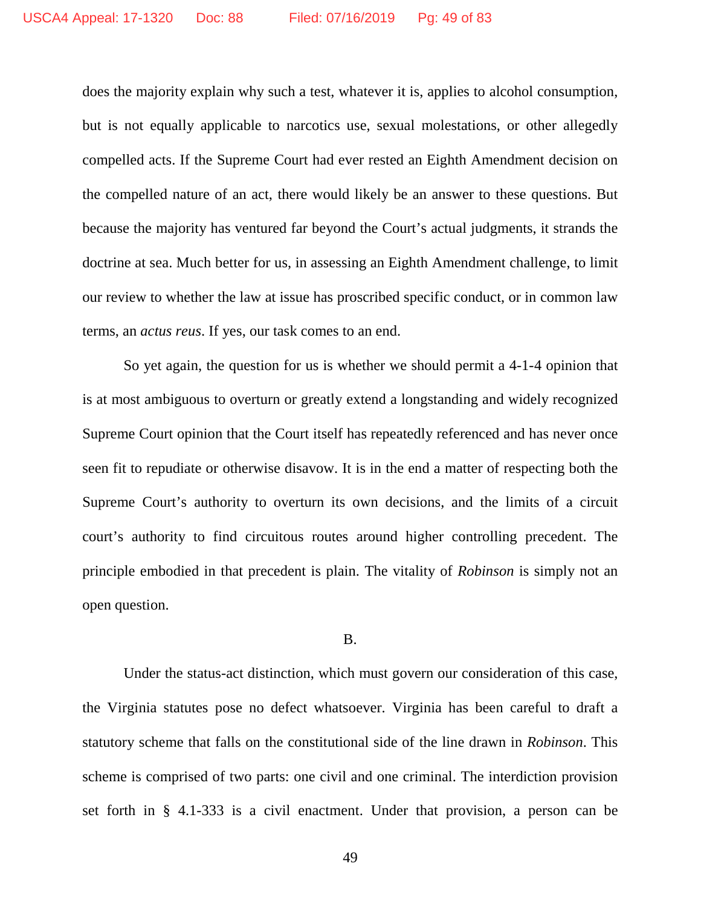does the majority explain why such a test, whatever it is, applies to alcohol consumption, but is not equally applicable to narcotics use, sexual molestations, or other allegedly compelled acts. If the Supreme Court had ever rested an Eighth Amendment decision on the compelled nature of an act, there would likely be an answer to these questions. But because the majority has ventured far beyond the Court's actual judgments, it strands the doctrine at sea. Much better for us, in assessing an Eighth Amendment challenge, to limit our review to whether the law at issue has proscribed specific conduct, or in common law terms, an *actus reus*. If yes, our task comes to an end.

So yet again, the question for us is whether we should permit a 4-1-4 opinion that is at most ambiguous to overturn or greatly extend a longstanding and widely recognized Supreme Court opinion that the Court itself has repeatedly referenced and has never once seen fit to repudiate or otherwise disavow. It is in the end a matter of respecting both the Supreme Court's authority to overturn its own decisions, and the limits of a circuit court's authority to find circuitous routes around higher controlling precedent. The principle embodied in that precedent is plain. The vitality of *Robinson* is simply not an open question.

B.

Under the status-act distinction, which must govern our consideration of this case, the Virginia statutes pose no defect whatsoever. Virginia has been careful to draft a statutory scheme that falls on the constitutional side of the line drawn in *Robinson*. This scheme is comprised of two parts: one civil and one criminal. The interdiction provision set forth in § 4.1-333 is a civil enactment. Under that provision, a person can be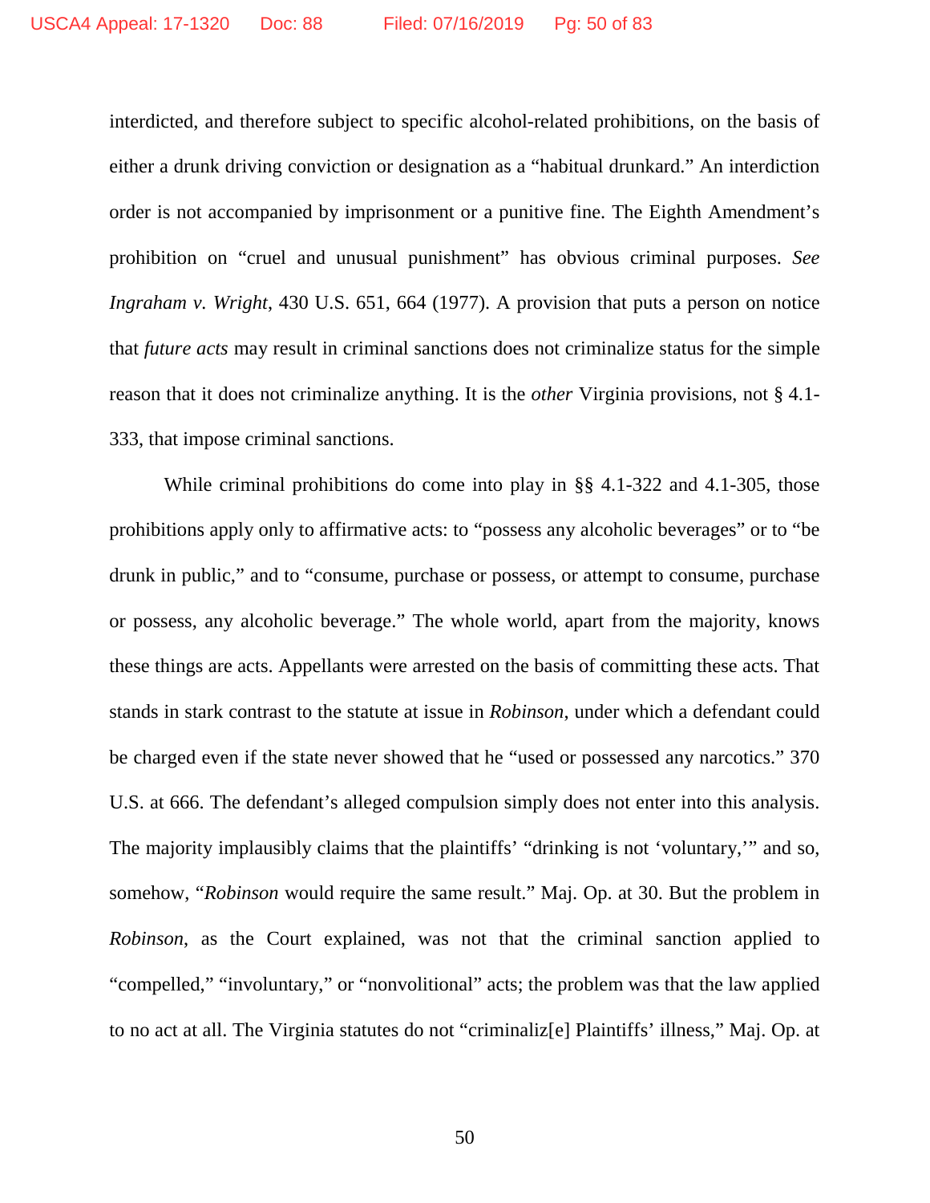interdicted, and therefore subject to specific alcohol-related prohibitions, on the basis of either a drunk driving conviction or designation as a "habitual drunkard." An interdiction order is not accompanied by imprisonment or a punitive fine. The Eighth Amendment's prohibition on "cruel and unusual punishment" has obvious criminal purposes. *See Ingraham v. Wright*, 430 U.S. 651, 664 (1977). A provision that puts a person on notice that *future acts* may result in criminal sanctions does not criminalize status for the simple reason that it does not criminalize anything. It is the *other* Virginia provisions, not § 4.1-333, that impose criminal sanctions.

While criminal prohibitions do come into play in §§ 4.1-322 and 4.1-305, those prohibitions apply only to affirmative acts: to "possess any alcoholic beverages" or to "be drunk in public," and to "consume, purchase or possess, or attempt to consume, purchase or possess, any alcoholic beverage." The whole world, apart from the majority, knows these things are acts. Appellants were arrested on the basis of committing these acts. That stands in stark contrast to the statute at issue in *Robinson*, under which a defendant could be charged even if the state never showed that he "used or possessed any narcotics." 370 U.S. at 666. The defendant's alleged compulsion simply does not enter into this analysis. The majority implausibly claims that the plaintiffs' "drinking is not 'voluntary,'" and so, somehow, "*Robinson* would require the same result." Maj. Op. at 30. But the problem in *Robinson*, as the Court explained, was not that the criminal sanction applied to "compelled," "involuntary," or "nonvolitional" acts; the problem was that the law applied to no act at all. The Virginia statutes do not "criminaliz[e] Plaintiffs' illness," Maj. Op. at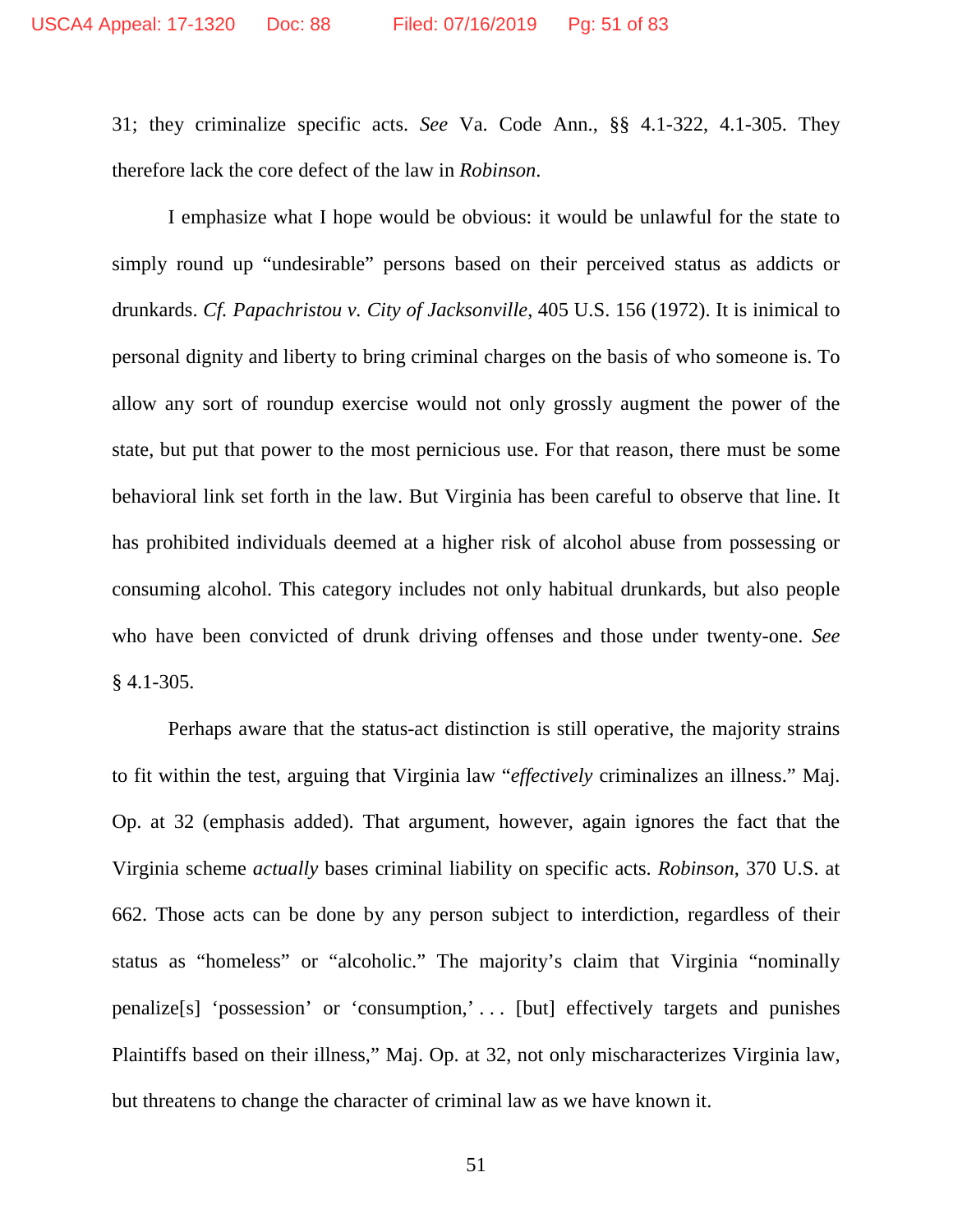31; they criminalize specific acts. *See* Va. Code Ann., §§ 4.1-322, 4.1-305. They therefore lack the core defect of the law in *Robinson*.

I emphasize what I hope would be obvious: it would be unlawful for the state to simply round up "undesirable" persons based on their perceived status as addicts or drunkards. *Cf. Papachristou v. City of Jacksonville*, 405 U.S. 156 (1972). It is inimical to personal dignity and liberty to bring criminal charges on the basis of who someone is. To allow any sort of roundup exercise would not only grossly augment the power of the state, but put that power to the most pernicious use. For that reason, there must be some behavioral link set forth in the law. But Virginia has been careful to observe that line. It has prohibited individuals deemed at a higher risk of alcohol abuse from possessing or consuming alcohol. This category includes not only habitual drunkards, but also people who have been convicted of drunk driving offenses and those under twenty-one. *See* § 4.1-305.

Perhaps aware that the status-act distinction is still operative, the majority strains to fit within the test, arguing that Virginia law "*effectively* criminalizes an illness." Maj. Op. at 32 (emphasis added). That argument, however, again ignores the fact that the Virginia scheme *actually* bases criminal liability on specific acts. *Robinson*, 370 U.S. at 662. Those acts can be done by any person subject to interdiction, regardless of their status as "homeless" or "alcoholic." The majority's claim that Virginia "nominally penalize[s] 'possession' or 'consumption,' . . . [but] effectively targets and punishes Plaintiffs based on their illness," Maj. Op. at 32, not only mischaracterizes Virginia law, but threatens to change the character of criminal law as we have known it.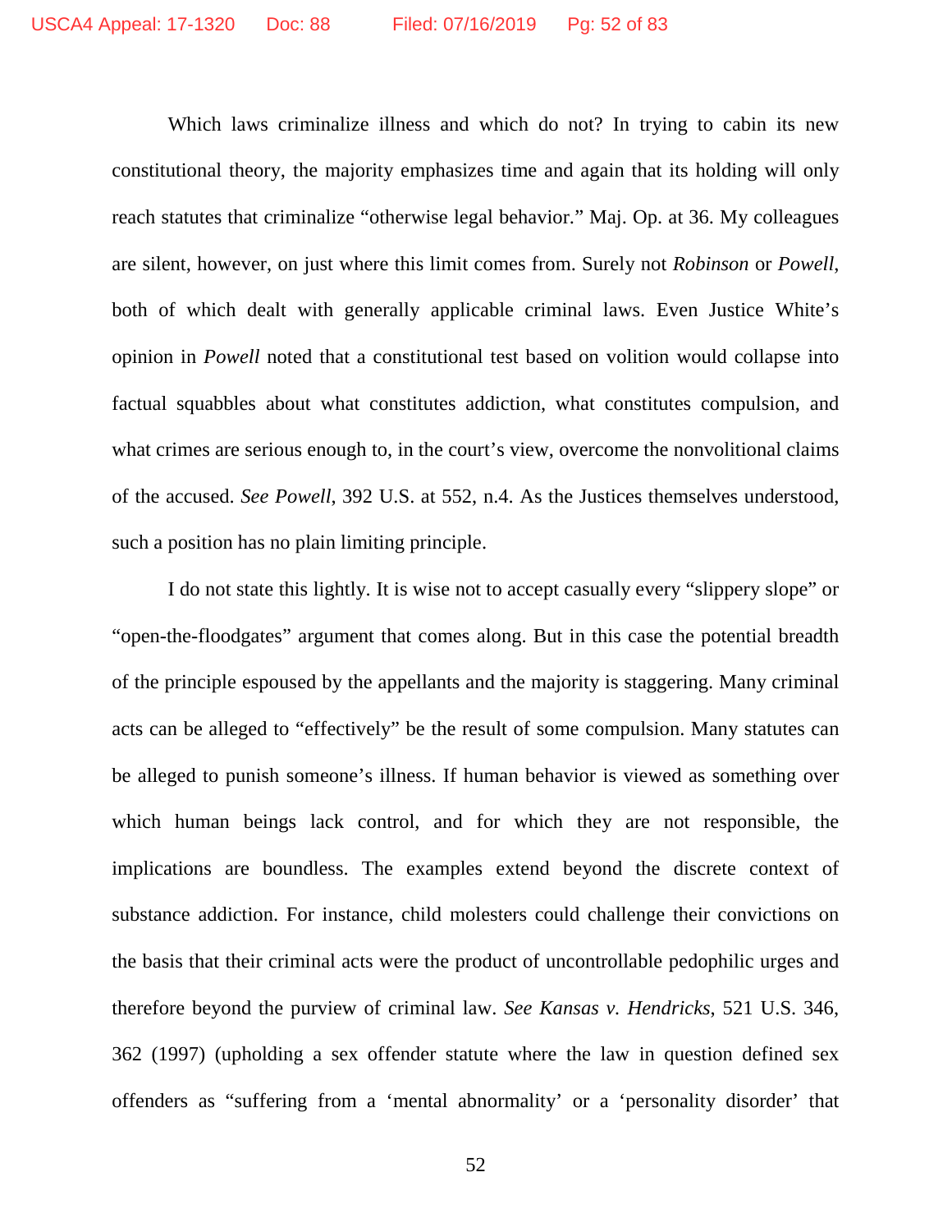Which laws criminalize illness and which do not? In trying to cabin its new constitutional theory, the majority emphasizes time and again that its holding will only reach statutes that criminalize "otherwise legal behavior." Maj. Op. at 36. My colleagues are silent, however, on just where this limit comes from. Surely not *Robinson* or *Powell*, both of which dealt with generally applicable criminal laws. Even Justice White's opinion in *Powell* noted that a constitutional test based on volition would collapse into factual squabbles about what constitutes addiction, what constitutes compulsion, and what crimes are serious enough to, in the court's view, overcome the nonvolitional claims of the accused. *See Powell*, 392 U.S. at 552, n.4. As the Justices themselves understood, such a position has no plain limiting principle.

I do not state this lightly. It is wise not to accept casually every "slippery slope" or "open-the-floodgates" argument that comes along. But in this case the potential breadth of the principle espoused by the appellants and the majority is staggering. Many criminal acts can be alleged to "effectively" be the result of some compulsion. Many statutes can be alleged to punish someone's illness. If human behavior is viewed as something over which human beings lack control, and for which they are not responsible, the implications are boundless. The examples extend beyond the discrete context of substance addiction. For instance, child molesters could challenge their convictions on the basis that their criminal acts were the product of uncontrollable pedophilic urges and therefore beyond the purview of criminal law. *See Kansas v. Hendricks*, 521 U.S. 346, 362 (1997) (upholding a sex offender statute where the law in question defined sex offenders as "suffering from a 'mental abnormality' or a 'personality disorder' that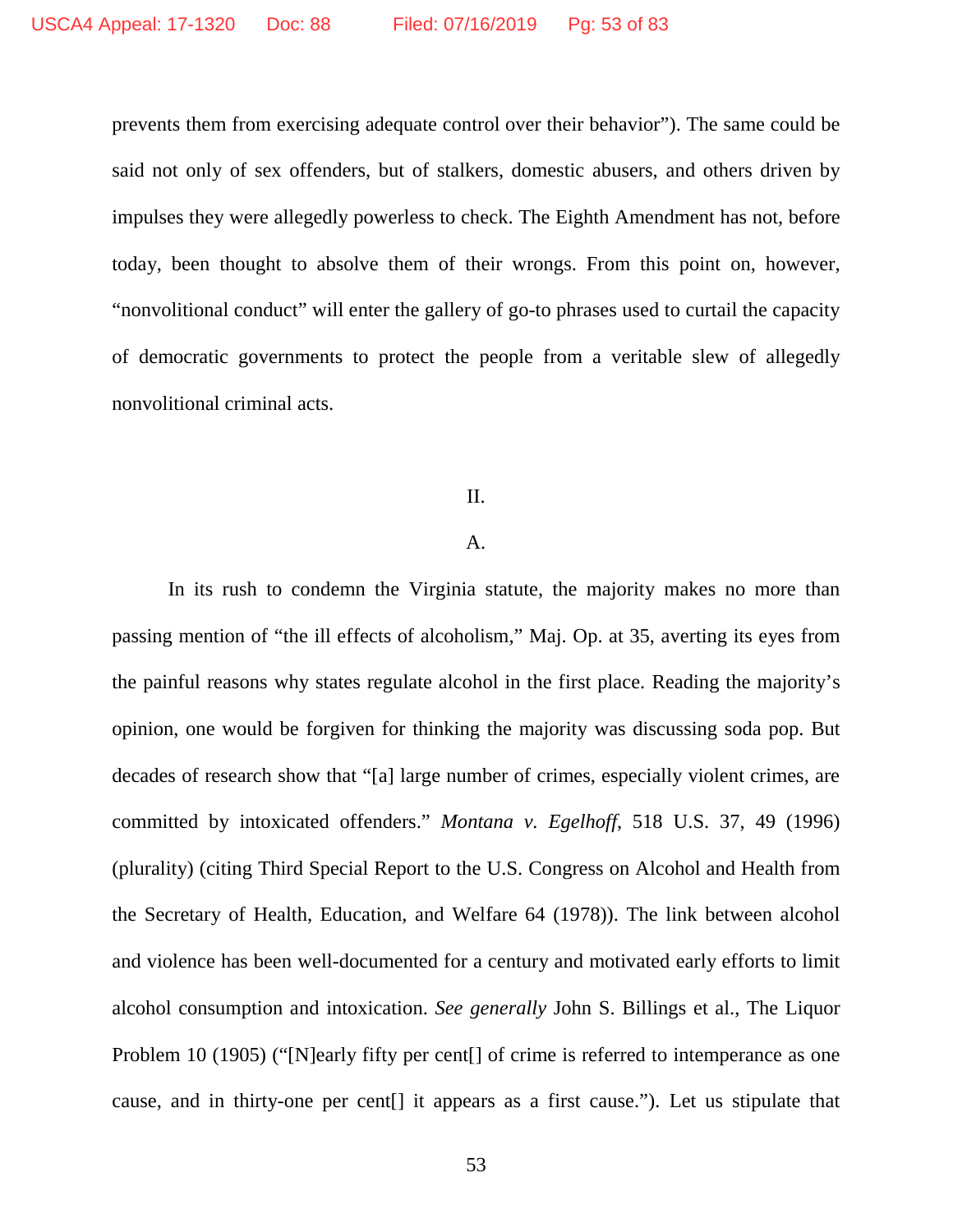prevents them from exercising adequate control over their behavior"). The same could be said not only of sex offenders, but of stalkers, domestic abusers, and others driven by impulses they were allegedly powerless to check. The Eighth Amendment has not, before today, been thought to absolve them of their wrongs. From this point on, however, "nonvolitional conduct" will enter the gallery of go-to phrases used to curtail the capacity of democratic governments to protect the people from a veritable slew of allegedly nonvolitional criminal acts.

## II.

### A.

In its rush to condemn the Virginia statute, the majority makes no more than passing mention of "the ill effects of alcoholism," Maj. Op. at 35, averting its eyes from the painful reasons why states regulate alcohol in the first place. Reading the majority's opinion, one would be forgiven for thinking the majority was discussing soda pop. But decades of research show that "[a] large number of crimes, especially violent crimes, are committed by intoxicated offenders." *Montana v. Egelhoff*, 518 U.S. 37, 49 (1996) (plurality) (citing Third Special Report to the U.S. Congress on Alcohol and Health from the Secretary of Health, Education, and Welfare 64 (1978)). The link between alcohol and violence has been well-documented for a century and motivated early efforts to limit alcohol consumption and intoxication. *See generally* John S. Billings et al., The Liquor Problem 10 (1905) ("[N]early fifty per cent[] of crime is referred to intemperance as one cause, and in thirty-one per cent[] it appears as a first cause."). Let us stipulate that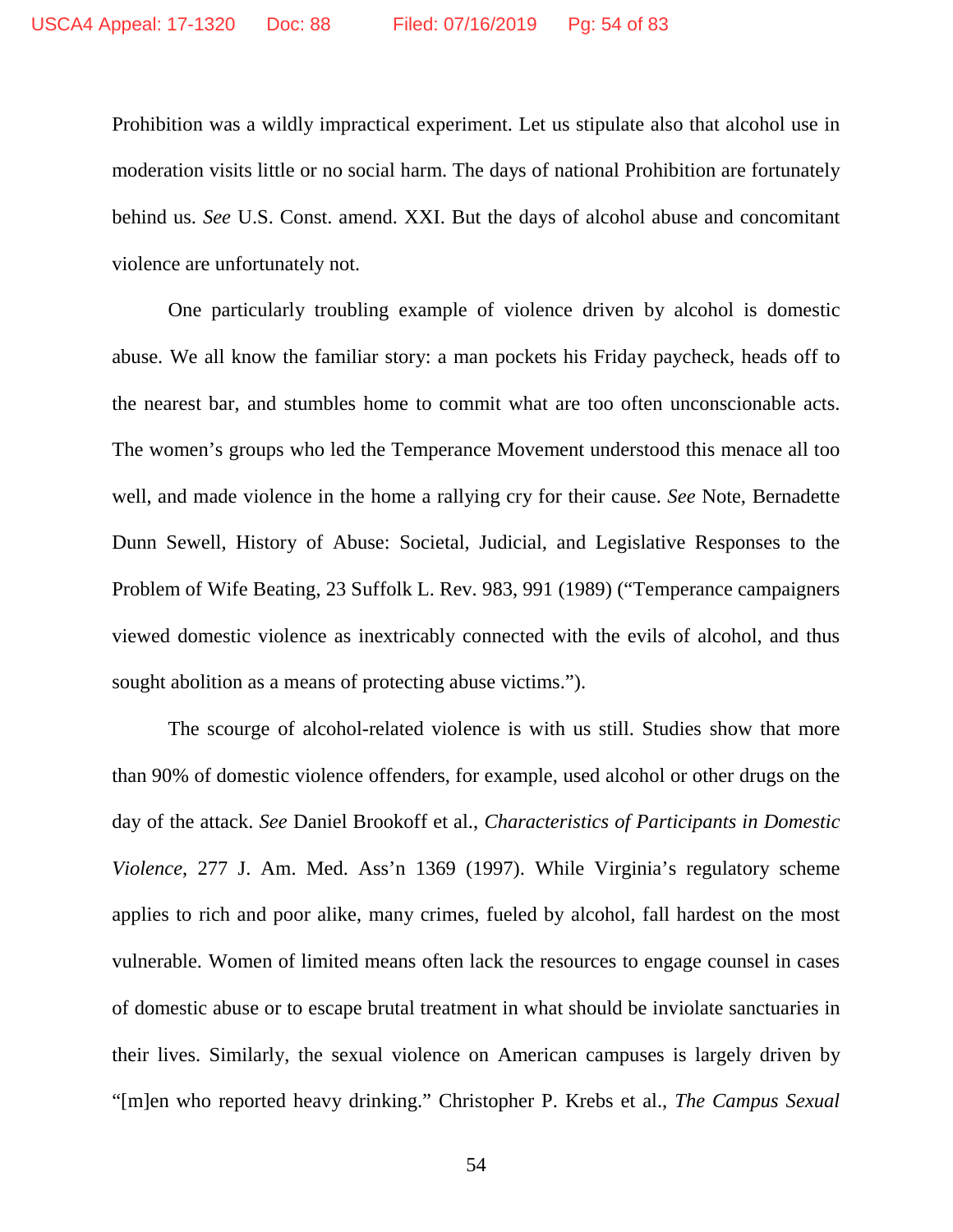Prohibition was a wildly impractical experiment. Let us stipulate also that alcohol use in moderation visits little or no social harm. The days of national Prohibition are fortunately behind us. *See* U.S. Const. amend. XXI. But the days of alcohol abuse and concomitant violence are unfortunately not.

One particularly troubling example of violence driven by alcohol is domestic abuse. We all know the familiar story: a man pockets his Friday paycheck, heads off to the nearest bar, and stumbles home to commit what are too often unconscionable acts. The women's groups who led the Temperance Movement understood this menace all too well, and made violence in the home a rallying cry for their cause. *See* Note, Bernadette Dunn Sewell, History of Abuse: Societal, Judicial, and Legislative Responses to the Problem of Wife Beating, 23 Suffolk L. Rev. 983, 991 (1989) ("Temperance campaigners viewed domestic violence as inextricably connected with the evils of alcohol, and thus sought abolition as a means of protecting abuse victims.").

The scourge of alcohol-related violence is with us still. Studies show that more than 90% of domestic violence offenders, for example, used alcohol or other drugs on the day of the attack. *See* Daniel Brookoff et al., *Characteristics of Participants in Domestic Violence*, 277 J. Am. Med. Ass'n 1369 (1997). While Virginia's regulatory scheme applies to rich and poor alike, many crimes, fueled by alcohol, fall hardest on the most vulnerable. Women of limited means often lack the resources to engage counsel in cases of domestic abuse or to escape brutal treatment in what should be inviolate sanctuaries in their lives. Similarly, the sexual violence on American campuses is largely driven by "[m]en who reported heavy drinking." Christopher P. Krebs et al., *The Campus Sexual*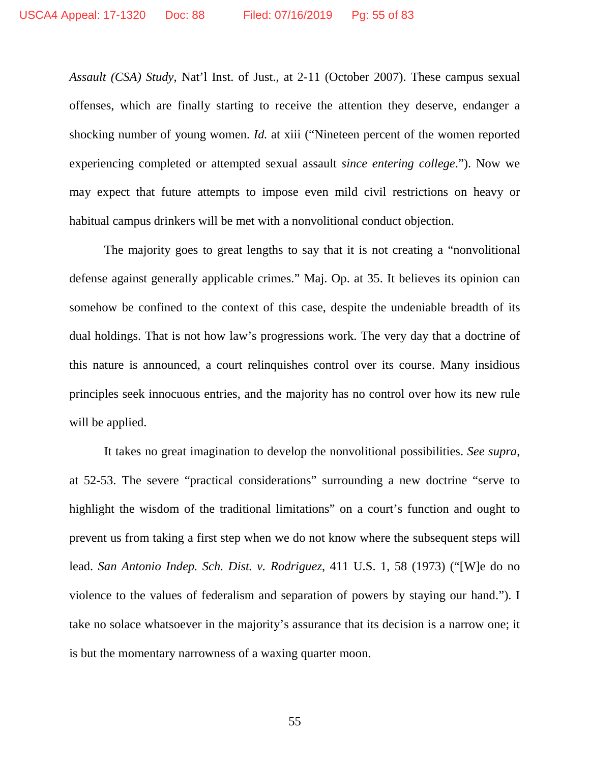*Assault (CSA) Study*, Nat'l Inst. of Just., at 2-11 (October 2007). These campus sexual offenses, which are finally starting to receive the attention they deserve, endanger a shocking number of young women. *Id.* at xiii ("Nineteen percent of the women reported experiencing completed or attempted sexual assault *since entering college*."). Now we may expect that future attempts to impose even mild civil restrictions on heavy or habitual campus drinkers will be met with a nonvolitional conduct objection.

The majority goes to great lengths to say that it is not creating a "nonvolitional defense against generally applicable crimes." Maj. Op. at 35. It believes its opinion can somehow be confined to the context of this case, despite the undeniable breadth of its dual holdings. That is not how law's progressions work. The very day that a doctrine of this nature is announced, a court relinquishes control over its course. Many insidious principles seek innocuous entries, and the majority has no control over how its new rule will be applied.

It takes no great imagination to develop the nonvolitional possibilities. *See supra*, at 52-53. The severe "practical considerations" surrounding a new doctrine "serve to highlight the wisdom of the traditional limitations" on a court's function and ought to prevent us from taking a first step when we do not know where the subsequent steps will lead. *San Antonio Indep. Sch. Dist. v. Rodriguez*, 411 U.S. 1, 58 (1973) ("[W]e do no violence to the values of federalism and separation of powers by staying our hand."). I take no solace whatsoever in the majority's assurance that its decision is a narrow one; it is but the momentary narrowness of a waxing quarter moon.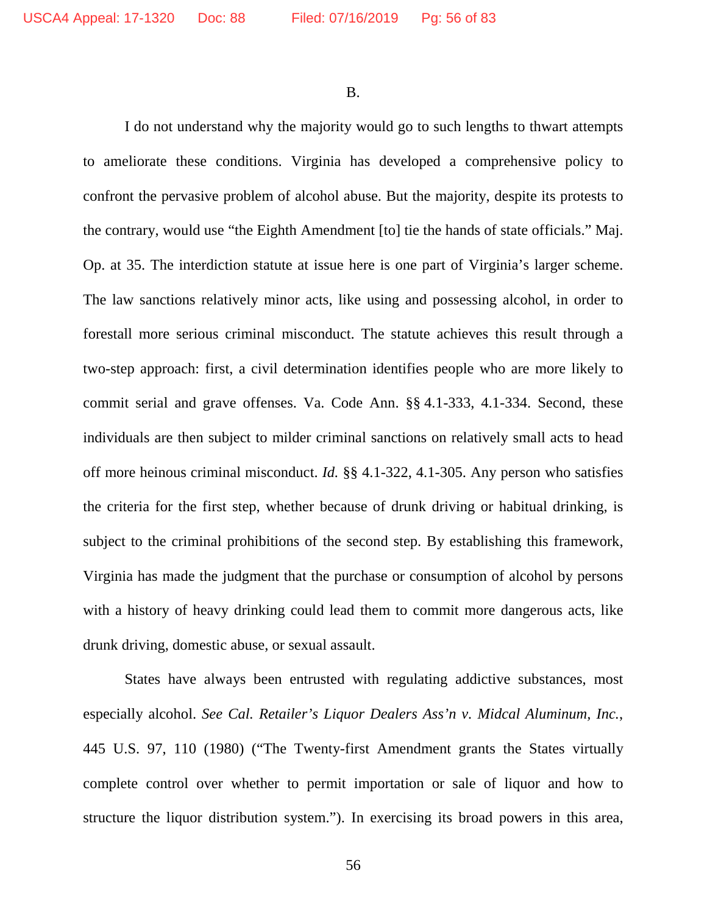B.

I do not understand why the majority would go to such lengths to thwart attempts to ameliorate these conditions. Virginia has developed a comprehensive policy to confront the pervasive problem of alcohol abuse. But the majority, despite its protests to the contrary, would use "the Eighth Amendment [to] tie the hands of state officials." Maj. Op. at 35. The interdiction statute at issue here is one part of Virginia's larger scheme. The law sanctions relatively minor acts, like using and possessing alcohol, in order to forestall more serious criminal misconduct. The statute achieves this result through a two-step approach: first, a civil determination identifies people who are more likely to commit serial and grave offenses. Va. Code Ann. §§ 4.1-333, 4.1-334. Second, these individuals are then subject to milder criminal sanctions on relatively small acts to head off more heinous criminal misconduct. *Id.* §§ 4.1-322, 4.1-305. Any person who satisfies the criteria for the first step, whether because of drunk driving or habitual drinking, is subject to the criminal prohibitions of the second step. By establishing this framework, Virginia has made the judgment that the purchase or consumption of alcohol by persons with a history of heavy drinking could lead them to commit more dangerous acts, like drunk driving, domestic abuse, or sexual assault.

States have always been entrusted with regulating addictive substances, most especially alcohol. *See Cal. Retailer's Liquor Dealers Ass'n v. Midcal Aluminum, Inc.*, 445 U.S. 97, 110 (1980) ("The Twenty-first Amendment grants the States virtually complete control over whether to permit importation or sale of liquor and how to structure the liquor distribution system."). In exercising its broad powers in this area,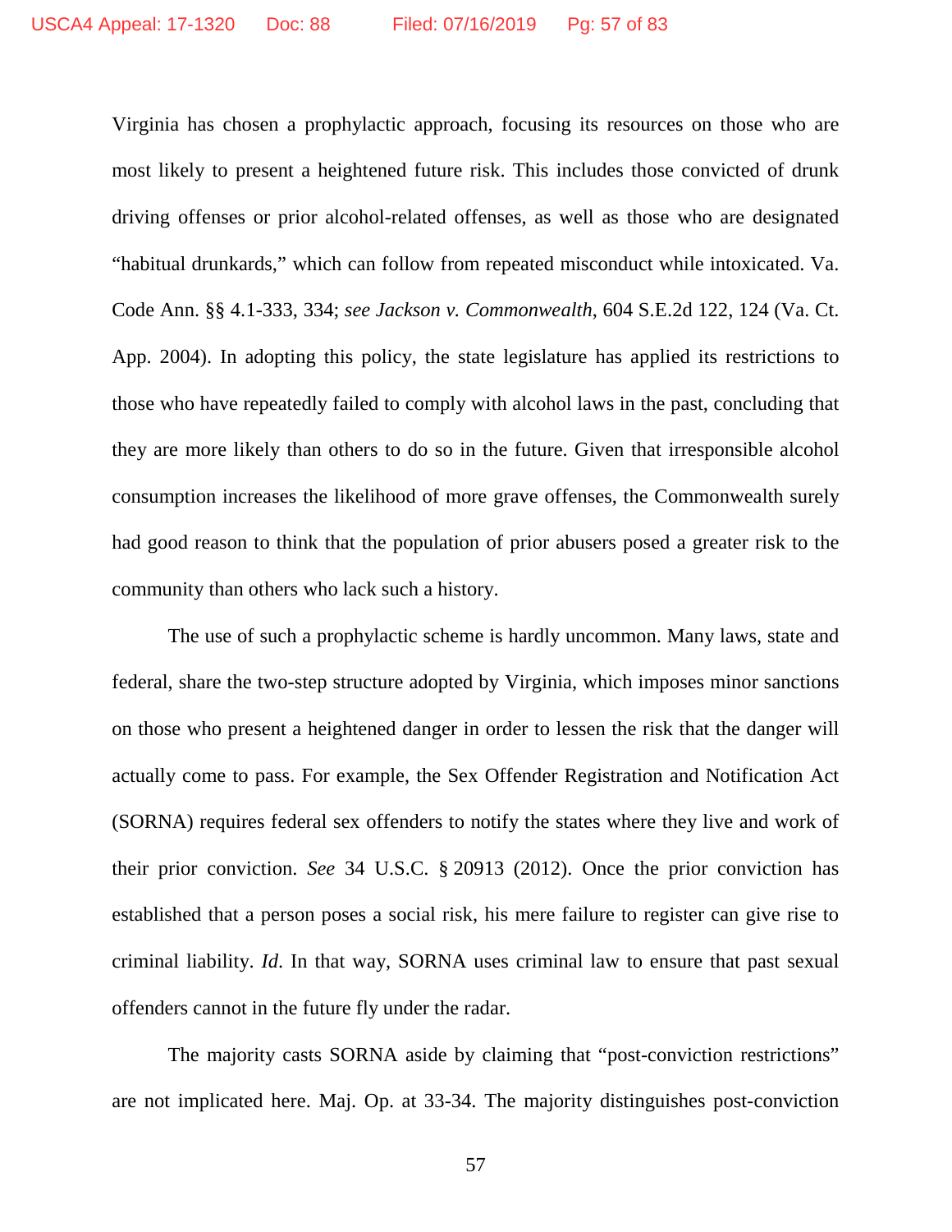Virginia has chosen a prophylactic approach, focusing its resources on those who are most likely to present a heightened future risk. This includes those convicted of drunk driving offenses or prior alcohol-related offenses, as well as those who are designated "habitual drunkards," which can follow from repeated misconduct while intoxicated. Va. Code Ann. §§ 4.1-333, 334; *see Jackson v. Commonwealth*, 604 S.E.2d 122, 124 (Va. Ct. App. 2004). In adopting this policy, the state legislature has applied its restrictions to those who have repeatedly failed to comply with alcohol laws in the past, concluding that they are more likely than others to do so in the future. Given that irresponsible alcohol consumption increases the likelihood of more grave offenses, the Commonwealth surely had good reason to think that the population of prior abusers posed a greater risk to the community than others who lack such a history.

The use of such a prophylactic scheme is hardly uncommon. Many laws, state and federal, share the two-step structure adopted by Virginia, which imposes minor sanctions on those who present a heightened danger in order to lessen the risk that the danger will actually come to pass. For example, the Sex Offender Registration and Notification Act (SORNA) requires federal sex offenders to notify the states where they live and work of their prior conviction. *See* 34 U.S.C. § 20913 (2012). Once the prior conviction has established that a person poses a social risk, his mere failure to register can give rise to criminal liability. *Id*. In that way, SORNA uses criminal law to ensure that past sexual offenders cannot in the future fly under the radar.

The majority casts SORNA aside by claiming that "post-conviction restrictions" are not implicated here. Maj. Op. at 33-34. The majority distinguishes post-conviction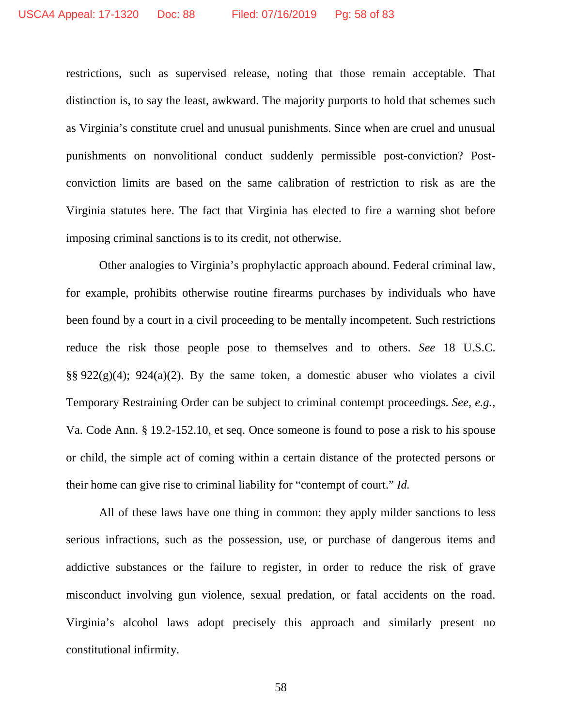restrictions, such as supervised release, noting that those remain acceptable. That distinction is, to say the least, awkward. The majority purports to hold that schemes such as Virginia's constitute cruel and unusual punishments. Since when are cruel and unusual punishments on nonvolitional conduct suddenly permissible post-conviction? Post-conviction limits are based on the same calibration of restriction to risk as are the Virginia statutes here. The fact that Virginia has elected to fire a warning shot before imposing criminal sanctions is to its credit, not otherwise.

Other analogies to Virginia's prophylactic approach abound. Federal criminal law, for example, prohibits otherwise routine firearms purchases by individuals who have been found by a court in a civil proceeding to be mentally incompetent. Such restrictions reduce the risk those people pose to themselves and to others. *See* 18 U.S.C. §§ 922(g)(4); 924(a)(2). By the same token, a domestic abuser who violates a civil Temporary Restraining Order can be subject to criminal contempt proceedings. *See*, *e.g.*, Va. Code Ann. § 19.2-152.10, et seq. Once someone is found to pose a risk to his spouse or child, the simple act of coming within a certain distance of the protected persons or their home can give rise to criminal liability for "contempt of court." *Id.*

All of these laws have one thing in common: they apply milder sanctions to less serious infractions, such as the possession, use, or purchase of dangerous items and addictive substances or the failure to register, in order to reduce the risk of grave misconduct involving gun violence, sexual predation, or fatal accidents on the road. Virginia's alcohol laws adopt precisely this approach and similarly present no constitutional infirmity.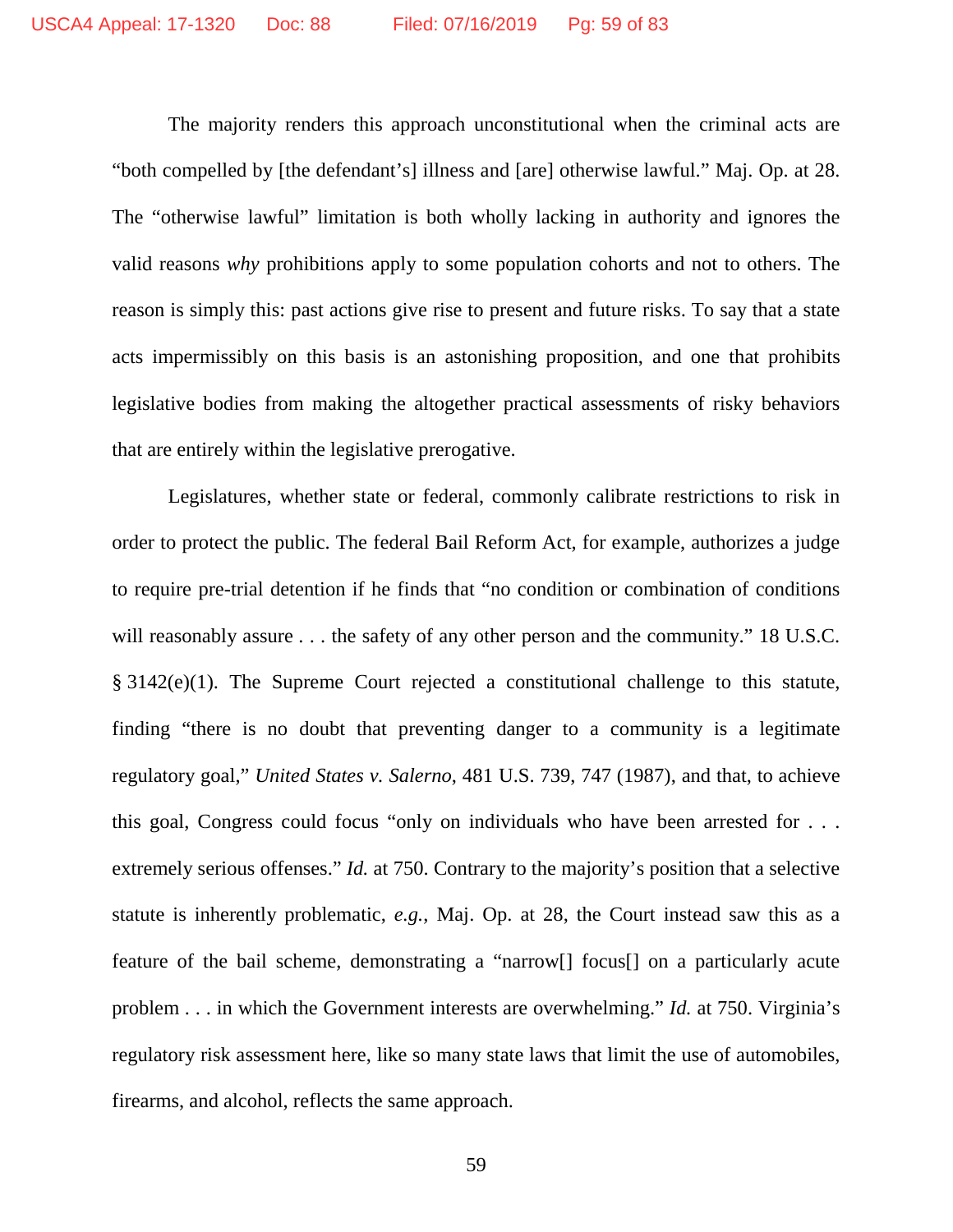The majority renders this approach unconstitutional when the criminal acts are "both compelled by [the defendant's] illness and [are] otherwise lawful." Maj. Op. at 28. The "otherwise lawful" limitation is both wholly lacking in authority and ignores the valid reasons *why* prohibitions apply to some population cohorts and not to others. The reason is simply this: past actions give rise to present and future risks. To say that a state acts impermissibly on this basis is an astonishing proposition, and one that prohibits legislative bodies from making the altogether practical assessments of risky behaviors that are entirely within the legislative prerogative.

Legislatures, whether state or federal, commonly calibrate restrictions to risk in order to protect the public. The federal Bail Reform Act, for example, authorizes a judge to require pre-trial detention if he finds that "no condition or combination of conditions will reasonably assure . . . the safety of any other person and the community." 18 U.S.C. § 3142(e)(1). The Supreme Court rejected a constitutional challenge to this statute, finding "there is no doubt that preventing danger to a community is a legitimate regulatory goal," *United States v. Salerno*, 481 U.S. 739, 747 (1987), and that, to achieve this goal, Congress could focus "only on individuals who have been arrested for . . . extremely serious offenses." *Id.* at 750. Contrary to the majority's position that a selective statute is inherently problematic, *e.g.*, Maj. Op. at 28, the Court instead saw this as a feature of the bail scheme, demonstrating a "narrow[] focus[] on a particularly acute problem . . . in which the Government interests are overwhelming." *Id.* at 750. Virginia's regulatory risk assessment here, like so many state laws that limit the use of automobiles, firearms, and alcohol, reflects the same approach.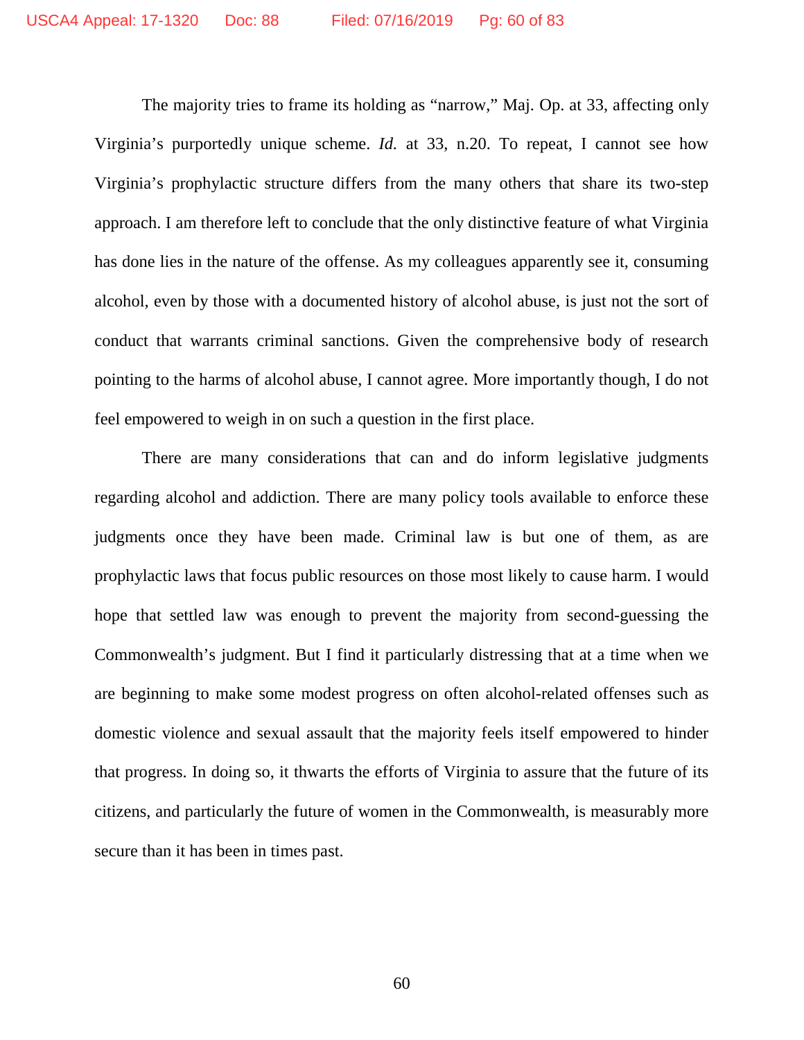The majority tries to frame its holding as "narrow," Maj. Op. at 33, affecting only Virginia's purportedly unique scheme. *Id.* at 33, n.20. To repeat, I cannot see how Virginia's prophylactic structure differs from the many others that share its two-step approach. I am therefore left to conclude that the only distinctive feature of what Virginia has done lies in the nature of the offense. As my colleagues apparently see it, consuming alcohol, even by those with a documented history of alcohol abuse, is just not the sort of conduct that warrants criminal sanctions. Given the comprehensive body of research pointing to the harms of alcohol abuse, I cannot agree. More importantly though, I do not feel empowered to weigh in on such a question in the first place.

There are many considerations that can and do inform legislative judgments regarding alcohol and addiction. There are many policy tools available to enforce these judgments once they have been made. Criminal law is but one of them, as are prophylactic laws that focus public resources on those most likely to cause harm. I would hope that settled law was enough to prevent the majority from second-guessing the Commonwealth's judgment. But I find it particularly distressing that at a time when we are beginning to make some modest progress on often alcohol-related offenses such as domestic violence and sexual assault that the majority feels itself empowered to hinder that progress. In doing so, it thwarts the efforts of Virginia to assure that the future of its citizens, and particularly the future of women in the Commonwealth, is measurably more secure than it has been in times past.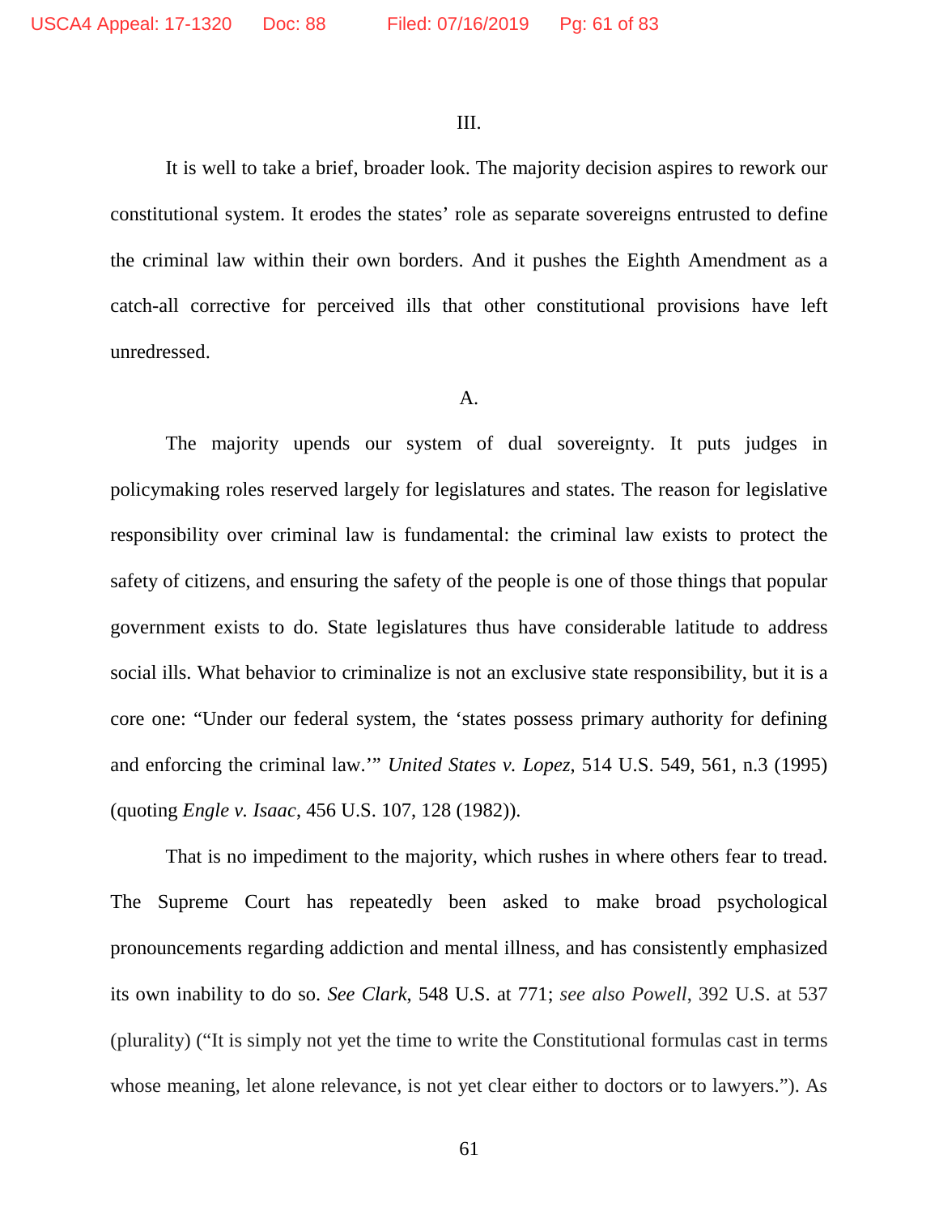III.

It is well to take a brief, broader look. The majority decision aspires to rework our constitutional system. It erodes the states' role as separate sovereigns entrusted to define the criminal law within their own borders. And it pushes the Eighth Amendment as a catch-all corrective for perceived ills that other constitutional provisions have left unredressed.

A.

The majority upends our system of dual sovereignty. It puts judges in policymaking roles reserved largely for legislatures and states. The reason for legislative responsibility over criminal law is fundamental: the criminal law exists to protect the safety of citizens, and ensuring the safety of the people is one of those things that popular government exists to do. State legislatures thus have considerable latitude to address social ills. What behavior to criminalize is not an exclusive state responsibility, but it is a core one: "Under our federal system, the 'states possess primary authority for defining and enforcing the criminal law.'" *United States v. Lopez*, 514 U.S. 549, 561, n.3 (1995) (quoting *Engle v. Isaac*, 456 U.S. 107, 128 (1982)).

That is no impediment to the majority, which rushes in where others fear to tread. The Supreme Court has repeatedly been asked to make broad psychological pronouncements regarding addiction and mental illness, and has consistently emphasized its own inability to do so. *See Clark*, 548 U.S. at 771; *see also Powell*, 392 U.S. at 537 (plurality) ("It is simply not yet the time to write the Constitutional formulas cast in terms whose meaning, let alone relevance, is not yet clear either to doctors or to lawyers."). As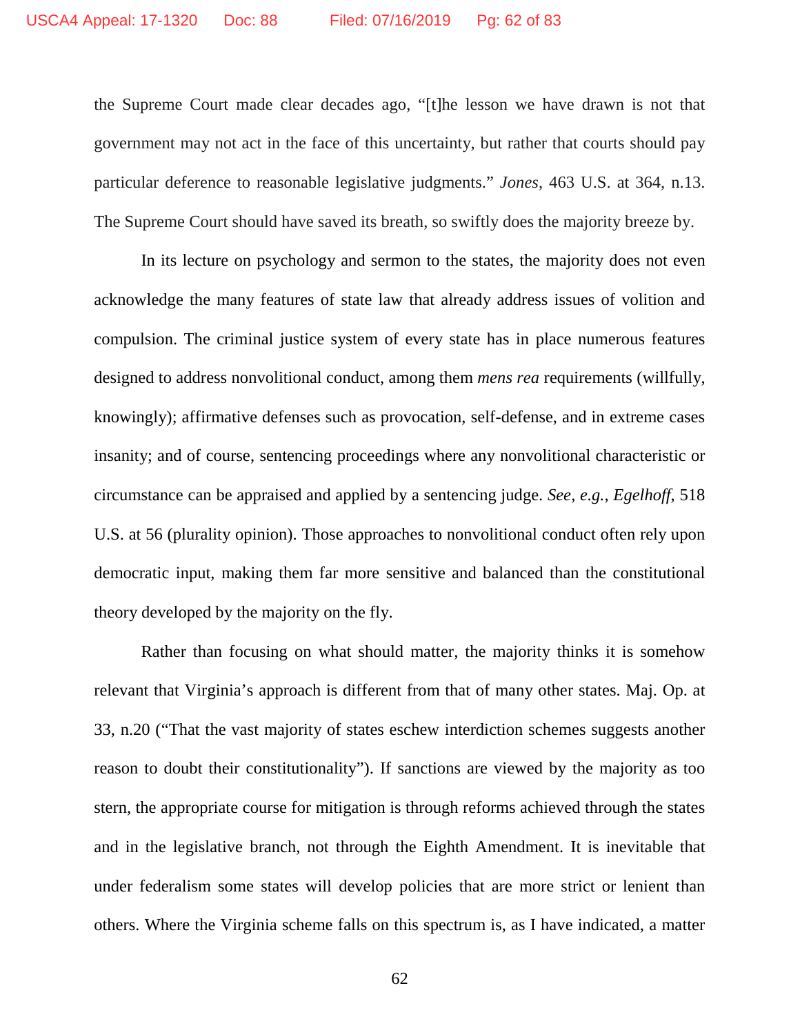the Supreme Court made clear decades ago, "[t]he lesson we have drawn is not that government may not act in the face of this uncertainty, but rather that courts should pay particular deference to reasonable legislative judgments." *Jones*, 463 U.S. at 364, n.13. The Supreme Court should have saved its breath, so swiftly does the majority breeze by.

In its lecture on psychology and sermon to the states, the majority does not even acknowledge the many features of state law that already address issues of volition and compulsion. The criminal justice system of every state has in place numerous features designed to address nonvolitional conduct, among them *mens rea* requirements (willfully, knowingly); affirmative defenses such as provocation, self-defense, and in extreme cases insanity; and of course, sentencing proceedings where any nonvolitional characteristic or circumstance can be appraised and applied by a sentencing judge. *See, e.g.*, *Egelhoff*, 518 U.S. at 56 (plurality opinion). Those approaches to nonvolitional conduct often rely upon democratic input, making them far more sensitive and balanced than the constitutional theory developed by the majority on the fly.

Rather than focusing on what should matter, the majority thinks it is somehow relevant that Virginia's approach is different from that of many other states. Maj. Op. at 33, n.20 ("That the vast majority of states eschew interdiction schemes suggests another reason to doubt their constitutionality"). If sanctions are viewed by the majority as too stern, the appropriate course for mitigation is through reforms achieved through the states and in the legislative branch, not through the Eighth Amendment. It is inevitable that under federalism some states will develop policies that are more strict or lenient than others. Where the Virginia scheme falls on this spectrum is, as I have indicated, a matter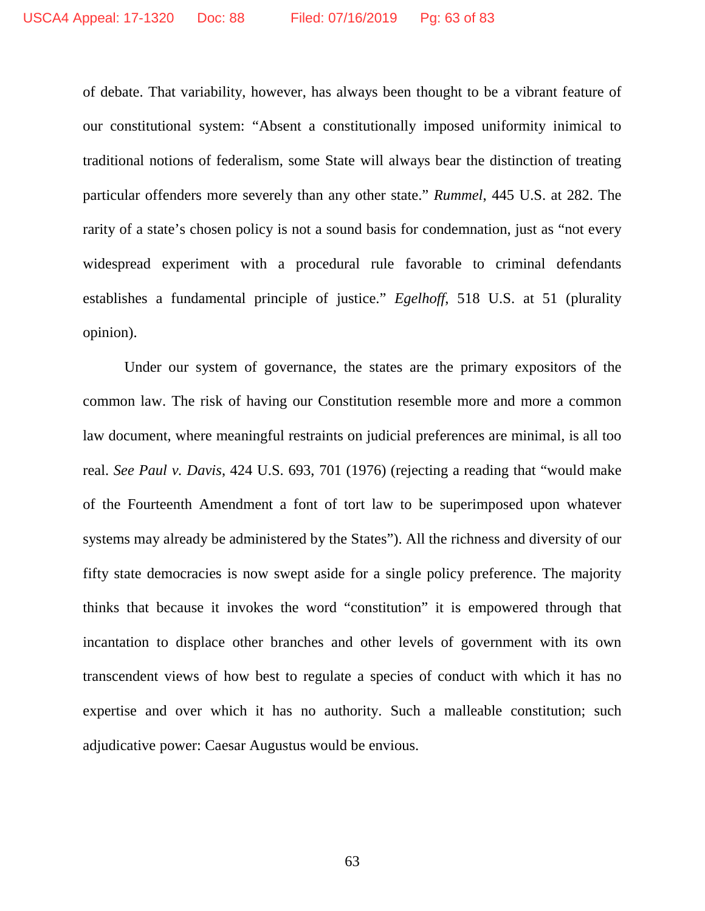of debate. That variability, however, has always been thought to be a vibrant feature of our constitutional system: "Absent a constitutionally imposed uniformity inimical to traditional notions of federalism, some State will always bear the distinction of treating particular offenders more severely than any other state." *Rummel*, 445 U.S. at 282. The rarity of a state's chosen policy is not a sound basis for condemnation, just as "not every widespread experiment with a procedural rule favorable to criminal defendants establishes a fundamental principle of justice." *Egelhoff*, 518 U.S. at 51 (plurality opinion).

Under our system of governance, the states are the primary expositors of the common law. The risk of having our Constitution resemble more and more a common law document, where meaningful restraints on judicial preferences are minimal, is all too real. *See Paul v. Davis*, 424 U.S. 693, 701 (1976) (rejecting a reading that "would make of the Fourteenth Amendment a font of tort law to be superimposed upon whatever systems may already be administered by the States"). All the richness and diversity of our fifty state democracies is now swept aside for a single policy preference. The majority thinks that because it invokes the word "constitution" it is empowered through that incantation to displace other branches and other levels of government with its own transcendent views of how best to regulate a species of conduct with which it has no expertise and over which it has no authority. Such a malleable constitution; such adjudicative power: Caesar Augustus would be envious.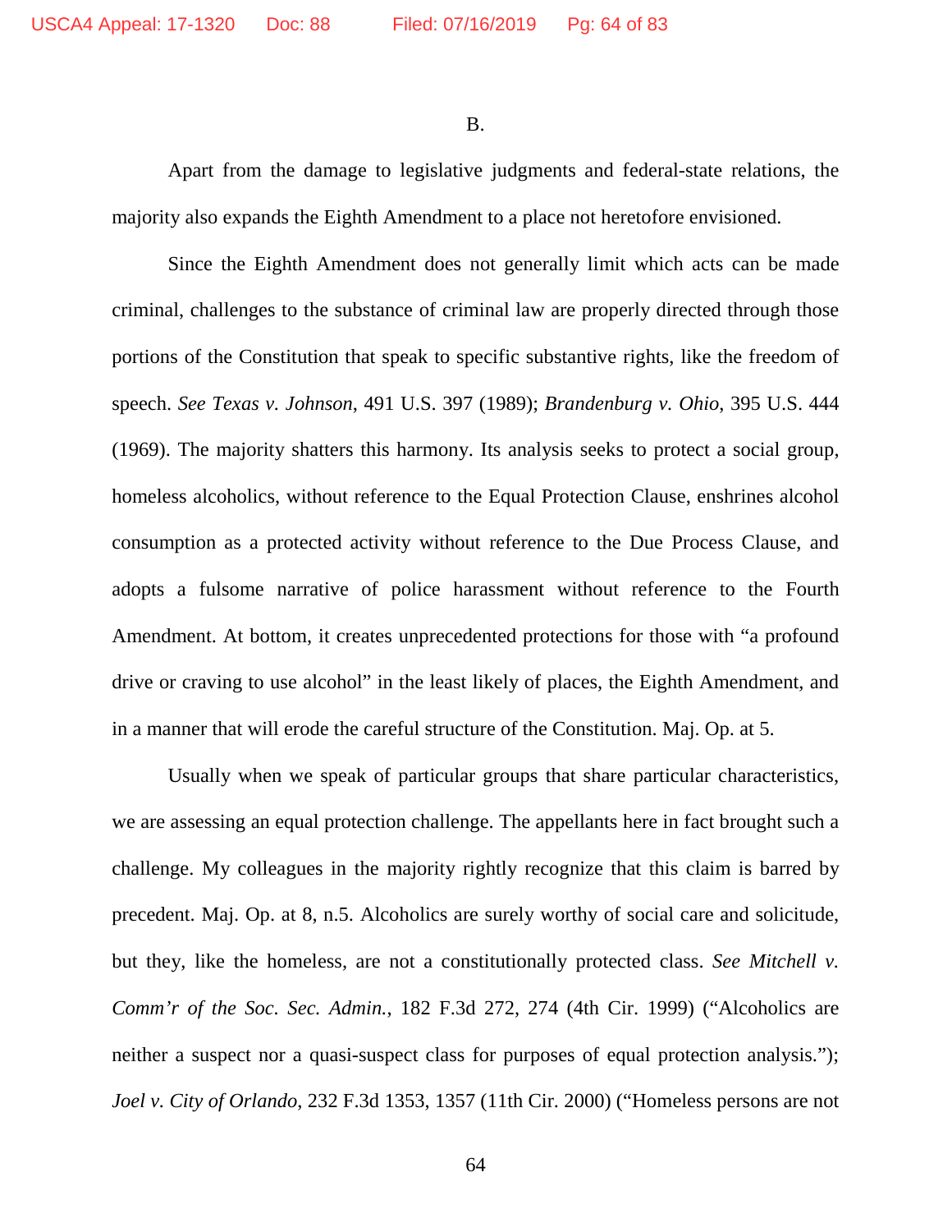B.

Apart from the damage to legislative judgments and federal-state relations, the majority also expands the Eighth Amendment to a place not heretofore envisioned.

Since the Eighth Amendment does not generally limit which acts can be made criminal, challenges to the substance of criminal law are properly directed through those portions of the Constitution that speak to specific substantive rights, like the freedom of speech. *See Texas v. Johnson*, 491 U.S. 397 (1989); *Brandenburg v. Ohio*, 395 U.S. 444 (1969). The majority shatters this harmony. Its analysis seeks to protect a social group, homeless alcoholics, without reference to the Equal Protection Clause, enshrines alcohol consumption as a protected activity without reference to the Due Process Clause, and adopts a fulsome narrative of police harassment without reference to the Fourth Amendment. At bottom, it creates unprecedented protections for those with "a profound drive or craving to use alcohol" in the least likely of places, the Eighth Amendment, and in a manner that will erode the careful structure of the Constitution. Maj. Op. at 5.

Usually when we speak of particular groups that share particular characteristics, we are assessing an equal protection challenge. The appellants here in fact brought such a challenge. My colleagues in the majority rightly recognize that this claim is barred by precedent. Maj. Op. at 8, n.5. Alcoholics are surely worthy of social care and solicitude, but they, like the homeless, are not a constitutionally protected class. *See Mitchell v. Comm'r of the Soc. Sec. Admin.*, 182 F.3d 272, 274 (4th Cir. 1999) ("Alcoholics are neither a suspect nor a quasi-suspect class for purposes of equal protection analysis."); *Joel v. City of Orlando*, 232 F.3d 1353, 1357 (11th Cir. 2000) ("Homeless persons are not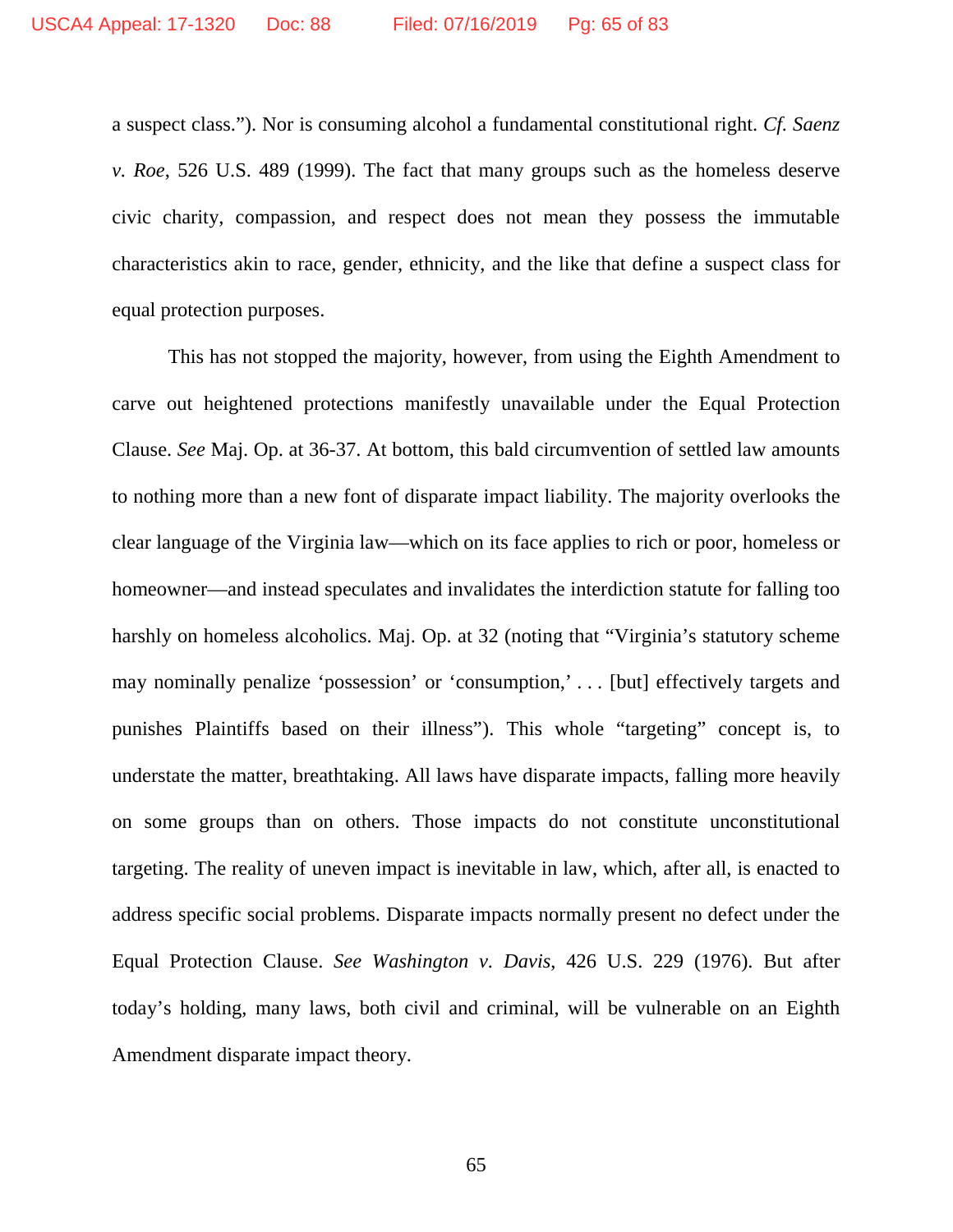a suspect class."). Nor is consuming alcohol a fundamental constitutional right. *Cf. Saenz v. Roe*, 526 U.S. 489 (1999). The fact that many groups such as the homeless deserve civic charity, compassion, and respect does not mean they possess the immutable characteristics akin to race, gender, ethnicity, and the like that define a suspect class for equal protection purposes.

This has not stopped the majority, however, from using the Eighth Amendment to carve out heightened protections manifestly unavailable under the Equal Protection Clause. *See* Maj. Op. at 36-37. At bottom, this bald circumvention of settled law amounts to nothing more than a new font of disparate impact liability. The majority overlooks the clear language of the Virginia law—which on its face applies to rich or poor, homeless or homeowner—and instead speculates and invalidates the interdiction statute for falling too harshly on homeless alcoholics. Maj. Op. at 32 (noting that "Virginia's statutory scheme may nominally penalize 'possession' or 'consumption,' . . . [but] effectively targets and punishes Plaintiffs based on their illness"). This whole "targeting" concept is, to understate the matter, breathtaking. All laws have disparate impacts, falling more heavily on some groups than on others. Those impacts do not constitute unconstitutional targeting. The reality of uneven impact is inevitable in law, which, after all, is enacted to address specific social problems. Disparate impacts normally present no defect under the Equal Protection Clause. *See Washington v. Davis*, 426 U.S. 229 (1976). But after today's holding, many laws, both civil and criminal, will be vulnerable on an Eighth Amendment disparate impact theory.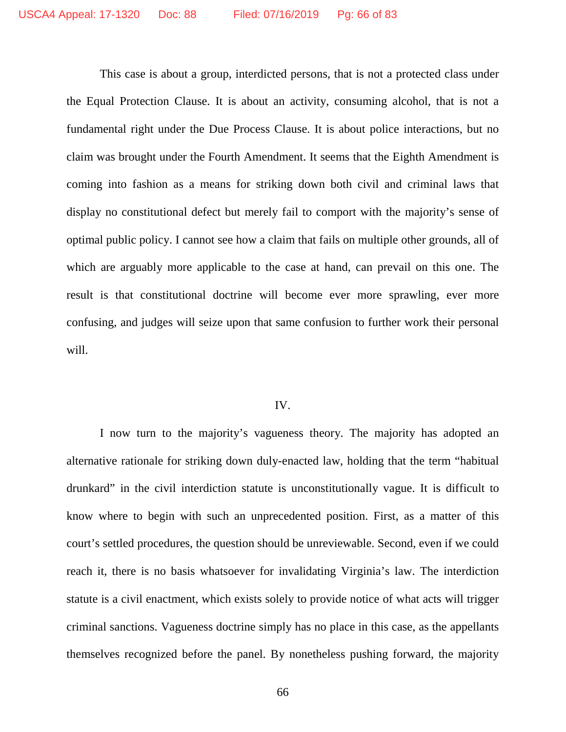This case is about a group, interdicted persons, that is not a protected class under the Equal Protection Clause. It is about an activity, consuming alcohol, that is not a fundamental right under the Due Process Clause. It is about police interactions, but no claim was brought under the Fourth Amendment. It seems that the Eighth Amendment is coming into fashion as a means for striking down both civil and criminal laws that display no constitutional defect but merely fail to comport with the majority's sense of optimal public policy. I cannot see how a claim that fails on multiple other grounds, all of which are arguably more applicable to the case at hand, can prevail on this one. The result is that constitutional doctrine will become ever more sprawling, ever more confusing, and judges will seize upon that same confusion to further work their personal will.

## IV.

I now turn to the majority's vagueness theory. The majority has adopted an alternative rationale for striking down duly-enacted law, holding that the term "habitual drunkard" in the civil interdiction statute is unconstitutionally vague. It is difficult to know where to begin with such an unprecedented position. First, as a matter of this court's settled procedures, the question should be unreviewable. Second, even if we could reach it, there is no basis whatsoever for invalidating Virginia's law. The interdiction statute is a civil enactment, which exists solely to provide notice of what acts will trigger criminal sanctions. Vagueness doctrine simply has no place in this case, as the appellants themselves recognized before the panel. By nonetheless pushing forward, the majority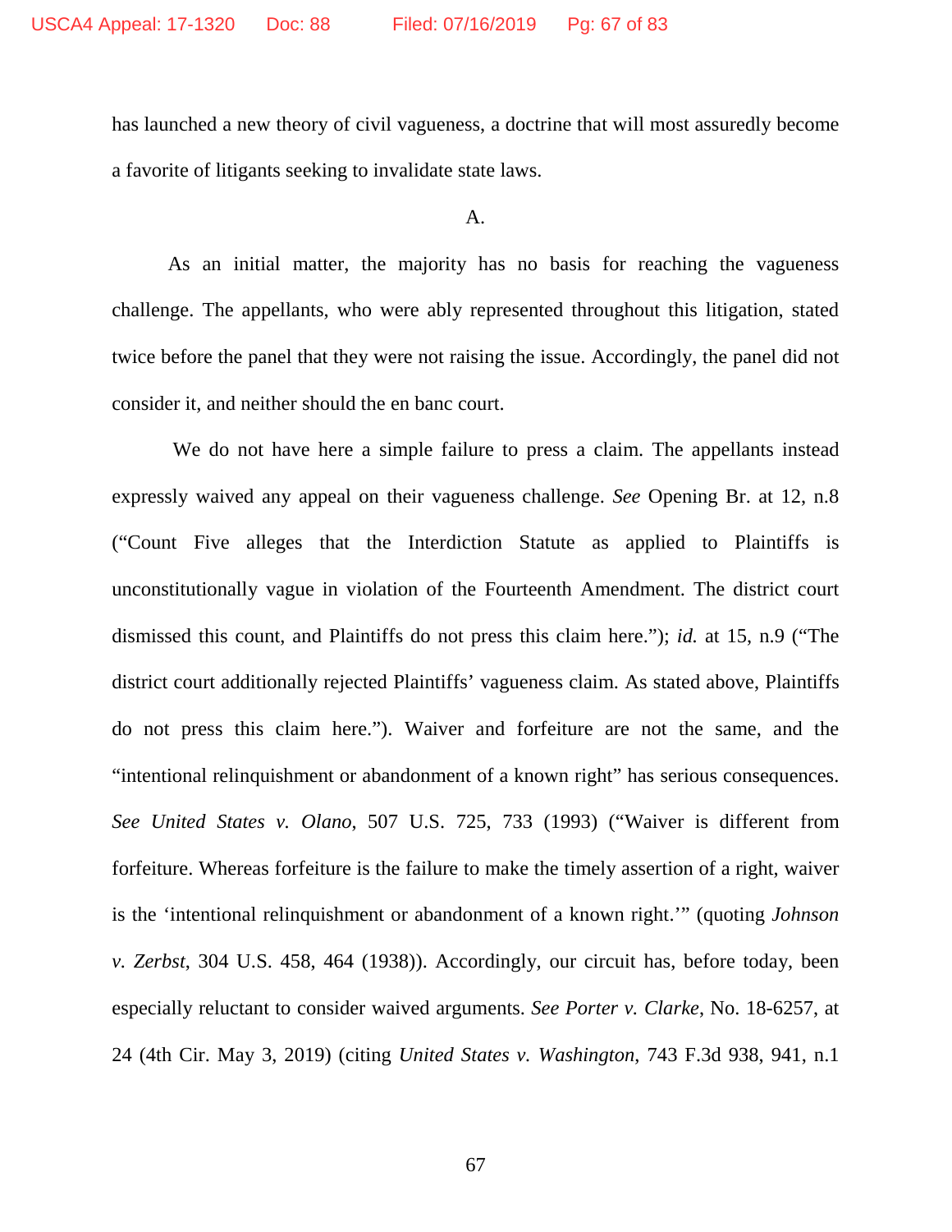has launched a new theory of civil vagueness, a doctrine that will most assuredly become a favorite of litigants seeking to invalidate state laws.

A.

As an initial matter, the majority has no basis for reaching the vagueness challenge. The appellants, who were ably represented throughout this litigation, stated twice before the panel that they were not raising the issue. Accordingly, the panel did not consider it, and neither should the en banc court.

We do not have here a simple failure to press a claim. The appellants instead expressly waived any appeal on their vagueness challenge. *See* Opening Br. at 12, n.8 ("Count Five alleges that the Interdiction Statute as applied to Plaintiffs is unconstitutionally vague in violation of the Fourteenth Amendment. The district court dismissed this count, and Plaintiffs do not press this claim here."); *id.* at 15, n.9 ("The district court additionally rejected Plaintiffs' vagueness claim. As stated above, Plaintiffs do not press this claim here."). Waiver and forfeiture are not the same, and the "intentional relinquishment or abandonment of a known right" has serious consequences. *See United States v. Olano*, 507 U.S. 725, 733 (1993) ("Waiver is different from forfeiture. Whereas forfeiture is the failure to make the timely assertion of a right, waiver is the 'intentional relinquishment or abandonment of a known right.'" (quoting *Johnson v. Zerbst*, 304 U.S. 458, 464 (1938)). Accordingly, our circuit has, before today, been especially reluctant to consider waived arguments. *See Porter v. Clarke*, No. 18-6257, at 24 (4th Cir. May 3, 2019) (citing *United States v. Washington*, 743 F.3d 938, 941, n.1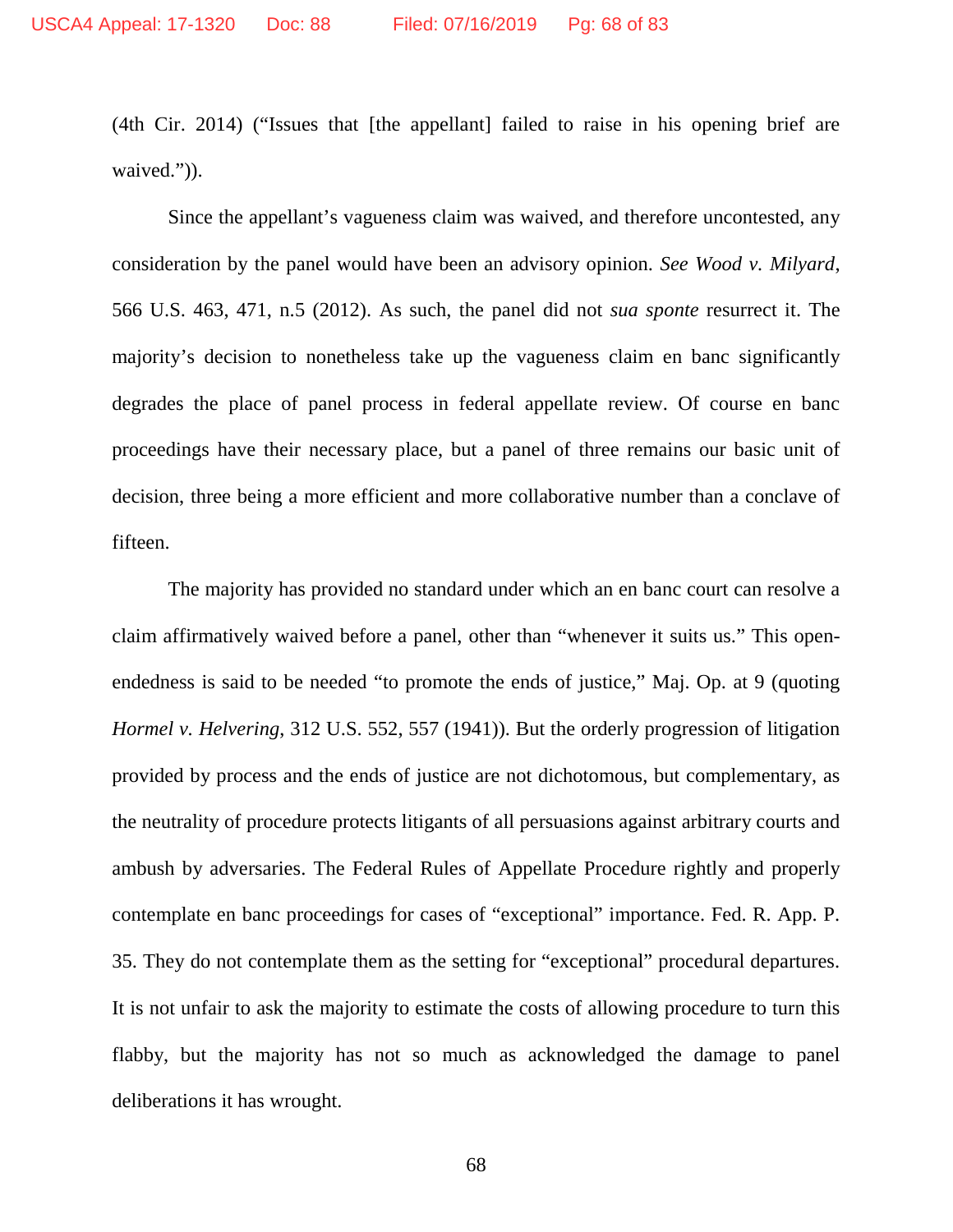(4th Cir. 2014) ("Issues that [the appellant] failed to raise in his opening brief are waived.")).

Since the appellant's vagueness claim was waived, and therefore uncontested, any consideration by the panel would have been an advisory opinion. *See Wood v. Milyard*, 566 U.S. 463, 471, n.5 (2012). As such, the panel did not *sua sponte* resurrect it. The majority's decision to nonetheless take up the vagueness claim en banc significantly degrades the place of panel process in federal appellate review. Of course en banc proceedings have their necessary place, but a panel of three remains our basic unit of decision, three being a more efficient and more collaborative number than a conclave of fifteen.

The majority has provided no standard under which an en banc court can resolve a claim affirmatively waived before a panel, other than "whenever it suits us." This open-endedness is said to be needed "to promote the ends of justice," Maj. Op. at 9 (quoting *Hormel v. Helvering*, 312 U.S. 552, 557 (1941)). But the orderly progression of litigation provided by process and the ends of justice are not dichotomous, but complementary, as the neutrality of procedure protects litigants of all persuasions against arbitrary courts and ambush by adversaries. The Federal Rules of Appellate Procedure rightly and properly contemplate en banc proceedings for cases of "exceptional" importance. Fed. R. App. P. 35. They do not contemplate them as the setting for "exceptional" procedural departures. It is not unfair to ask the majority to estimate the costs of allowing procedure to turn this flabby, but the majority has not so much as acknowledged the damage to panel deliberations it has wrought.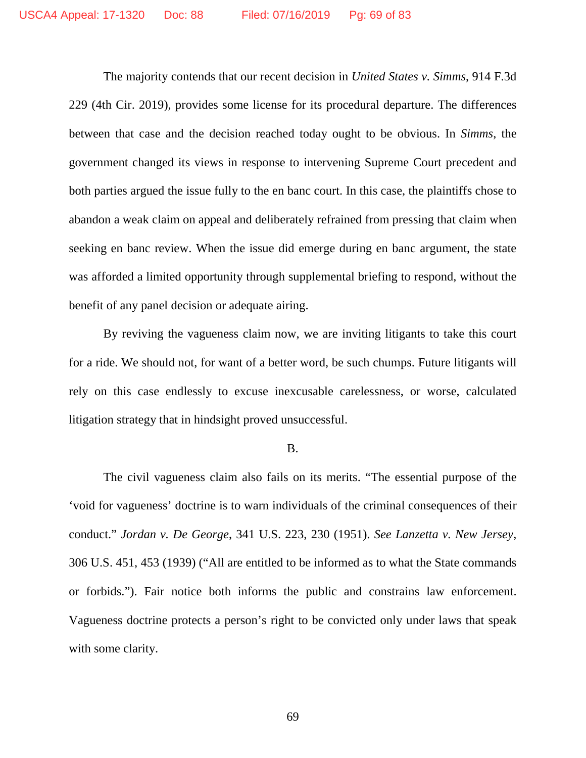The majority contends that our recent decision in *United States v. Simms*, 914 F.3d 229 (4th Cir. 2019), provides some license for its procedural departure. The differences between that case and the decision reached today ought to be obvious. In *Simms*, the government changed its views in response to intervening Supreme Court precedent and both parties argued the issue fully to the en banc court. In this case, the plaintiffs chose to abandon a weak claim on appeal and deliberately refrained from pressing that claim when seeking en banc review. When the issue did emerge during en banc argument, the state was afforded a limited opportunity through supplemental briefing to respond, without the benefit of any panel decision or adequate airing.

By reviving the vagueness claim now, we are inviting litigants to take this court for a ride. We should not, for want of a better word, be such chumps. Future litigants will rely on this case endlessly to excuse inexcusable carelessness, or worse, calculated litigation strategy that in hindsight proved unsuccessful.

B.

The civil vagueness claim also fails on its merits. "The essential purpose of the 'void for vagueness' doctrine is to warn individuals of the criminal consequences of their conduct." *Jordan v. De George*, 341 U.S. 223, 230 (1951). *See Lanzetta v. New Jersey*, 306 U.S. 451, 453 (1939) ("All are entitled to be informed as to what the State commands or forbids."). Fair notice both informs the public and constrains law enforcement. Vagueness doctrine protects a person's right to be convicted only under laws that speak with some clarity.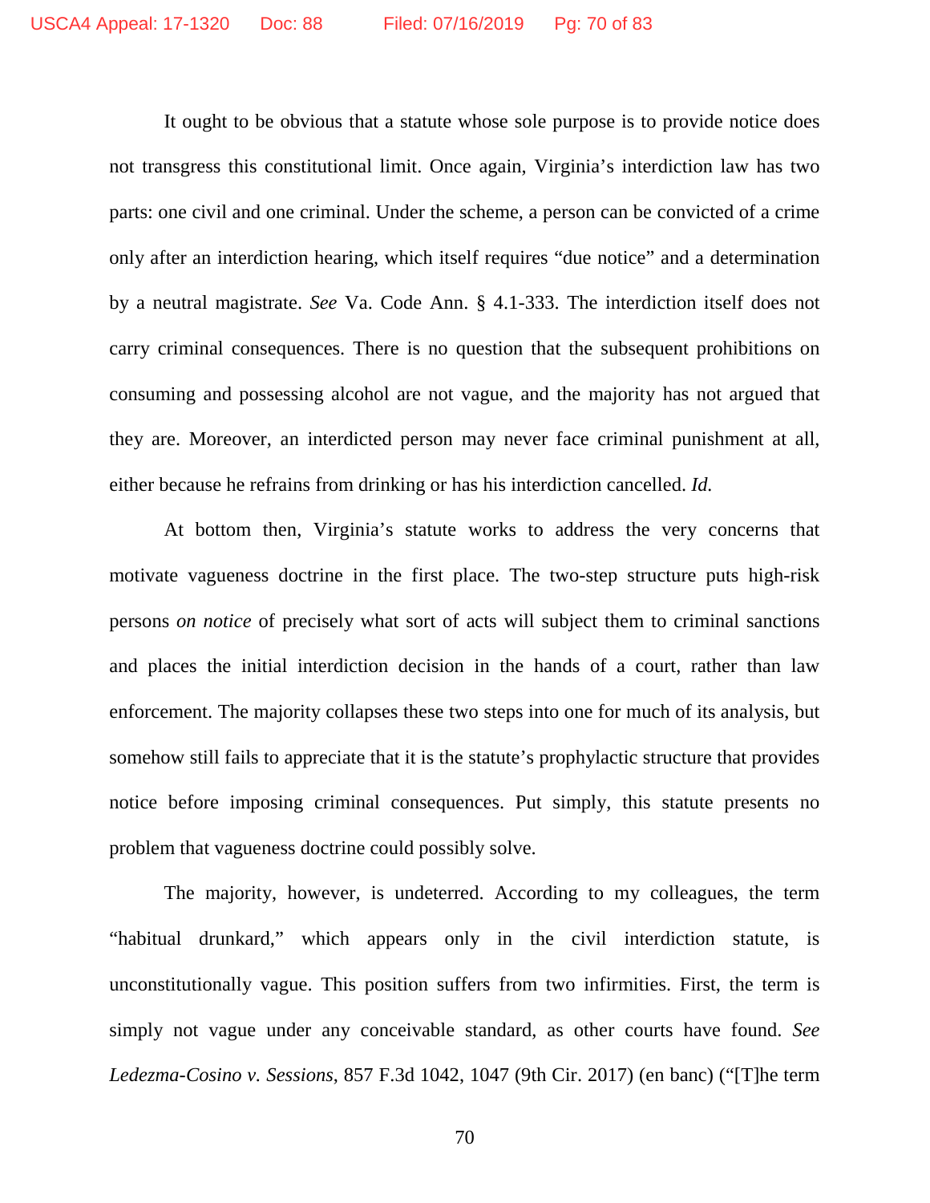It ought to be obvious that a statute whose sole purpose is to provide notice does not transgress this constitutional limit. Once again, Virginia's interdiction law has two parts: one civil and one criminal. Under the scheme, a person can be convicted of a crime only after an interdiction hearing, which itself requires "due notice" and a determination by a neutral magistrate. *See* Va. Code Ann. § 4.1-333. The interdiction itself does not carry criminal consequences. There is no question that the subsequent prohibitions on consuming and possessing alcohol are not vague, and the majority has not argued that they are. Moreover, an interdicted person may never face criminal punishment at all, either because he refrains from drinking or has his interdiction cancelled. *Id.*

At bottom then, Virginia's statute works to address the very concerns that motivate vagueness doctrine in the first place. The two-step structure puts high-risk persons *on notice* of precisely what sort of acts will subject them to criminal sanctions and places the initial interdiction decision in the hands of a court, rather than law enforcement. The majority collapses these two steps into one for much of its analysis, but somehow still fails to appreciate that it is the statute's prophylactic structure that provides notice before imposing criminal consequences. Put simply, this statute presents no problem that vagueness doctrine could possibly solve.

The majority, however, is undeterred. According to my colleagues, the term "habitual drunkard," which appears only in the civil interdiction statute, is unconstitutionally vague. This position suffers from two infirmities. First, the term is simply not vague under any conceivable standard, as other courts have found. *See* *Ledezma-Cosino v. Sessions*, 857 F.3d 1042, 1047 (9th Cir. 2017) (en banc) ("[T]he term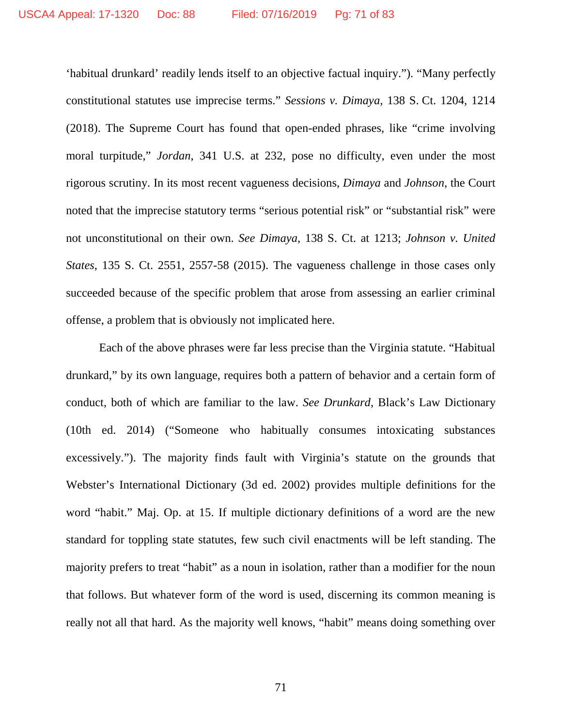'habitual drunkard' readily lends itself to an objective factual inquiry."). "Many perfectly constitutional statutes use imprecise terms." *Sessions v. Dimaya*, 138 S. Ct. 1204, 1214 (2018). The Supreme Court has found that open-ended phrases, like "crime involving moral turpitude," *Jordan*, 341 U.S. at 232, pose no difficulty, even under the most rigorous scrutiny. In its most recent vagueness decisions, *Dimaya* and *Johnson*, the Court noted that the imprecise statutory terms "serious potential risk" or "substantial risk" were not unconstitutional on their own. *See Dimaya*, 138 S. Ct. at 1213; *Johnson v. United States*, 135 S. Ct. 2551, 2557-58 (2015). The vagueness challenge in those cases only succeeded because of the specific problem that arose from assessing an earlier criminal offense, a problem that is obviously not implicated here.

Each of the above phrases were far less precise than the Virginia statute. "Habitual drunkard," by its own language, requires both a pattern of behavior and a certain form of conduct, both of which are familiar to the law. *See Drunkard*, Black's Law Dictionary (10th ed. 2014) ("Someone who habitually consumes intoxicating substances excessively."). The majority finds fault with Virginia's statute on the grounds that Webster's International Dictionary (3d ed. 2002) provides multiple definitions for the word "habit." Maj. Op. at 15. If multiple dictionary definitions of a word are the new standard for toppling state statutes, few such civil enactments will be left standing. The majority prefers to treat "habit" as a noun in isolation, rather than a modifier for the noun that follows. But whatever form of the word is used, discerning its common meaning is really not all that hard. As the majority well knows, "habit" means doing something over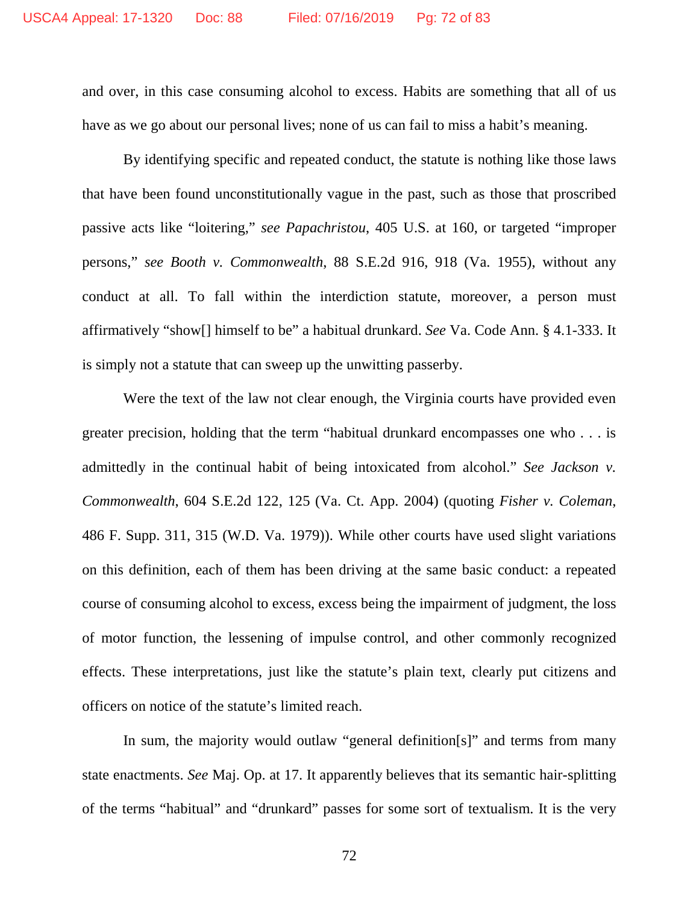and over, in this case consuming alcohol to excess. Habits are something that all of us have as we go about our personal lives; none of us can fail to miss a habit's meaning.

By identifying specific and repeated conduct, the statute is nothing like those laws that have been found unconstitutionally vague in the past, such as those that proscribed passive acts like "loitering," *see Papachristou*, 405 U.S. at 160, or targeted "improper persons," *see Booth v. Commonwealth*, 88 S.E.2d 916, 918 (Va. 1955), without any conduct at all. To fall within the interdiction statute, moreover, a person must affirmatively "show[] himself to be" a habitual drunkard. *See* Va. Code Ann. § 4.1-333. It is simply not a statute that can sweep up the unwitting passerby.

Were the text of the law not clear enough, the Virginia courts have provided even greater precision, holding that the term "habitual drunkard encompasses one who . . . is admittedly in the continual habit of being intoxicated from alcohol." *See Jackson v. Commonwealth*, 604 S.E.2d 122, 125 (Va. Ct. App. 2004) (quoting *Fisher v. Coleman*, 486 F. Supp. 311, 315 (W.D. Va. 1979)). While other courts have used slight variations on this definition, each of them has been driving at the same basic conduct: a repeated course of consuming alcohol to excess, excess being the impairment of judgment, the loss of motor function, the lessening of impulse control, and other commonly recognized effects. These interpretations, just like the statute's plain text, clearly put citizens and officers on notice of the statute's limited reach.

In sum, the majority would outlaw "general definition[s]" and terms from many state enactments. *See* Maj. Op. at 17. It apparently believes that its semantic hair-splitting of the terms "habitual" and "drunkard" passes for some sort of textualism. It is the very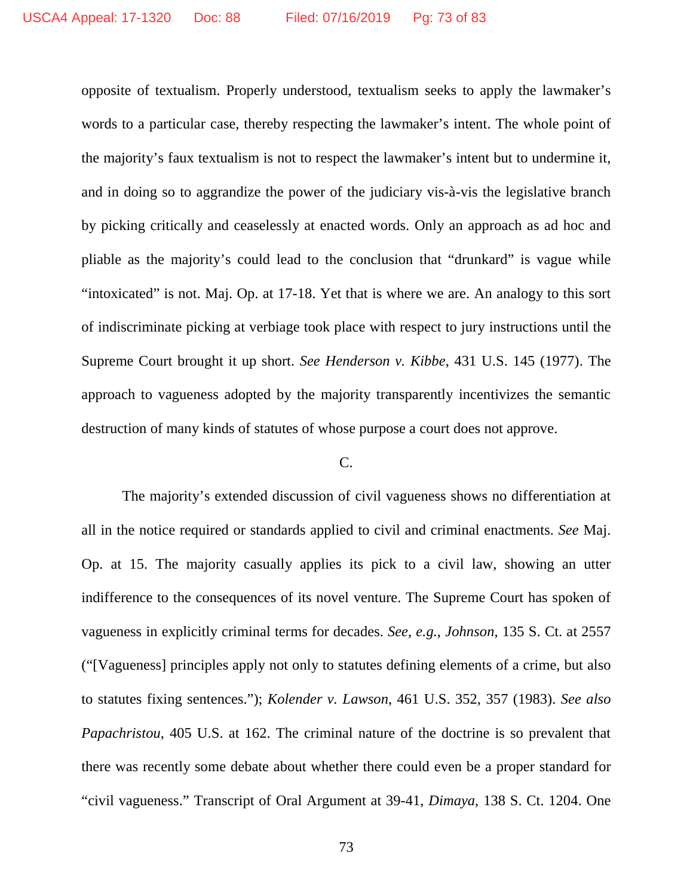opposite of textualism. Properly understood, textualism seeks to apply the lawmaker's words to a particular case, thereby respecting the lawmaker's intent. The whole point of the majority's faux textualism is not to respect the lawmaker's intent but to undermine it, and in doing so to aggrandize the power of the judiciary vis-à-vis the legislative branch by picking critically and ceaselessly at enacted words. Only an approach as ad hoc and pliable as the majority's could lead to the conclusion that "drunkard" is vague while "intoxicated" is not. Maj. Op. at 17-18. Yet that is where we are. An analogy to this sort of indiscriminate picking at verbiage took place with respect to jury instructions until the Supreme Court brought it up short. *See Henderson v. Kibbe*, 431 U.S. 145 (1977). The approach to vagueness adopted by the majority transparently incentivizes the semantic destruction of many kinds of statutes of whose purpose a court does not approve.

C.

The majority's extended discussion of civil vagueness shows no differentiation at all in the notice required or standards applied to civil and criminal enactments. *See* Maj. Op. at 15. The majority casually applies its pick to a civil law, showing an utter indifference to the consequences of its novel venture. The Supreme Court has spoken of vagueness in explicitly criminal terms for decades. *See, e.g.*, *Johnson*, 135 S. Ct. at 2557 ("[Vagueness] principles apply not only to statutes defining elements of a crime, but also to statutes fixing sentences."); *Kolender v. Lawson*, 461 U.S. 352, 357 (1983). *See also Papachristou*, 405 U.S. at 162. The criminal nature of the doctrine is so prevalent that there was recently some debate about whether there could even be a proper standard for "civil vagueness." Transcript of Oral Argument at 39-41, *Dimaya*, 138 S. Ct. 1204. One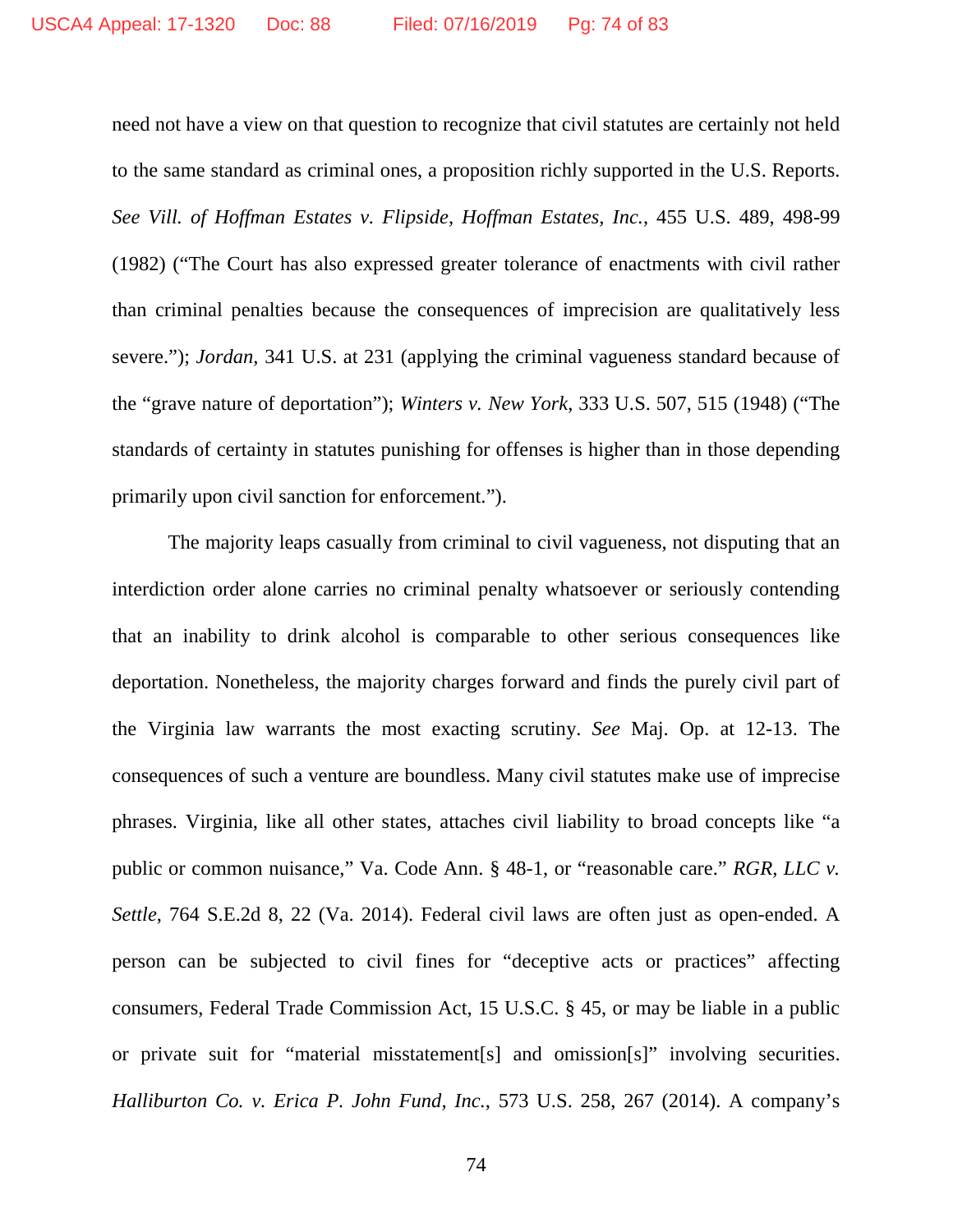need not have a view on that question to recognize that civil statutes are certainly not held to the same standard as criminal ones, a proposition richly supported in the U.S. Reports. *See Vill. of Hoffman Estates v. Flipside, Hoffman Estates, Inc.*, 455 U.S. 489, 498-99 (1982) ("The Court has also expressed greater tolerance of enactments with civil rather than criminal penalties because the consequences of imprecision are qualitatively less severe."); *Jordan*, 341 U.S. at 231 (applying the criminal vagueness standard because of the "grave nature of deportation"); *Winters v. New York*, 333 U.S. 507, 515 (1948) ("The standards of certainty in statutes punishing for offenses is higher than in those depending primarily upon civil sanction for enforcement.").

The majority leaps casually from criminal to civil vagueness, not disputing that an interdiction order alone carries no criminal penalty whatsoever or seriously contending that an inability to drink alcohol is comparable to other serious consequences like deportation. Nonetheless, the majority charges forward and finds the purely civil part of the Virginia law warrants the most exacting scrutiny. *See* Maj. Op. at 12-13. The consequences of such a venture are boundless. Many civil statutes make use of imprecise phrases. Virginia, like all other states, attaches civil liability to broad concepts like "a public or common nuisance," Va. Code Ann. § 48-1, or "reasonable care." *RGR, LLC v. Settle*, 764 S.E.2d 8, 22 (Va. 2014). Federal civil laws are often just as open-ended. A person can be subjected to civil fines for "deceptive acts or practices" affecting consumers, Federal Trade Commission Act, 15 U.S.C. § 45, or may be liable in a public or private suit for "material misstatement[s] and omission[s]" involving securities. *Halliburton Co. v. Erica P. John Fund, Inc.*, 573 U.S. 258, 267 (2014). A company's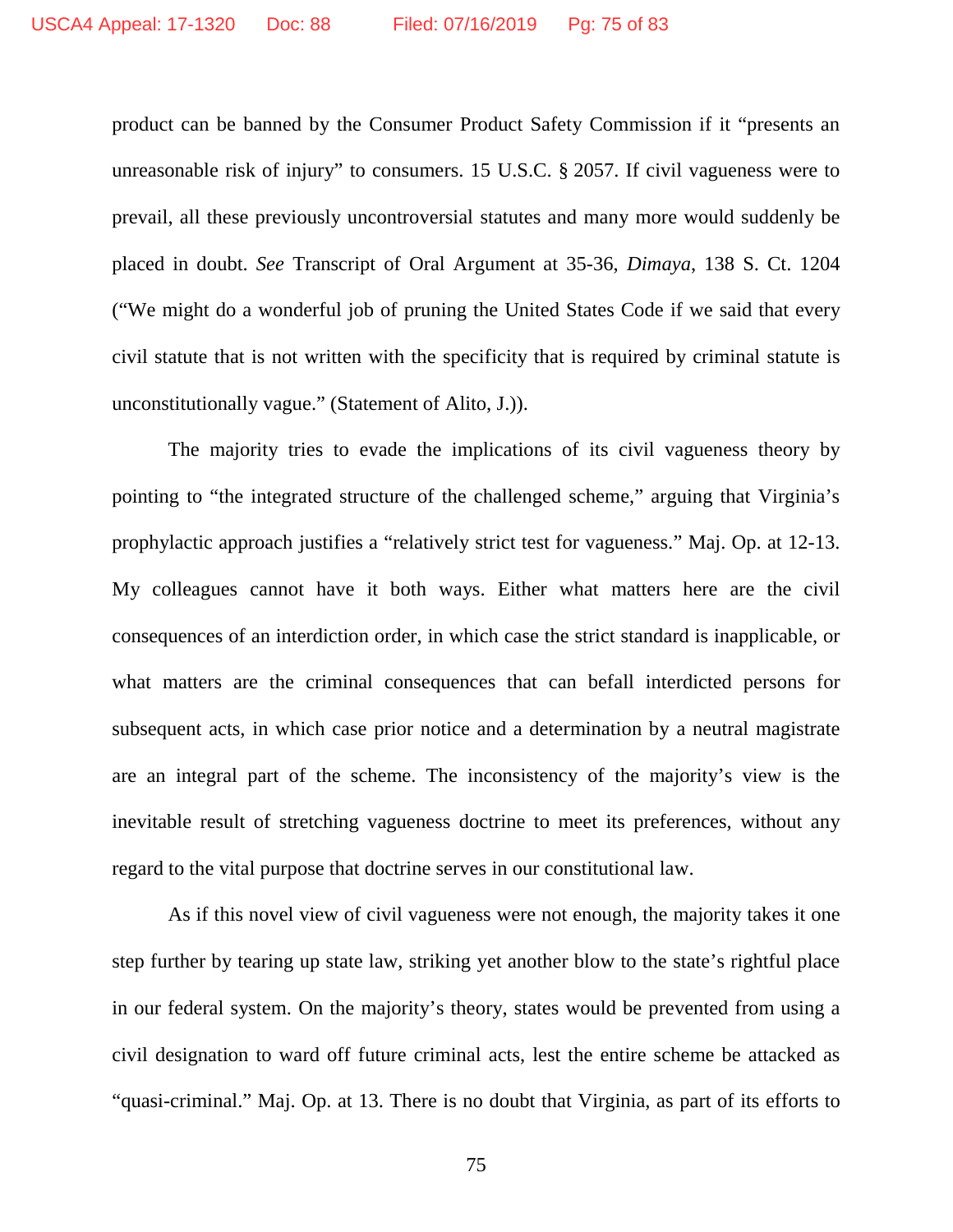product can be banned by the Consumer Product Safety Commission if it "presents an unreasonable risk of injury" to consumers. 15 U.S.C. § 2057. If civil vagueness were to prevail, all these previously uncontroversial statutes and many more would suddenly be placed in doubt. *See* Transcript of Oral Argument at 35-36, *Dimaya*, 138 S. Ct. 1204 ("We might do a wonderful job of pruning the United States Code if we said that every civil statute that is not written with the specificity that is required by criminal statute is unconstitutionally vague." (Statement of Alito, J.)).

The majority tries to evade the implications of its civil vagueness theory by pointing to "the integrated structure of the challenged scheme," arguing that Virginia's prophylactic approach justifies a "relatively strict test for vagueness." Maj. Op. at 12-13. My colleagues cannot have it both ways. Either what matters here are the civil consequences of an interdiction order, in which case the strict standard is inapplicable, or what matters are the criminal consequences that can befall interdicted persons for subsequent acts, in which case prior notice and a determination by a neutral magistrate are an integral part of the scheme. The inconsistency of the majority's view is the inevitable result of stretching vagueness doctrine to meet its preferences, without any regard to the vital purpose that doctrine serves in our constitutional law.

As if this novel view of civil vagueness were not enough, the majority takes it one step further by tearing up state law, striking yet another blow to the state's rightful place in our federal system. On the majority's theory, states would be prevented from using a civil designation to ward off future criminal acts, lest the entire scheme be attacked as "quasi-criminal." Maj. Op. at 13. There is no doubt that Virginia, as part of its efforts to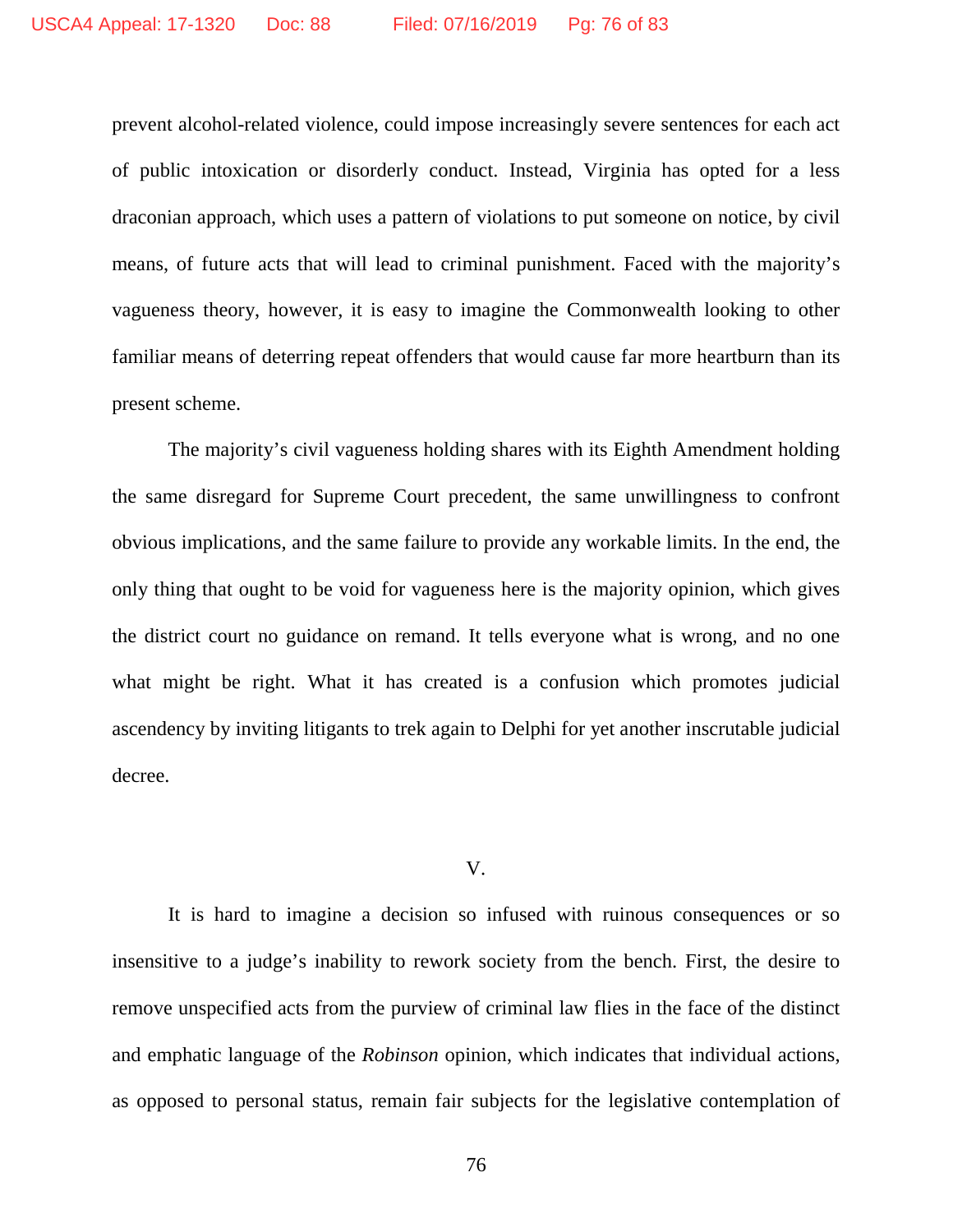prevent alcohol-related violence, could impose increasingly severe sentences for each act of public intoxication or disorderly conduct. Instead, Virginia has opted for a less draconian approach, which uses a pattern of violations to put someone on notice, by civil means, of future acts that will lead to criminal punishment. Faced with the majority's vagueness theory, however, it is easy to imagine the Commonwealth looking to other familiar means of deterring repeat offenders that would cause far more heartburn than its present scheme.

The majority's civil vagueness holding shares with its Eighth Amendment holding the same disregard for Supreme Court precedent, the same unwillingness to confront obvious implications, and the same failure to provide any workable limits. In the end, the only thing that ought to be void for vagueness here is the majority opinion, which gives the district court no guidance on remand. It tells everyone what is wrong, and no one what might be right. What it has created is a confusion which promotes judicial ascendency by inviting litigants to trek again to Delphi for yet another inscrutable judicial decree.

## V.

It is hard to imagine a decision so infused with ruinous consequences or so insensitive to a judge's inability to rework society from the bench. First, the desire to remove unspecified acts from the purview of criminal law flies in the face of the distinct and emphatic language of the *Robinson* opinion, which indicates that individual actions, as opposed to personal status, remain fair subjects for the legislative contemplation of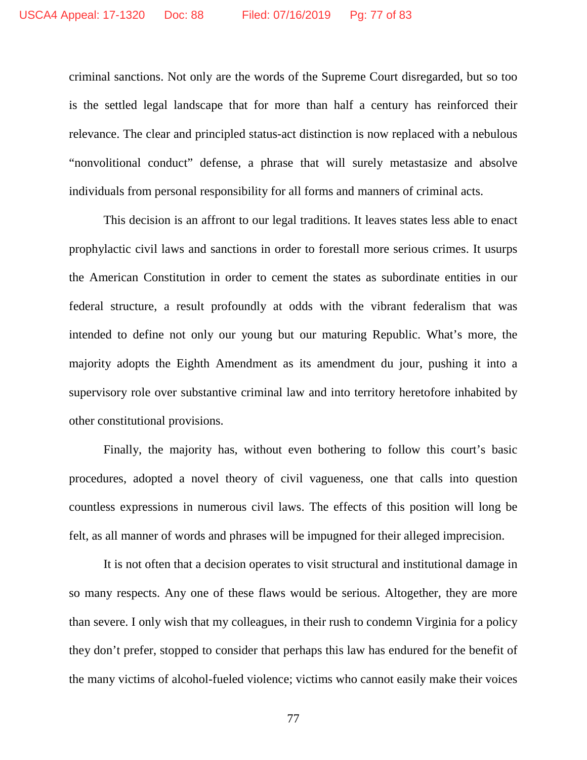criminal sanctions. Not only are the words of the Supreme Court disregarded, but so too is the settled legal landscape that for more than half a century has reinforced their relevance. The clear and principled status-act distinction is now replaced with a nebulous "nonvolitional conduct" defense, a phrase that will surely metastasize and absolve individuals from personal responsibility for all forms and manners of criminal acts.

This decision is an affront to our legal traditions. It leaves states less able to enact prophylactic civil laws and sanctions in order to forestall more serious crimes. It usurps the American Constitution in order to cement the states as subordinate entities in our federal structure, a result profoundly at odds with the vibrant federalism that was intended to define not only our young but our maturing Republic. What's more, the majority adopts the Eighth Amendment as its amendment du jour, pushing it into a supervisory role over substantive criminal law and into territory heretofore inhabited by other constitutional provisions.

Finally, the majority has, without even bothering to follow this court's basic procedures, adopted a novel theory of civil vagueness, one that calls into question countless expressions in numerous civil laws. The effects of this position will long be felt, as all manner of words and phrases will be impugned for their alleged imprecision.

It is not often that a decision operates to visit structural and institutional damage in so many respects. Any one of these flaws would be serious. Altogether, they are more than severe. I only wish that my colleagues, in their rush to condemn Virginia for a policy they don't prefer, stopped to consider that perhaps this law has endured for the benefit of the many victims of alcohol-fueled violence; victims who cannot easily make their voices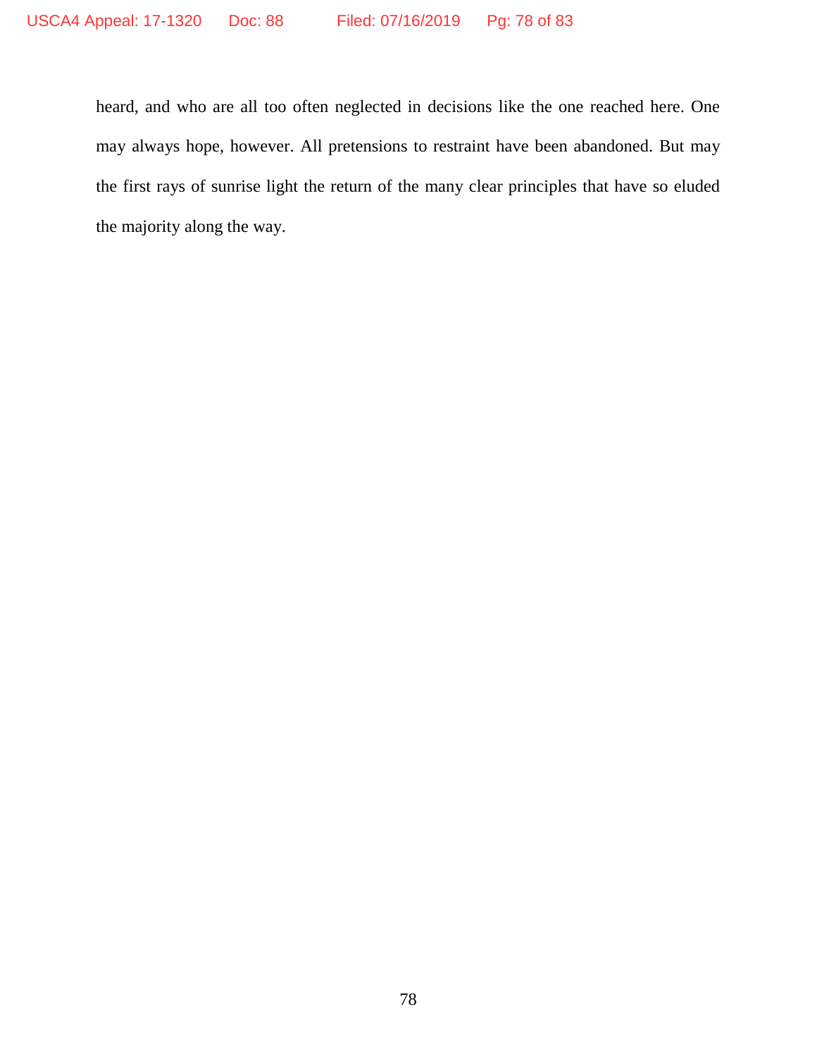heard, and who are all too often neglected in decisions like the one reached here. One may always hope, however. All pretensions to restraint have been abandoned. But may the first rays of sunrise light the return of the many clear principles that have so eluded the majority along the way.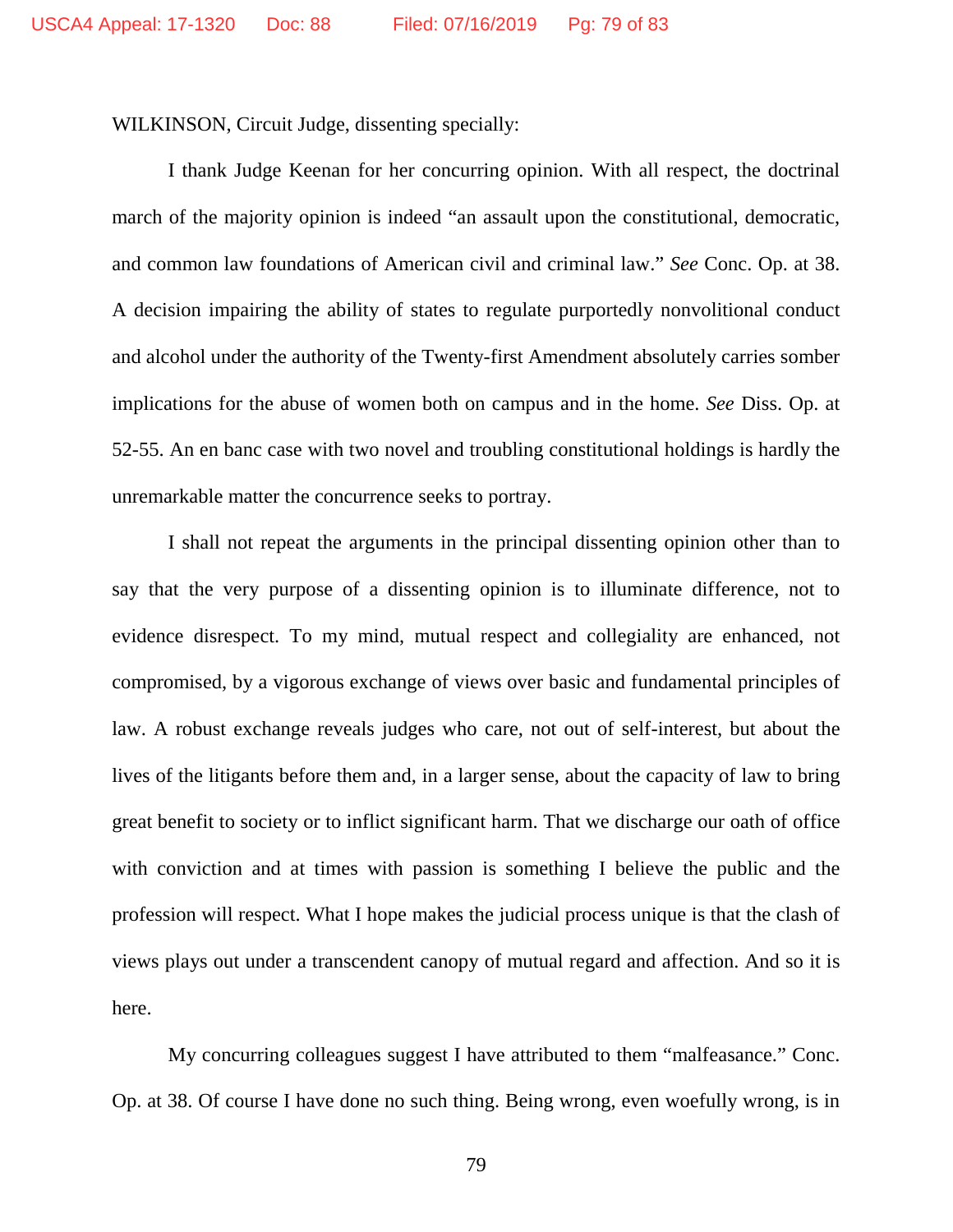WILKINSON, Circuit Judge, dissenting specially:

I thank Judge Keenan for her concurring opinion. With all respect, the doctrinal march of the majority opinion is indeed "an assault upon the constitutional, democratic, and common law foundations of American civil and criminal law." *See* Conc. Op. at 38. A decision impairing the ability of states to regulate purportedly nonvolitional conduct and alcohol under the authority of the Twenty-first Amendment absolutely carries somber implications for the abuse of women both on campus and in the home. *See* Diss. Op. at 52-55. An en banc case with two novel and troubling constitutional holdings is hardly the unremarkable matter the concurrence seeks to portray.

I shall not repeat the arguments in the principal dissenting opinion other than to say that the very purpose of a dissenting opinion is to illuminate difference, not to evidence disrespect. To my mind, mutual respect and collegiality are enhanced, not compromised, by a vigorous exchange of views over basic and fundamental principles of law. A robust exchange reveals judges who care, not out of self-interest, but about the lives of the litigants before them and, in a larger sense, about the capacity of law to bring great benefit to society or to inflict significant harm. That we discharge our oath of office with conviction and at times with passion is something I believe the public and the profession will respect. What I hope makes the judicial process unique is that the clash of views plays out under a transcendent canopy of mutual regard and affection. And so it is here.

My concurring colleagues suggest I have attributed to them "malfeasance." Conc. Op. at 38. Of course I have done no such thing. Being wrong, even woefully wrong, is in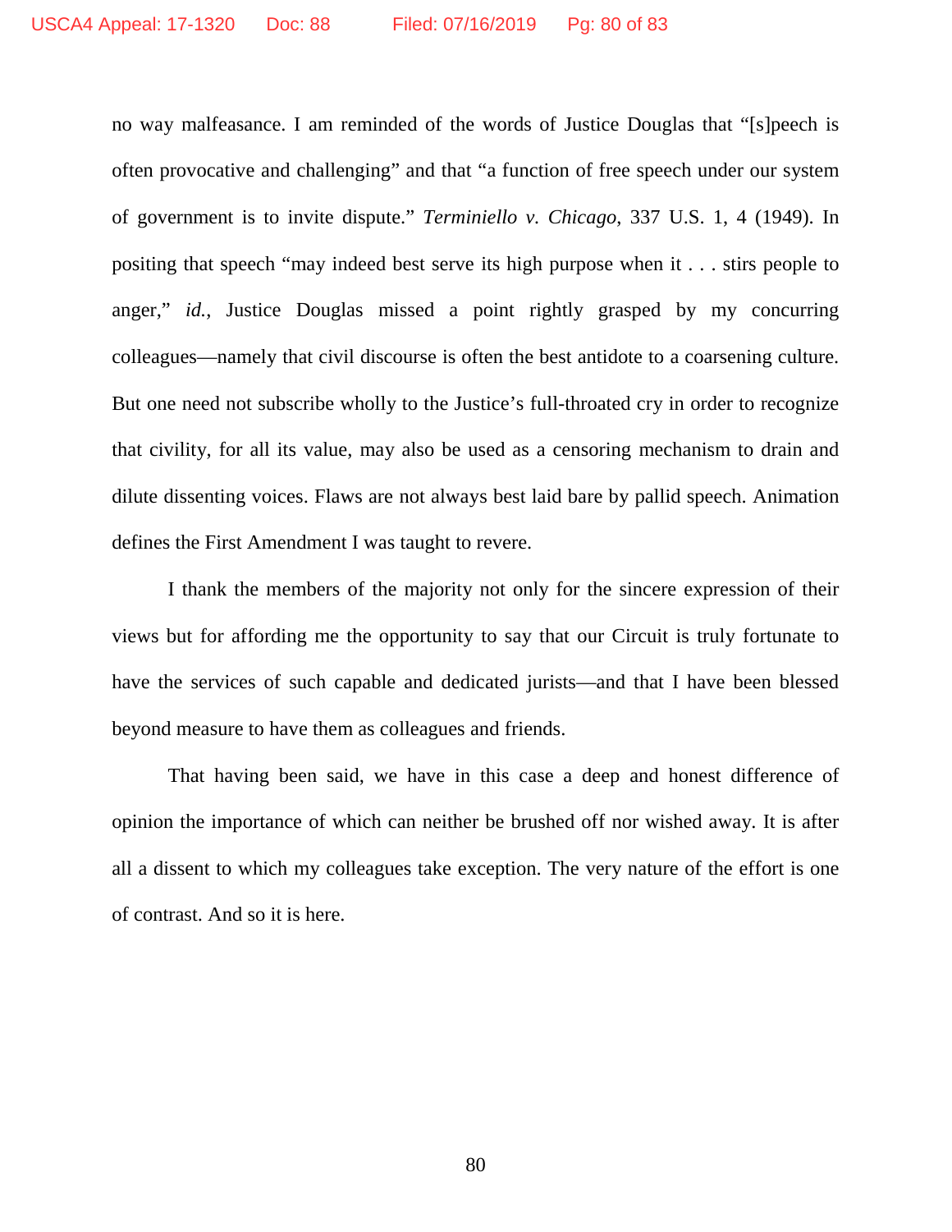no way malfeasance. I am reminded of the words of Justice Douglas that "[s]peech is often provocative and challenging" and that "a function of free speech under our system of government is to invite dispute." *Terminiello v. Chicago*, 337 U.S. 1, 4 (1949). In positing that speech "may indeed best serve its high purpose when it . . . stirs people to anger," *id.*, Justice Douglas missed a point rightly grasped by my concurring colleagues—namely that civil discourse is often the best antidote to a coarsening culture. But one need not subscribe wholly to the Justice's full-throated cry in order to recognize that civility, for all its value, may also be used as a censoring mechanism to drain and dilute dissenting voices. Flaws are not always best laid bare by pallid speech. Animation defines the First Amendment I was taught to revere.

I thank the members of the majority not only for the sincere expression of their views but for affording me the opportunity to say that our Circuit is truly fortunate to have the services of such capable and dedicated jurists—and that I have been blessed beyond measure to have them as colleagues and friends.

That having been said, we have in this case a deep and honest difference of opinion the importance of which can neither be brushed off nor wished away. It is after all a dissent to which my colleagues take exception. The very nature of the effort is one of contrast. And so it is here.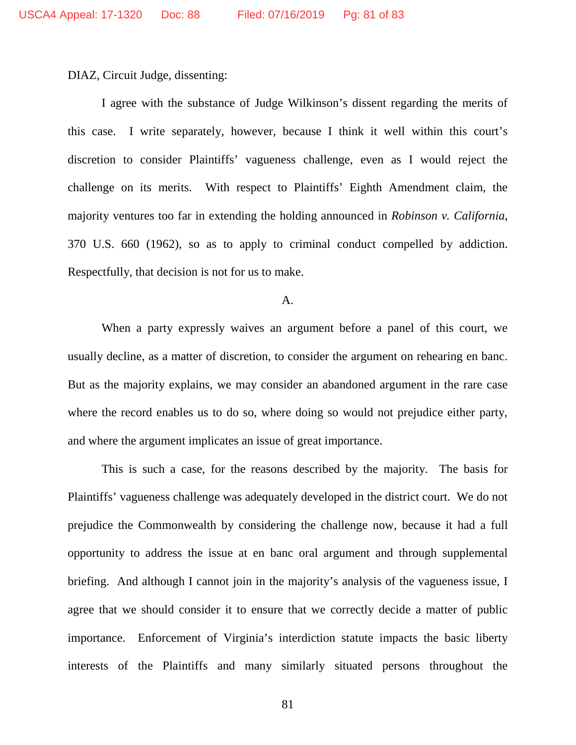DIAZ, Circuit Judge, dissenting:

I agree with the substance of Judge Wilkinson's dissent regarding the merits of this case. I write separately, however, because I think it well within this court's discretion to consider Plaintiffs' vagueness challenge, even as I would reject the challenge on its merits. With respect to Plaintiffs' Eighth Amendment claim, the majority ventures too far in extending the holding announced in *Robinson v. California*, 370 U.S. 660 (1962), so as to apply to criminal conduct compelled by addiction. Respectfully, that decision is not for us to make.

A.

When a party expressly waives an argument before a panel of this court, we usually decline, as a matter of discretion, to consider the argument on rehearing en banc. But as the majority explains, we may consider an abandoned argument in the rare case where the record enables us to do so, where doing so would not prejudice either party, and where the argument implicates an issue of great importance.

This is such a case, for the reasons described by the majority. The basis for Plaintiffs' vagueness challenge was adequately developed in the district court. We do not prejudice the Commonwealth by considering the challenge now, because it had a full opportunity to address the issue at en banc oral argument and through supplemental briefing. And although I cannot join in the majority's analysis of the vagueness issue, I agree that we should consider it to ensure that we correctly decide a matter of public importance. Enforcement of Virginia's interdiction statute impacts the basic liberty interests of the Plaintiffs and many similarly situated persons throughout the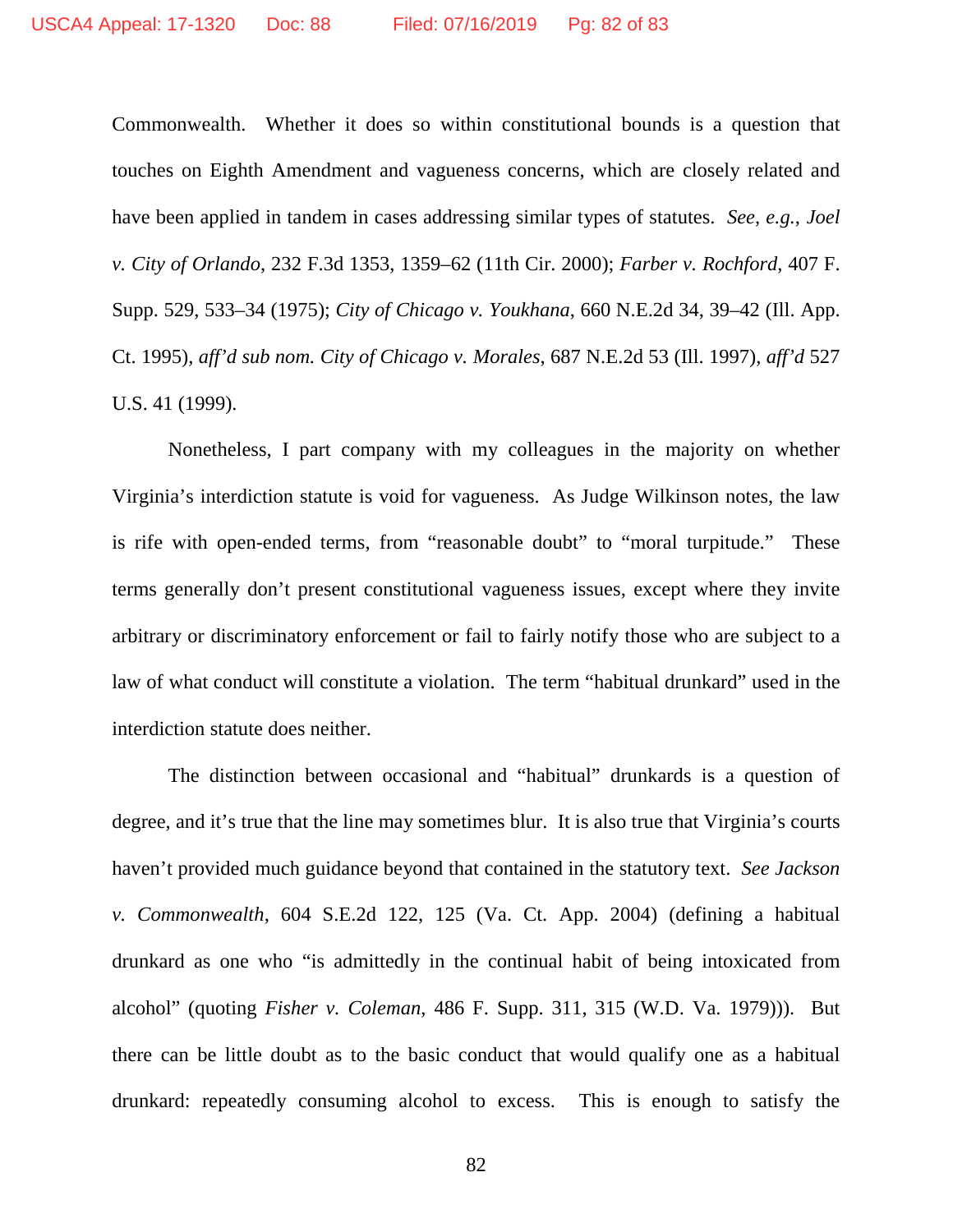Commonwealth. Whether it does so within constitutional bounds is a question that touches on Eighth Amendment and vagueness concerns, which are closely related and have been applied in tandem in cases addressing similar types of statutes. *See, e.g.*, *Joel v. City of Orlando*, 232 F.3d 1353, 1359–62 (11th Cir. 2000); *Farber v. Rochford*, 407 F. Supp. 529, 533–34 (1975); *City of Chicago v. Youkhana*, 660 N.E.2d 34, 39–42 (Ill. App. Ct. 1995), *aff'd sub nom. City of Chicago v. Morales*, 687 N.E.2d 53 (Ill. 1997), *aff'd* 527 U.S. 41 (1999).

Nonetheless, I part company with my colleagues in the majority on whether Virginia's interdiction statute is void for vagueness. As Judge Wilkinson notes, the law is rife with open-ended terms, from "reasonable doubt" to "moral turpitude." These terms generally don't present constitutional vagueness issues, except where they invite arbitrary or discriminatory enforcement or fail to fairly notify those who are subject to a law of what conduct will constitute a violation. The term "habitual drunkard" used in the interdiction statute does neither.

The distinction between occasional and "habitual" drunkards is a question of degree, and it's true that the line may sometimes blur. It is also true that Virginia's courts haven't provided much guidance beyond that contained in the statutory text. *See Jackson v. Commonwealth*, 604 S.E.2d 122, 125 (Va. Ct. App. 2004) (defining a habitual drunkard as one who "is admittedly in the continual habit of being intoxicated from alcohol" (quoting *Fisher v. Coleman*, 486 F. Supp. 311, 315 (W.D. Va. 1979))). But there can be little doubt as to the basic conduct that would qualify one as a habitual drunkard: repeatedly consuming alcohol to excess. This is enough to satisfy the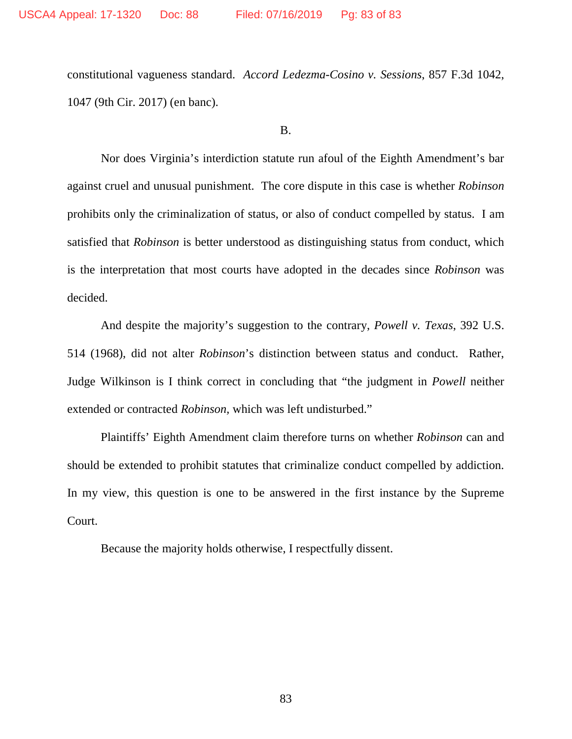constitutional vagueness standard. *Accord Ledezma-Cosino v. Sessions*, 857 F.3d 1042, 1047 (9th Cir. 2017) (en banc).

B.

Nor does Virginia's interdiction statute run afoul of the Eighth Amendment's bar against cruel and unusual punishment. The core dispute in this case is whether *Robinson* prohibits only the criminalization of status, or also of conduct compelled by status. I am satisfied that *Robinson* is better understood as distinguishing status from conduct, which is the interpretation that most courts have adopted in the decades since *Robinson* was decided.

And despite the majority's suggestion to the contrary, *Powell v. Texas*, 392 U.S. 514 (1968), did not alter *Robinson*'s distinction between status and conduct. Rather, Judge Wilkinson is I think correct in concluding that "the judgment in *Powell* neither extended or contracted *Robinson*, which was left undisturbed."

Plaintiffs' Eighth Amendment claim therefore turns on whether *Robinson* can and should be extended to prohibit statutes that criminalize conduct compelled by addiction. In my view, this question is one to be answered in the first instance by the Supreme Court.

Because the majority holds otherwise, I respectfully dissent.